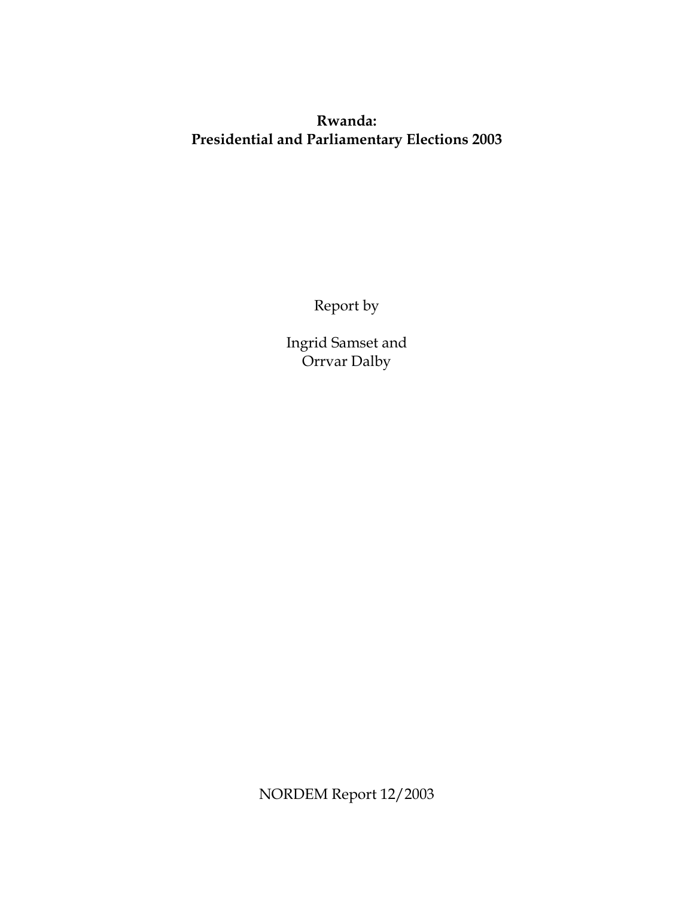# Rwanda:
# Presidential and Parliamentary Elections 2003

Report by

Ingrid Samset and
Orrvar Dalby

NORDEM Report 12/2003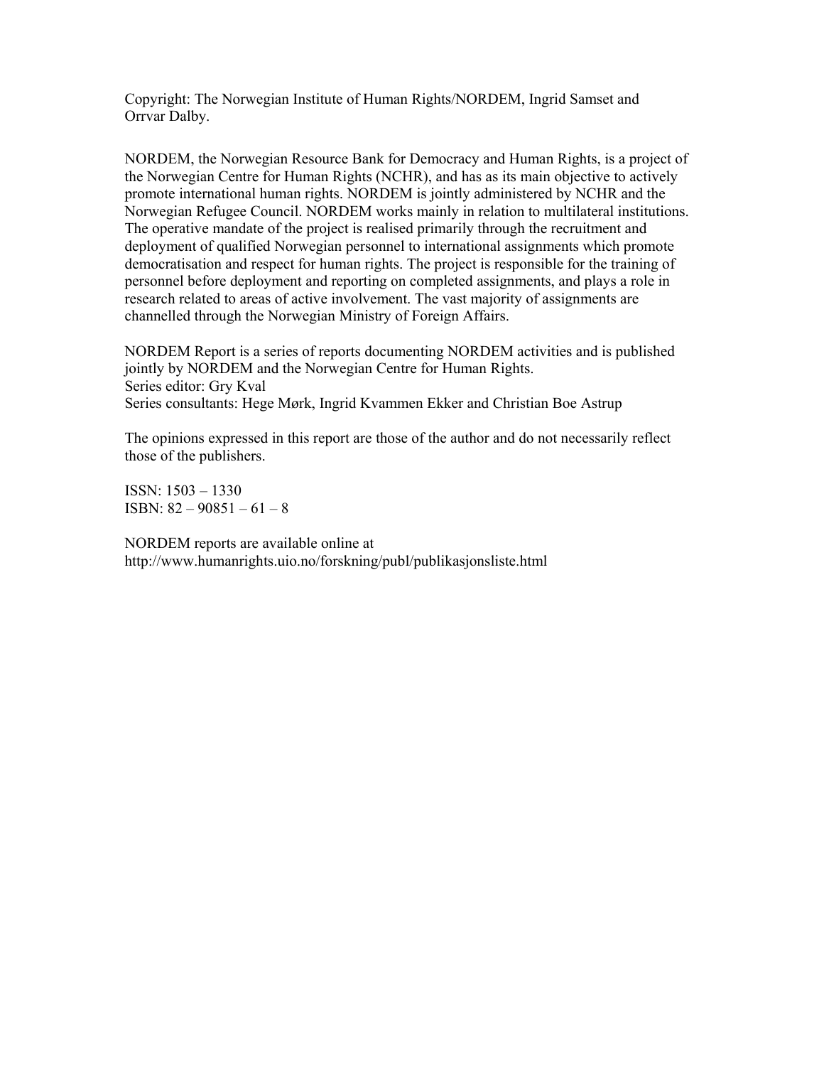Copyright: The Norwegian Institute of Human Rights/NORDEM, Ingrid Samset and Orrvar Dalby.

NORDEM, the Norwegian Resource Bank for Democracy and Human Rights, is a project of the Norwegian Centre for Human Rights (NCHR), and has as its main objective to actively promote international human rights. NORDEM is jointly administered by NCHR and the Norwegian Refugee Council. NORDEM works mainly in relation to multilateral institutions. The operative mandate of the project is realised primarily through the recruitment and deployment of qualified Norwegian personnel to international assignments which promote democratisation and respect for human rights. The project is responsible for the training of personnel before deployment and reporting on completed assignments, and plays a role in research related to areas of active involvement. The vast majority of assignments are channelled through the Norwegian Ministry of Foreign Affairs.

NORDEM Report is a series of reports documenting NORDEM activities and is published jointly by NORDEM and the Norwegian Centre for Human Rights.
Series editor: Gry Kval
Series consultants: Hege Mørk, Ingrid Kvammen Ekker and Christian Boe Astrup

The opinions expressed in this report are those of the author and do not necessarily reflect those of the publishers.

ISSN: 1503 – 1330
ISBN: 82 – 90851 – 61 – 8

NORDEM reports are available online at
http://www.humanrights.uio.no/forskning/publ/publikasjonsliste.html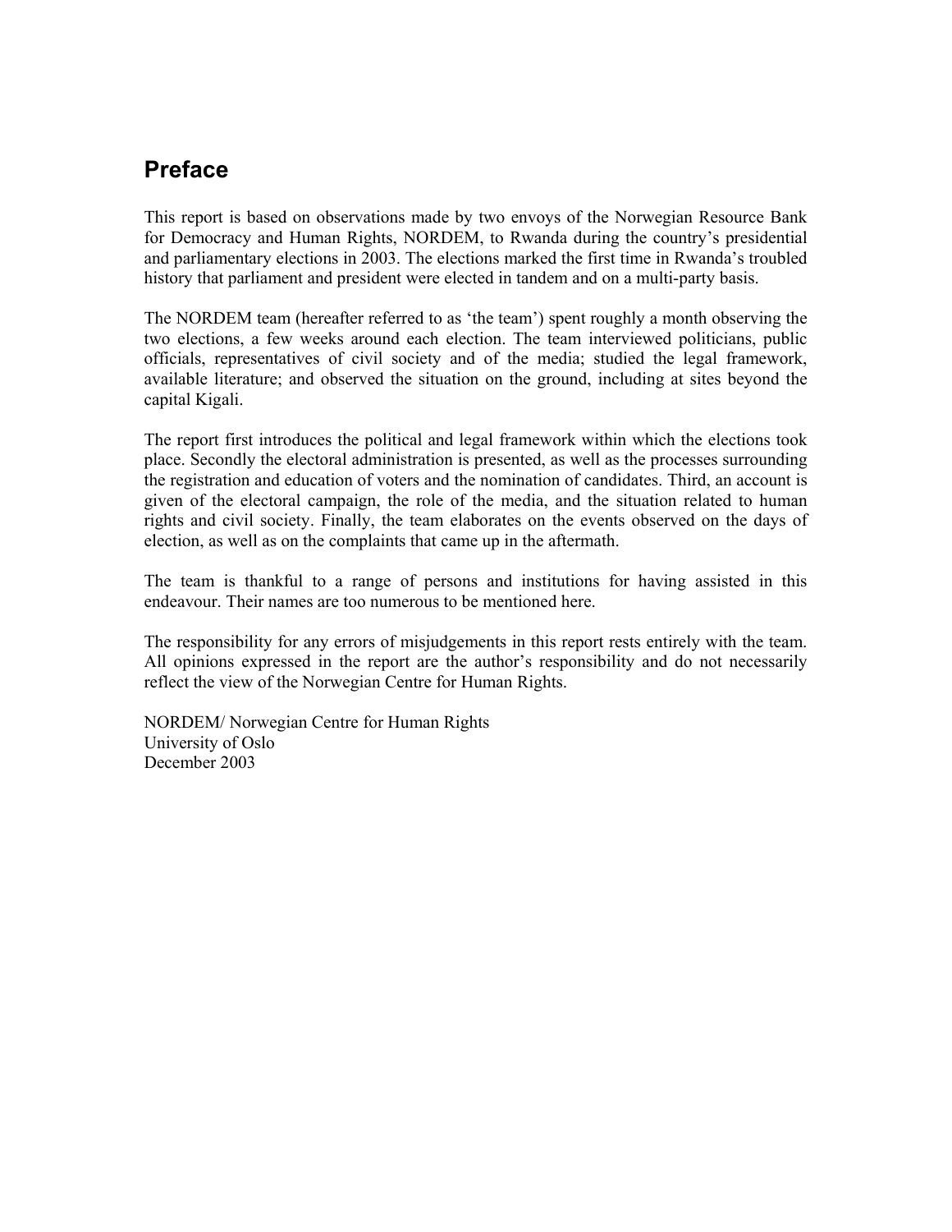## Preface

This report is based on observations made by two envoys of the Norwegian Resource Bank for Democracy and Human Rights, NORDEM, to Rwanda during the country's presidential and parliamentary elections in 2003. The elections marked the first time in Rwanda's troubled history that parliament and president were elected in tandem and on a multi-party basis.

The NORDEM team (hereafter referred to as 'the team') spent roughly a month observing the two elections, a few weeks around each election. The team interviewed politicians, public officials, representatives of civil society and of the media; studied the legal framework, available literature; and observed the situation on the ground, including at sites beyond the capital Kigali.

The report first introduces the political and legal framework within which the elections took place. Secondly the electoral administration is presented, as well as the processes surrounding the registration and education of voters and the nomination of candidates. Third, an account is given of the electoral campaign, the role of the media, and the situation related to human rights and civil society. Finally, the team elaborates on the events observed on the days of election, as well as on the complaints that came up in the aftermath.

The team is thankful to a range of persons and institutions for having assisted in this endeavour. Their names are too numerous to be mentioned here.

The responsibility for any errors of misjudgements in this report rests entirely with the team. All opinions expressed in the report are the author's responsibility and do not necessarily reflect the view of the Norwegian Centre for Human Rights.

NORDEM/ Norwegian Centre for Human Rights
University of Oslo
December 2003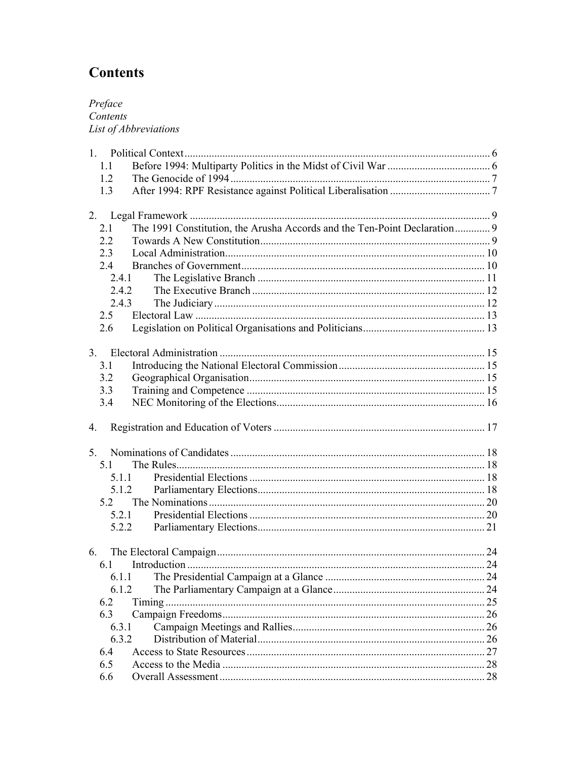# Contents

*Preface*
*Contents*
*List of Abbreviations*

1. Political Context ... 6
   - 1.1 Before 1994: Multiparty Politics in the Midst of Civil War ... 6
   - 1.2 The Genocide of 1994 ... 7
   - 1.3 After 1994: RPF Resistance against Political Liberalisation ... 7

2. Legal Framework ... 9
   - 2.1 The 1991 Constitution, the Arusha Accords and the Ten-Point Declaration ... 9
   - 2.2 Towards A New Constitution ... 9
   - 2.3 Local Administration ... 10
   - 2.4 Branches of Government ... 10
     - 2.4.1 The Legislative Branch ... 11
     - 2.4.2 The Executive Branch ... 12
     - 2.4.3 The Judiciary ... 12
   - 2.5 Electoral Law ... 13
   - 2.6 Legislation on Political Organisations and Politicians ... 13

3. Electoral Administration ... 15
   - 3.1 Introducing the National Electoral Commission ... 15
   - 3.2 Geographical Organisation ... 15
   - 3.3 Training and Competence ... 15
   - 3.4 NEC Monitoring of the Elections ... 16

4. Registration and Education of Voters ... 17

5. Nominations of Candidates ... 18
   - 5.1 The Rules ... 18
     - 5.1.1 Presidential Elections ... 18
     - 5.1.2 Parliamentary Elections ... 18
   - 5.2 The Nominations ... 20
     - 5.2.1 Presidential Elections ... 20
     - 5.2.2 Parliamentary Elections ... 21

6. The Electoral Campaign ... 24
   - 6.1 Introduction ... 24
     - 6.1.1 The Presidential Campaign at a Glance ... 24
     - 6.1.2 The Parliamentary Campaign at a Glance ... 24
   - 6.2 Timing ... 25
   - 6.3 Campaign Freedoms ... 26
     - 6.3.1 Campaign Meetings and Rallies ... 26
     - 6.3.2 Distribution of Material ... 26
   - 6.4 Access to State Resources ... 27
   - 6.5 Access to the Media ... 28
   - 6.6 Overall Assessment ... 28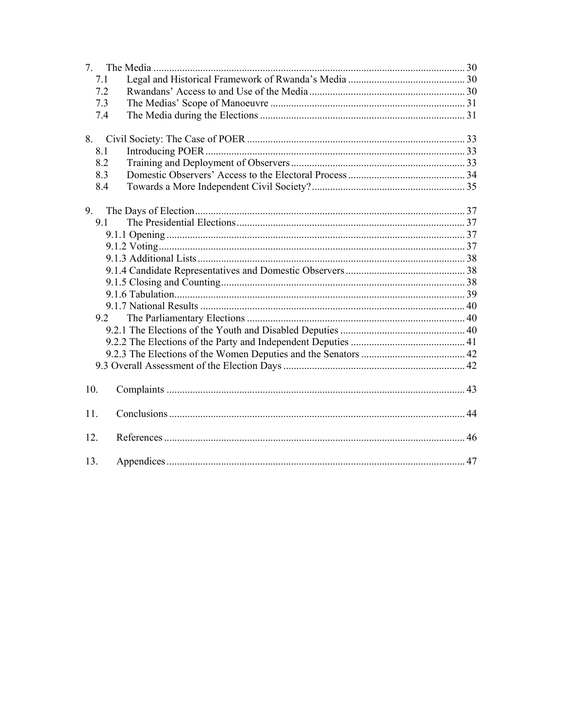7. The Media ........................................................................................................ 30
   7.1 Legal and Historical Framework of Rwanda's Media ............................................. 30
   7.2 Rwandans' Access to and Use of the Media ............................................................ 30
   7.3 The Medias' Scope of Manoeuvre ........................................................................... 31
   7.4 The Media during the Elections .............................................................................. 31

8. Civil Society: The Case of POER .................................................................... 33
   8.1 Introducing POER .................................................................................................... 33
   8.2 Training and Deployment of Observers ................................................................... 33
   8.3 Domestic Observers' Access to the Electoral Process ............................................. 34
   8.4 Towards a More Independent Civil Society? ........................................................... 35

9. The Days of Election ........................................................................................ 37
   9.1 The Presidential Elections ........................................................................................ 37
      9.1.1 Opening ................................................................................................................ 37
      9.1.2 Voting ................................................................................................................... 37
      9.1.3 Additional Lists .................................................................................................... 38
      9.1.4 Candidate Representatives and Domestic Observers ........................................... 38
      9.1.5 Closing and Counting ........................................................................................... 38
      9.1.6 Tabulation ............................................................................................................. 39
      9.1.7 National Results ................................................................................................... 40
   9.2 The Parliamentary Elections .................................................................................... 40
      9.2.1 The Elections of the Youth and Disabled Deputies ............................................. 40
      9.2.2 The Elections of the Party and Independent Deputies .......................................... 41
      9.2.3 The Elections of the Women Deputies and the Senators ...................................... 42
   9.3 Overall Assessment of the Election Days ................................................................. 42

10. Complaints ..................................................................................................... 43

11. Conclusions .................................................................................................... 44

12. References ...................................................................................................... 46

13. Appendices .................................................................................................... 47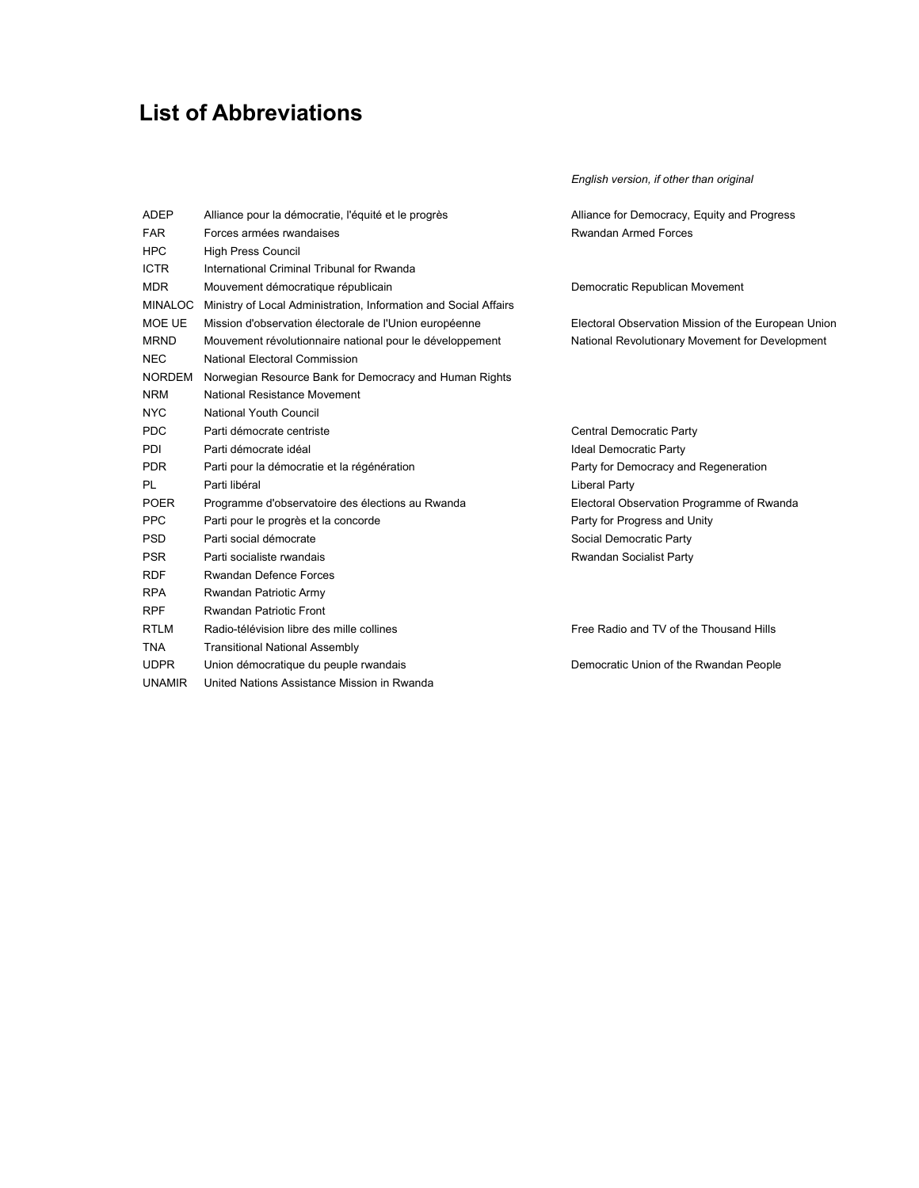# List of Abbreviations

| | | *English version, if other than original* |
|---|---|---|
| ADEP | Alliance pour la démocratie, l'équité et le progrès | Alliance for Democracy, Equity and Progress |
| FAR | Forces armées rwandaises | Rwandan Armed Forces |
| HPC | High Press Council | |
| ICTR | International Criminal Tribunal for Rwanda | |
| MDR | Mouvement démocratique républicain | Democratic Republican Movement |
| MINALOC | Ministry of Local Administration, Information and Social Affairs | |
| MOE UE | Mission d'observation électorale de l'Union européenne | Electoral Observation Mission of the European Union |
| MRND | Mouvement révolutionnaire national pour le développement | National Revolutionary Movement for Development |
| NEC | National Electoral Commission | |
| NORDEM | Norwegian Resource Bank for Democracy and Human Rights | |
| NRM | National Resistance Movement | |
| NYC | National Youth Council | |
| PDC | Parti démocrate centriste | Central Democratic Party |
| PDI | Parti démocrate idéal | Ideal Democratic Party |
| PDR | Parti pour la démocratie et la régénération | Party for Democracy and Regeneration |
| PL | Parti libéral | Liberal Party |
| POER | Programme d'observatoire des élections au Rwanda | Electoral Observation Programme of Rwanda |
| PPC | Parti pour le progrès et la concorde | Party for Progress and Unity |
| PSD | Parti social démocrate | Social Democratic Party |
| PSR | Parti socialiste rwandais | Rwandan Socialist Party |
| RDF | Rwandan Defence Forces | |
| RPA | Rwandan Patriotic Army | |
| RPF | Rwandan Patriotic Front | |
| RTLM | Radio-télévision libre des mille collines | Free Radio and TV of the Thousand Hills |
| TNA | Transitional National Assembly | |
| UDPR | Union démocratique du peuple rwandais | Democratic Union of the Rwandan People |
| UNAMIR | United Nations Assistance Mission in Rwanda | |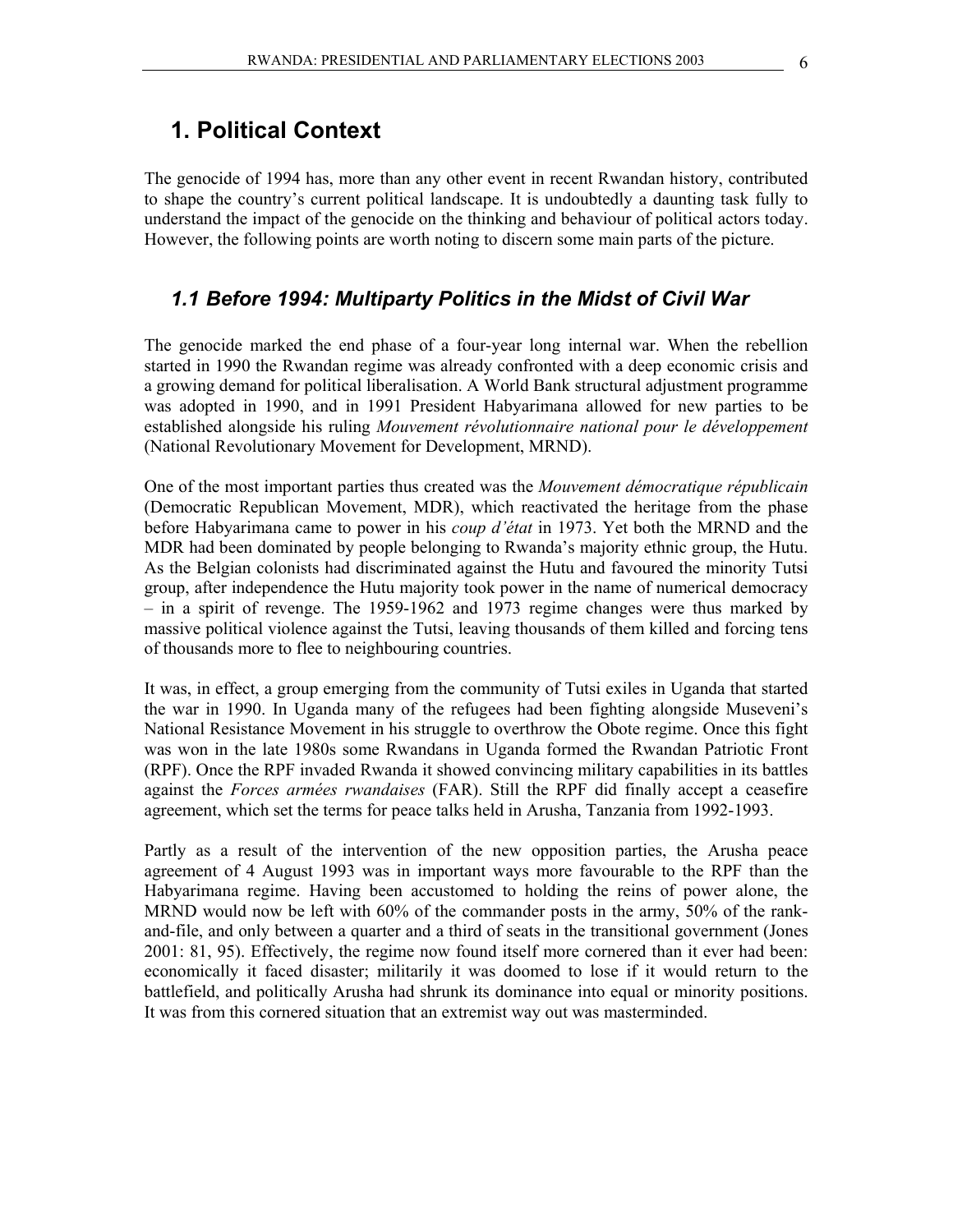# 1. Political Context

The genocide of 1994 has, more than any other event in recent Rwandan history, contributed to shape the country's current political landscape. It is undoubtedly a daunting task fully to understand the impact of the genocide on the thinking and behaviour of political actors today. However, the following points are worth noting to discern some main parts of the picture.

## *1.1 Before 1994: Multiparty Politics in the Midst of Civil War*

The genocide marked the end phase of a four-year long internal war. When the rebellion started in 1990 the Rwandan regime was already confronted with a deep economic crisis and a growing demand for political liberalisation. A World Bank structural adjustment programme was adopted in 1990, and in 1991 President Habyarimana allowed for new parties to be established alongside his ruling *Mouvement révolutionnaire national pour le développement* (National Revolutionary Movement for Development, MRND).

One of the most important parties thus created was the *Mouvement démocratique républicain* (Democratic Republican Movement, MDR), which reactivated the heritage from the phase before Habyarimana came to power in his *coup d'état* in 1973. Yet both the MRND and the MDR had been dominated by people belonging to Rwanda's majority ethnic group, the Hutu. As the Belgian colonists had discriminated against the Hutu and favoured the minority Tutsi group, after independence the Hutu majority took power in the name of numerical democracy – in a spirit of revenge. The 1959-1962 and 1973 regime changes were thus marked by massive political violence against the Tutsi, leaving thousands of them killed and forcing tens of thousands more to flee to neighbouring countries.

It was, in effect, a group emerging from the community of Tutsi exiles in Uganda that started the war in 1990. In Uganda many of the refugees had been fighting alongside Museveni's National Resistance Movement in his struggle to overthrow the Obote regime. Once this fight was won in the late 1980s some Rwandans in Uganda formed the Rwandan Patriotic Front (RPF). Once the RPF invaded Rwanda it showed convincing military capabilities in its battles against the *Forces armées rwandaises* (FAR). Still the RPF did finally accept a ceasefire agreement, which set the terms for peace talks held in Arusha, Tanzania from 1992-1993.

Partly as a result of the intervention of the new opposition parties, the Arusha peace agreement of 4 August 1993 was in important ways more favourable to the RPF than the Habyarimana regime. Having been accustomed to holding the reins of power alone, the MRND would now be left with 60% of the commander posts in the army, 50% of the rank-and-file, and only between a quarter and a third of seats in the transitional government (Jones 2001: 81, 95). Effectively, the regime now found itself more cornered than it ever had been: economically it faced disaster; militarily it was doomed to lose if it would return to the battlefield, and politically Arusha had shrunk its dominance into equal or minority positions. It was from this cornered situation that an extremist way out was masterminded.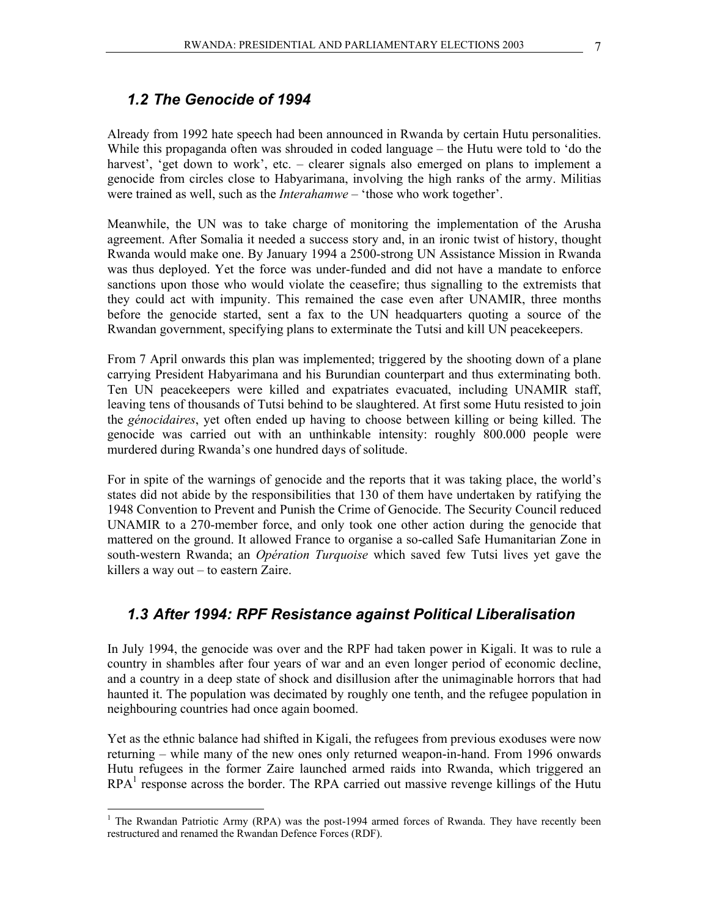## 1.2 The Genocide of 1994

Already from 1992 hate speech had been announced in Rwanda by certain Hutu personalities. While this propaganda often was shrouded in coded language – the Hutu were told to 'do the harvest', 'get down to work', etc. – clearer signals also emerged on plans to implement a genocide from circles close to Habyarimana, involving the high ranks of the army. Militias were trained as well, such as the *Interahamwe* – 'those who work together'.

Meanwhile, the UN was to take charge of monitoring the implementation of the Arusha agreement. After Somalia it needed a success story and, in an ironic twist of history, thought Rwanda would make one. By January 1994 a 2500-strong UN Assistance Mission in Rwanda was thus deployed. Yet the force was under-funded and did not have a mandate to enforce sanctions upon those who would violate the ceasefire; thus signalling to the extremists that they could act with impunity. This remained the case even after UNAMIR, three months before the genocide started, sent a fax to the UN headquarters quoting a source of the Rwandan government, specifying plans to exterminate the Tutsi and kill UN peacekeepers.

From 7 April onwards this plan was implemented; triggered by the shooting down of a plane carrying President Habyarimana and his Burundian counterpart and thus exterminating both. Ten UN peacekeepers were killed and expatriates evacuated, including UNAMIR staff, leaving tens of thousands of Tutsi behind to be slaughtered. At first some Hutu resisted to join the *génocidaires*, yet often ended up having to choose between killing or being killed. The genocide was carried out with an unthinkable intensity: roughly 800.000 people were murdered during Rwanda's one hundred days of solitude.

For in spite of the warnings of genocide and the reports that it was taking place, the world's states did not abide by the responsibilities that 130 of them have undertaken by ratifying the 1948 Convention to Prevent and Punish the Crime of Genocide. The Security Council reduced UNAMIR to a 270-member force, and only took one other action during the genocide that mattered on the ground. It allowed France to organise a so-called Safe Humanitarian Zone in south-western Rwanda; an *Opération Turquoise* which saved few Tutsi lives yet gave the killers a way out – to eastern Zaire.

## 1.3 After 1994: RPF Resistance against Political Liberalisation

In July 1994, the genocide was over and the RPF had taken power in Kigali. It was to rule a country in shambles after four years of war and an even longer period of economic decline, and a country in a deep state of shock and disillusion after the unimaginable horrors that had haunted it. The population was decimated by roughly one tenth, and the refugee population in neighbouring countries had once again boomed.

Yet as the ethnic balance had shifted in Kigali, the refugees from previous exoduses were now returning – while many of the new ones only returned weapon-in-hand. From 1996 onwards Hutu refugees in the former Zaire launched armed raids into Rwanda, which triggered an RPA[1] response across the border. The RPA carried out massive revenge killings of the Hutu

[1] The Rwandan Patriotic Army (RPA) was the post-1994 armed forces of Rwanda. They have recently been restructured and renamed the Rwandan Defence Forces (RDF).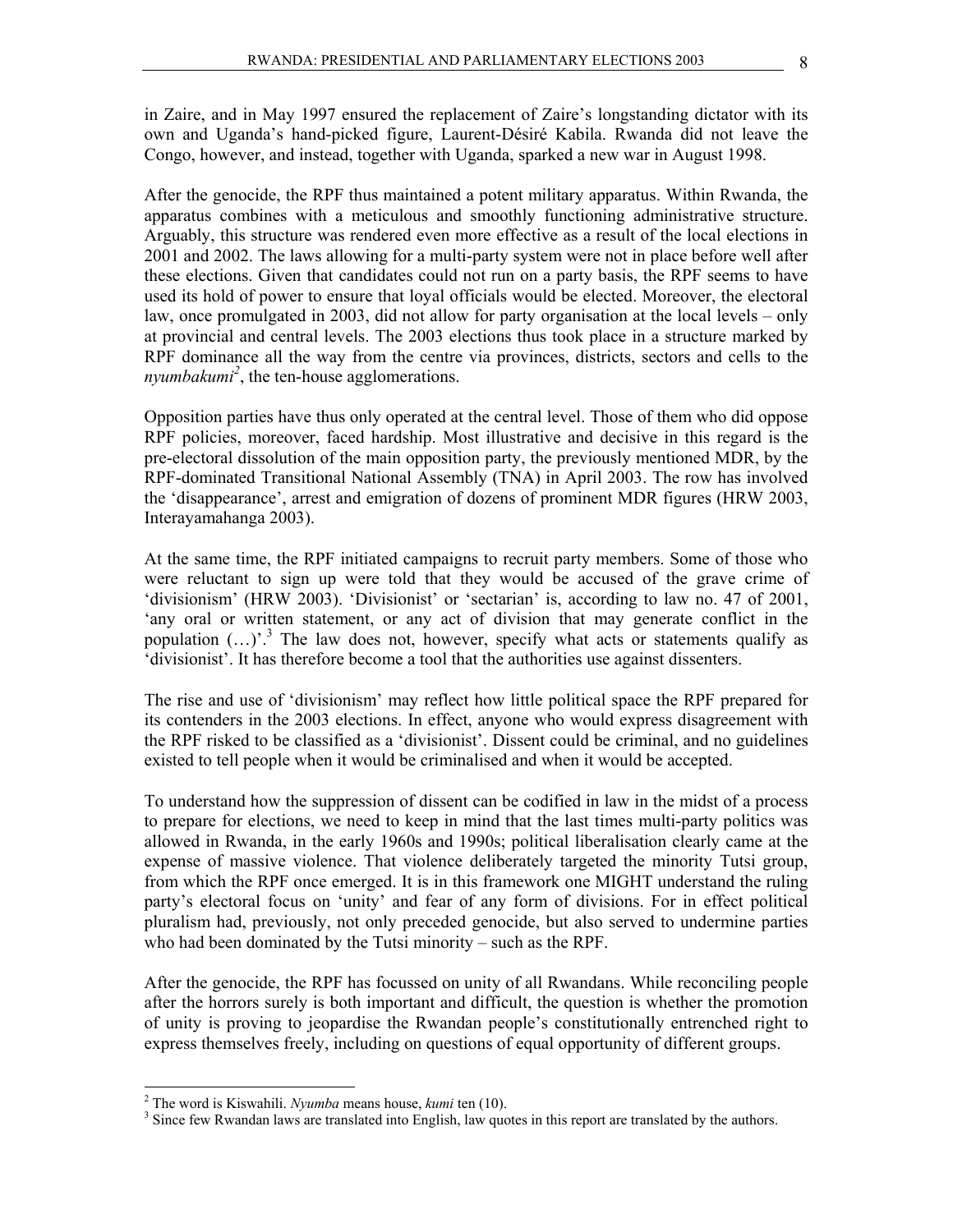in Zaire, and in May 1997 ensured the replacement of Zaire's longstanding dictator with its own and Uganda's hand-picked figure, Laurent-Désiré Kabila. Rwanda did not leave the Congo, however, and instead, together with Uganda, sparked a new war in August 1998.

After the genocide, the RPF thus maintained a potent military apparatus. Within Rwanda, the apparatus combines with a meticulous and smoothly functioning administrative structure. Arguably, this structure was rendered even more effective as a result of the local elections in 2001 and 2002. The laws allowing for a multi-party system were not in place before well after these elections. Given that candidates could not run on a party basis, the RPF seems to have used its hold of power to ensure that loyal officials would be elected. Moreover, the electoral law, once promulgated in 2003, did not allow for party organisation at the local levels – only at provincial and central levels. The 2003 elections thus took place in a structure marked by RPF dominance all the way from the centre via provinces, districts, sectors and cells to the *nyumbakumi*[2], the ten-house agglomerations.

Opposition parties have thus only operated at the central level. Those of them who did oppose RPF policies, moreover, faced hardship. Most illustrative and decisive in this regard is the pre-electoral dissolution of the main opposition party, the previously mentioned MDR, by the RPF-dominated Transitional National Assembly (TNA) in April 2003. The row has involved the 'disappearance', arrest and emigration of dozens of prominent MDR figures (HRW 2003, Interayamahanga 2003).

At the same time, the RPF initiated campaigns to recruit party members. Some of those who were reluctant to sign up were told that they would be accused of the grave crime of 'divisionism' (HRW 2003). 'Divisionist' or 'sectarian' is, according to law no. 47 of 2001, 'any oral or written statement, or any act of division that may generate conflict in the population (…)'.[3] The law does not, however, specify what acts or statements qualify as 'divisionist'. It has therefore become a tool that the authorities use against dissenters.

The rise and use of 'divisionism' may reflect how little political space the RPF prepared for its contenders in the 2003 elections. In effect, anyone who would express disagreement with the RPF risked to be classified as a 'divisionist'. Dissent could be criminal, and no guidelines existed to tell people when it would be criminalised and when it would be accepted.

To understand how the suppression of dissent can be codified in law in the midst of a process to prepare for elections, we need to keep in mind that the last times multi-party politics was allowed in Rwanda, in the early 1960s and 1990s; political liberalisation clearly came at the expense of massive violence. That violence deliberately targeted the minority Tutsi group, from which the RPF once emerged. It is in this framework one MIGHT understand the ruling party's electoral focus on 'unity' and fear of any form of divisions. For in effect political pluralism had, previously, not only preceded genocide, but also served to undermine parties who had been dominated by the Tutsi minority – such as the RPF.

After the genocide, the RPF has focussed on unity of all Rwandans. While reconciling people after the horrors surely is both important and difficult, the question is whether the promotion of unity is proving to jeopardise the Rwandan people's constitutionally entrenched right to express themselves freely, including on questions of equal opportunity of different groups.

---

[2] The word is Kiswahili. *Nyumba* means house, *kumi* ten (10).

[3] Since few Rwandan laws are translated into English, law quotes in this report are translated by the authors.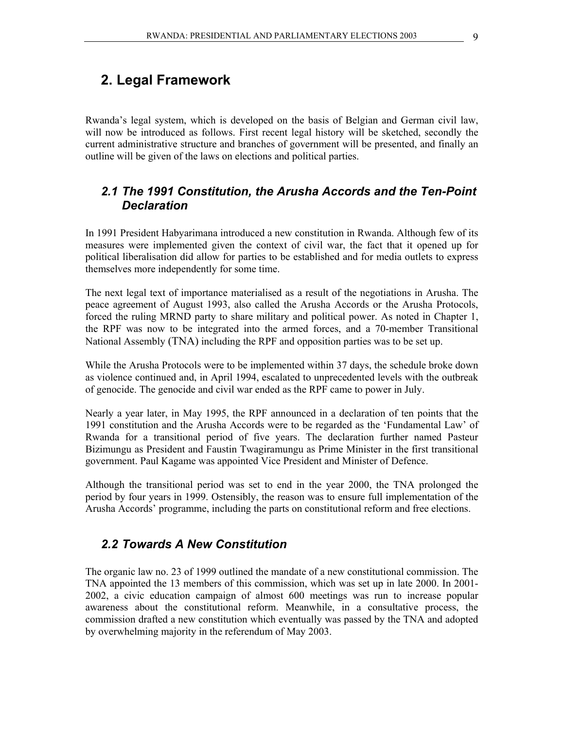# 2. Legal Framework

Rwanda's legal system, which is developed on the basis of Belgian and German civil law, will now be introduced as follows. First recent legal history will be sketched, secondly the current administrative structure and branches of government will be presented, and finally an outline will be given of the laws on elections and political parties.

## *2.1 The 1991 Constitution, the Arusha Accords and the Ten-Point Declaration*

In 1991 President Habyarimana introduced a new constitution in Rwanda. Although few of its measures were implemented given the context of civil war, the fact that it opened up for political liberalisation did allow for parties to be established and for media outlets to express themselves more independently for some time.

The next legal text of importance materialised as a result of the negotiations in Arusha. The peace agreement of August 1993, also called the Arusha Accords or the Arusha Protocols, forced the ruling MRND party to share military and political power. As noted in Chapter 1, the RPF was now to be integrated into the armed forces, and a 70-member Transitional National Assembly (TNA) including the RPF and opposition parties was to be set up.

While the Arusha Protocols were to be implemented within 37 days, the schedule broke down as violence continued and, in April 1994, escalated to unprecedented levels with the outbreak of genocide. The genocide and civil war ended as the RPF came to power in July.

Nearly a year later, in May 1995, the RPF announced in a declaration of ten points that the 1991 constitution and the Arusha Accords were to be regarded as the 'Fundamental Law' of Rwanda for a transitional period of five years. The declaration further named Pasteur Bizimungu as President and Faustin Twagiramungu as Prime Minister in the first transitional government. Paul Kagame was appointed Vice President and Minister of Defence.

Although the transitional period was set to end in the year 2000, the TNA prolonged the period by four years in 1999. Ostensibly, the reason was to ensure full implementation of the Arusha Accords' programme, including the parts on constitutional reform and free elections.

## *2.2 Towards A New Constitution*

The organic law no. 23 of 1999 outlined the mandate of a new constitutional commission. The TNA appointed the 13 members of this commission, which was set up in late 2000. In 2001-2002, a civic education campaign of almost 600 meetings was run to increase popular awareness about the constitutional reform. Meanwhile, in a consultative process, the commission drafted a new constitution which eventually was passed by the TNA and adopted by overwhelming majority in the referendum of May 2003.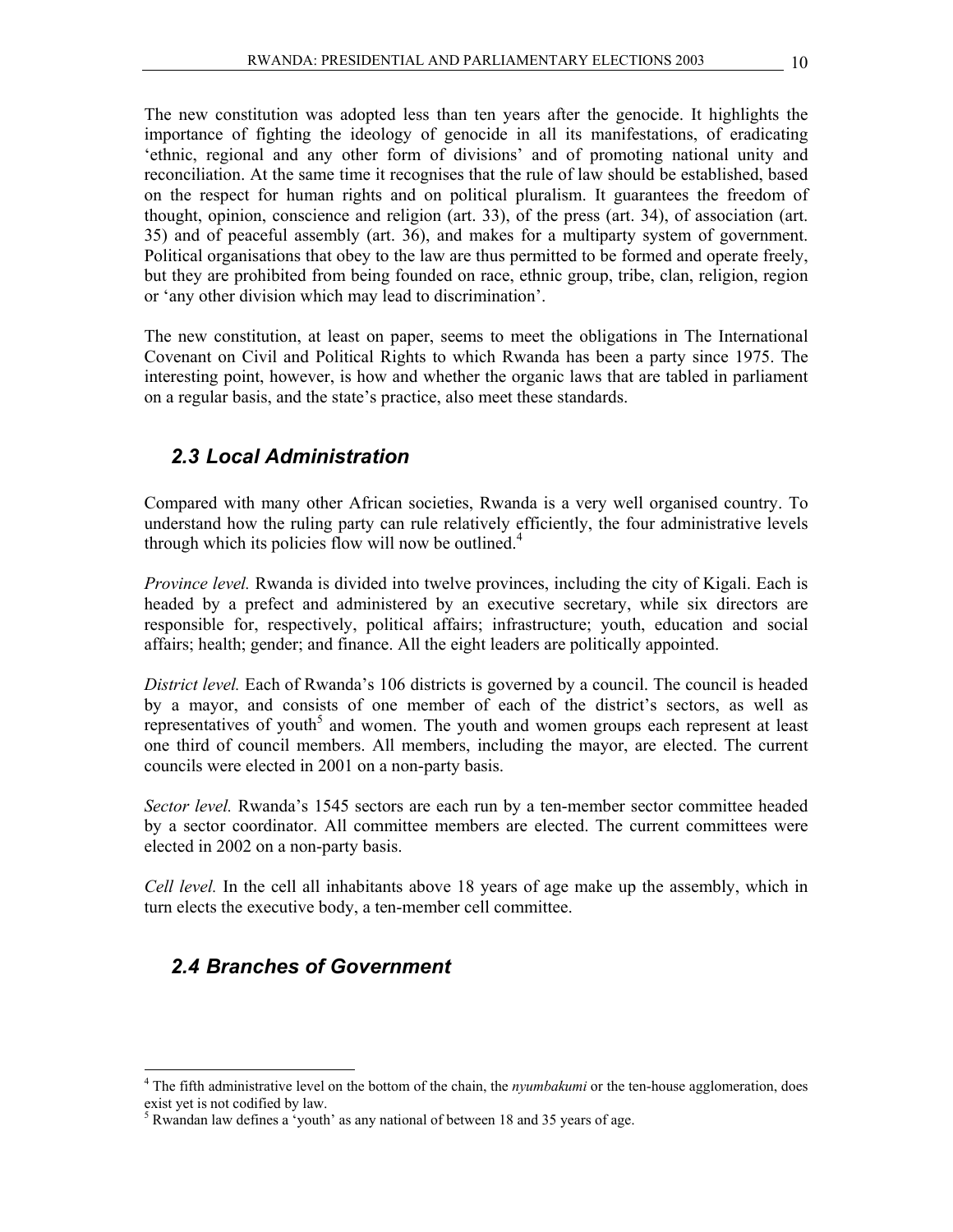The new constitution was adopted less than ten years after the genocide. It highlights the importance of fighting the ideology of genocide in all its manifestations, of eradicating 'ethnic, regional and any other form of divisions' and of promoting national unity and reconciliation. At the same time it recognises that the rule of law should be established, based on the respect for human rights and on political pluralism. It guarantees the freedom of thought, opinion, conscience and religion (art. 33), of the press (art. 34), of association (art. 35) and of peaceful assembly (art. 36), and makes for a multiparty system of government. Political organisations that obey to the law are thus permitted to be formed and operate freely, but they are prohibited from being founded on race, ethnic group, tribe, clan, religion, region or 'any other division which may lead to discrimination'.

The new constitution, at least on paper, seems to meet the obligations in The International Covenant on Civil and Political Rights to which Rwanda has been a party since 1975. The interesting point, however, is how and whether the organic laws that are tabled in parliament on a regular basis, and the state's practice, also meet these standards.

## 2.3 Local Administration

Compared with many other African societies, Rwanda is a very well organised country. To understand how the ruling party can rule relatively efficiently, the four administrative levels through which its policies flow will now be outlined.[4]

*Province level.* Rwanda is divided into twelve provinces, including the city of Kigali. Each is headed by a prefect and administered by an executive secretary, while six directors are responsible for, respectively, political affairs; infrastructure; youth, education and social affairs; health; gender; and finance. All the eight leaders are politically appointed.

*District level.* Each of Rwanda's 106 districts is governed by a council. The council is headed by a mayor, and consists of one member of each of the district's sectors, as well as representatives of youth[5] and women. The youth and women groups each represent at least one third of council members. All members, including the mayor, are elected. The current councils were elected in 2001 on a non-party basis.

*Sector level.* Rwanda's 1545 sectors are each run by a ten-member sector committee headed by a sector coordinator. All committee members are elected. The current committees were elected in 2002 on a non-party basis.

*Cell level.* In the cell all inhabitants above 18 years of age make up the assembly, which in turn elects the executive body, a ten-member cell committee.

## 2.4 Branches of Government

---

[4] The fifth administrative level on the bottom of the chain, the *nyumbakumi* or the ten-house agglomeration, does exist yet is not codified by law.

[5] Rwandan law defines a 'youth' as any national of between 18 and 35 years of age.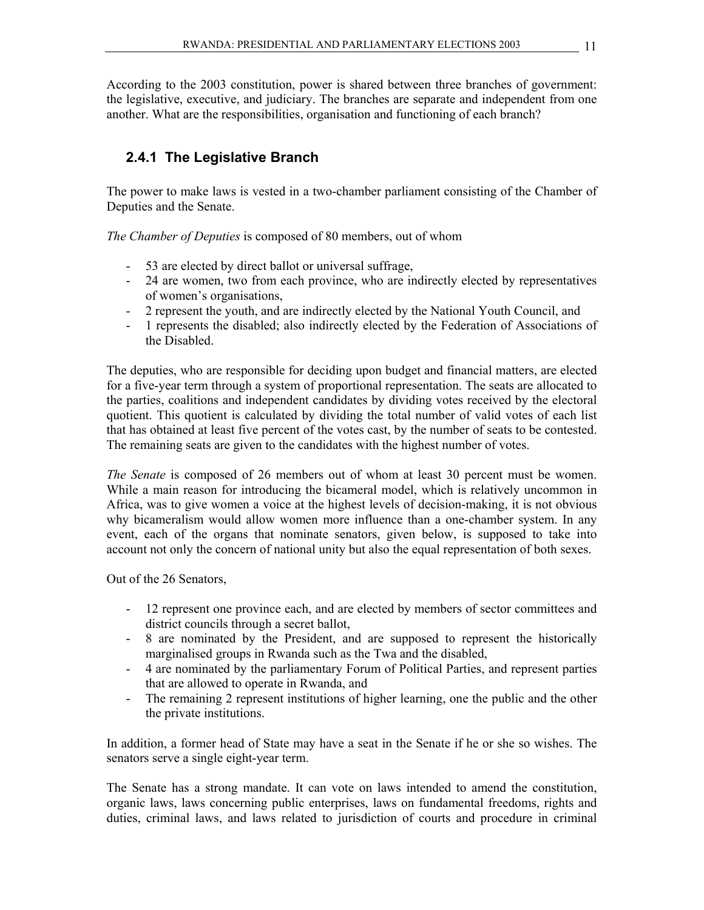According to the 2003 constitution, power is shared between three branches of government: the legislative, executive, and judiciary. The branches are separate and independent from one another. What are the responsibilities, organisation and functioning of each branch?

### 2.4.1 The Legislative Branch

The power to make laws is vested in a two-chamber parliament consisting of the Chamber of Deputies and the Senate.

*The Chamber of Deputies* is composed of 80 members, out of whom

- 53 are elected by direct ballot or universal suffrage,
- 24 are women, two from each province, who are indirectly elected by representatives of women's organisations,
- 2 represent the youth, and are indirectly elected by the National Youth Council, and
- 1 represents the disabled; also indirectly elected by the Federation of Associations of the Disabled.

The deputies, who are responsible for deciding upon budget and financial matters, are elected for a five-year term through a system of proportional representation. The seats are allocated to the parties, coalitions and independent candidates by dividing votes received by the electoral quotient. This quotient is calculated by dividing the total number of valid votes of each list that has obtained at least five percent of the votes cast, by the number of seats to be contested. The remaining seats are given to the candidates with the highest number of votes.

*The Senate* is composed of 26 members out of whom at least 30 percent must be women. While a main reason for introducing the bicameral model, which is relatively uncommon in Africa, was to give women a voice at the highest levels of decision-making, it is not obvious why bicameralism would allow women more influence than a one-chamber system. In any event, each of the organs that nominate senators, given below, is supposed to take into account not only the concern of national unity but also the equal representation of both sexes.

Out of the 26 Senators,

- 12 represent one province each, and are elected by members of sector committees and district councils through a secret ballot,
- 8 are nominated by the President, and are supposed to represent the historically marginalised groups in Rwanda such as the Twa and the disabled,
- 4 are nominated by the parliamentary Forum of Political Parties, and represent parties that are allowed to operate in Rwanda, and
- The remaining 2 represent institutions of higher learning, one the public and the other the private institutions.

In addition, a former head of State may have a seat in the Senate if he or she so wishes. The senators serve a single eight-year term.

The Senate has a strong mandate. It can vote on laws intended to amend the constitution, organic laws, laws concerning public enterprises, laws on fundamental freedoms, rights and duties, criminal laws, and laws related to jurisdiction of courts and procedure in criminal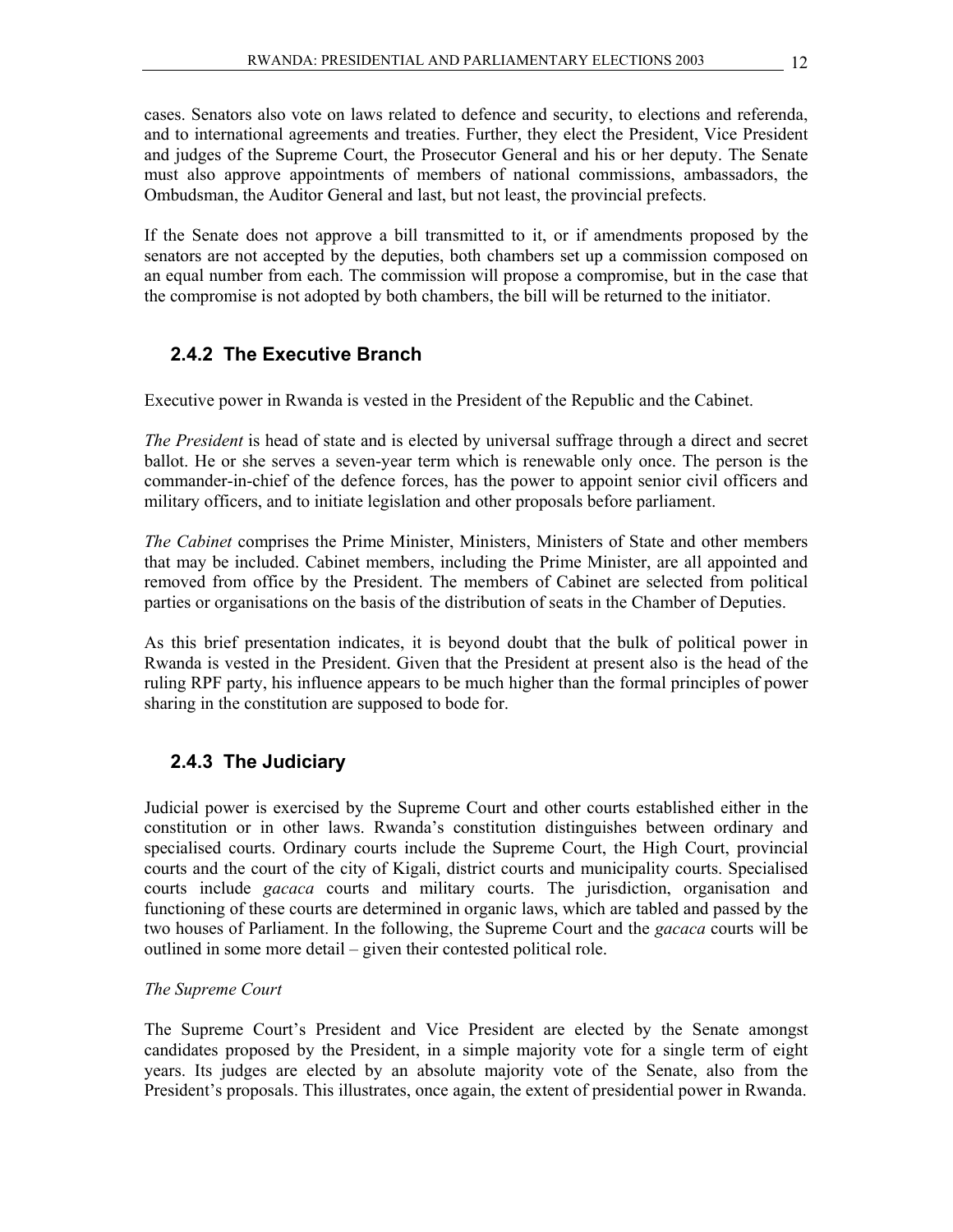cases. Senators also vote on laws related to defence and security, to elections and referenda, and to international agreements and treaties. Further, they elect the President, Vice President and judges of the Supreme Court, the Prosecutor General and his or her deputy. The Senate must also approve appointments of members of national commissions, ambassadors, the Ombudsman, the Auditor General and last, but not least, the provincial prefects.

If the Senate does not approve a bill transmitted to it, or if amendments proposed by the senators are not accepted by the deputies, both chambers set up a commission composed on an equal number from each. The commission will propose a compromise, but in the case that the compromise is not adopted by both chambers, the bill will be returned to the initiator.

### 2.4.2 The Executive Branch

Executive power in Rwanda is vested in the President of the Republic and the Cabinet.

*The President* is head of state and is elected by universal suffrage through a direct and secret ballot. He or she serves a seven-year term which is renewable only once. The person is the commander-in-chief of the defence forces, has the power to appoint senior civil officers and military officers, and to initiate legislation and other proposals before parliament.

*The Cabinet* comprises the Prime Minister, Ministers, Ministers of State and other members that may be included. Cabinet members, including the Prime Minister, are all appointed and removed from office by the President. The members of Cabinet are selected from political parties or organisations on the basis of the distribution of seats in the Chamber of Deputies.

As this brief presentation indicates, it is beyond doubt that the bulk of political power in Rwanda is vested in the President. Given that the President at present also is the head of the ruling RPF party, his influence appears to be much higher than the formal principles of power sharing in the constitution are supposed to bode for.

### 2.4.3 The Judiciary

Judicial power is exercised by the Supreme Court and other courts established either in the constitution or in other laws. Rwanda's constitution distinguishes between ordinary and specialised courts. Ordinary courts include the Supreme Court, the High Court, provincial courts and the court of the city of Kigali, district courts and municipality courts. Specialised courts include *gacaca* courts and military courts. The jurisdiction, organisation and functioning of these courts are determined in organic laws, which are tabled and passed by the two houses of Parliament. In the following, the Supreme Court and the *gacaca* courts will be outlined in some more detail – given their contested political role.

*The Supreme Court*

The Supreme Court's President and Vice President are elected by the Senate amongst candidates proposed by the President, in a simple majority vote for a single term of eight years. Its judges are elected by an absolute majority vote of the Senate, also from the President's proposals. This illustrates, once again, the extent of presidential power in Rwanda.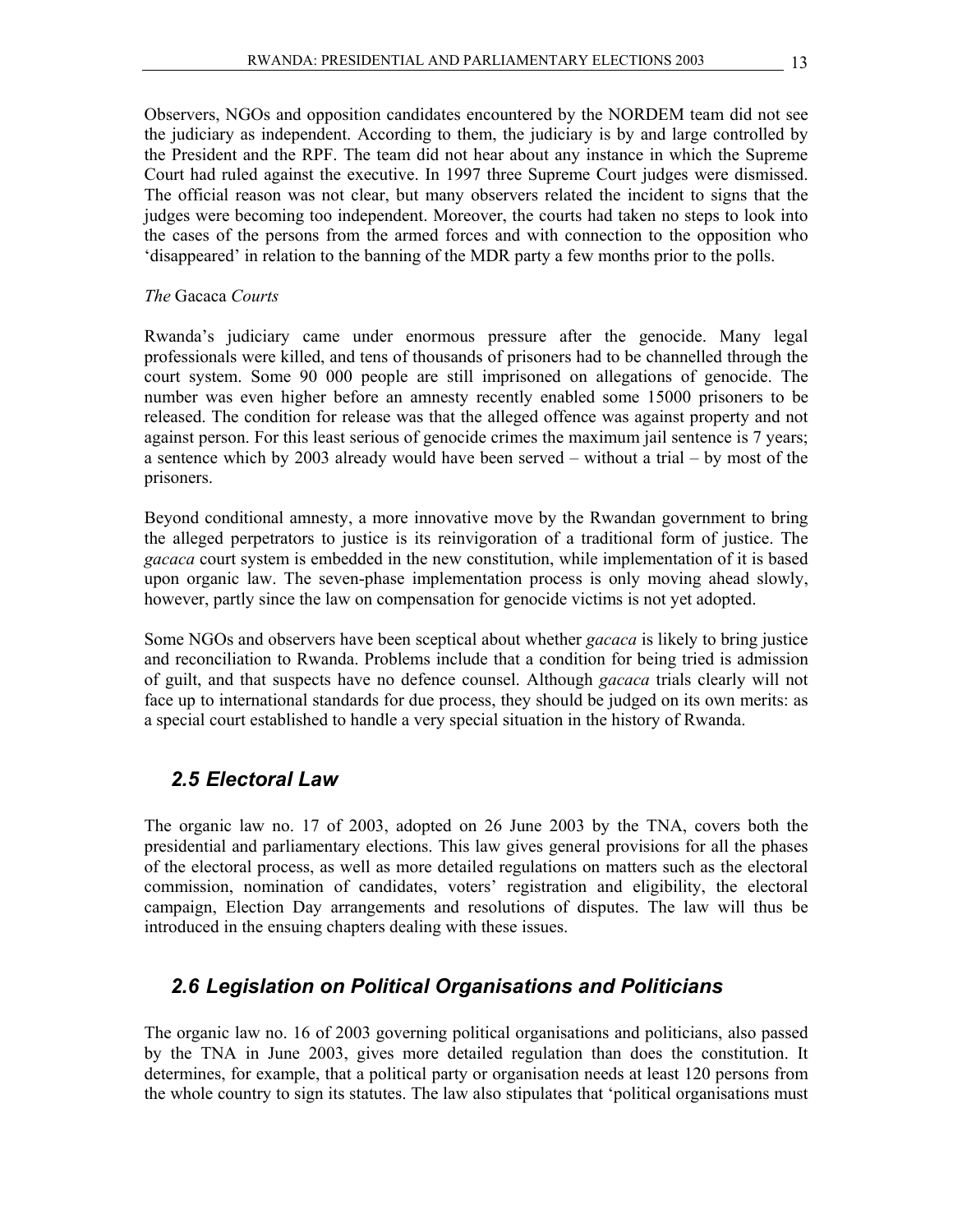Observers, NGOs and opposition candidates encountered by the NORDEM team did not see the judiciary as independent. According to them, the judiciary is by and large controlled by the President and the RPF. The team did not hear about any instance in which the Supreme Court had ruled against the executive. In 1997 three Supreme Court judges were dismissed. The official reason was not clear, but many observers related the incident to signs that the judges were becoming too independent. Moreover, the courts had taken no steps to look into the cases of the persons from the armed forces and with connection to the opposition who 'disappeared' in relation to the banning of the MDR party a few months prior to the polls.

*The* Gacaca *Courts*

Rwanda's judiciary came under enormous pressure after the genocide. Many legal professionals were killed, and tens of thousands of prisoners had to be channelled through the court system. Some 90 000 people are still imprisoned on allegations of genocide. The number was even higher before an amnesty recently enabled some 15000 prisoners to be released. The condition for release was that the alleged offence was against property and not against person. For this least serious of genocide crimes the maximum jail sentence is 7 years; a sentence which by 2003 already would have been served – without a trial – by most of the prisoners.

Beyond conditional amnesty, a more innovative move by the Rwandan government to bring the alleged perpetrators to justice is its reinvigoration of a traditional form of justice. The *gacaca* court system is embedded in the new constitution, while implementation of it is based upon organic law. The seven-phase implementation process is only moving ahead slowly, however, partly since the law on compensation for genocide victims is not yet adopted.

Some NGOs and observers have been sceptical about whether *gacaca* is likely to bring justice and reconciliation to Rwanda. Problems include that a condition for being tried is admission of guilt, and that suspects have no defence counsel. Although *gacaca* trials clearly will not face up to international standards for due process, they should be judged on its own merits: as a special court established to handle a very special situation in the history of Rwanda.

## *2.5 Electoral Law*

The organic law no. 17 of 2003, adopted on 26 June 2003 by the TNA, covers both the presidential and parliamentary elections. This law gives general provisions for all the phases of the electoral process, as well as more detailed regulations on matters such as the electoral commission, nomination of candidates, voters' registration and eligibility, the electoral campaign, Election Day arrangements and resolutions of disputes. The law will thus be introduced in the ensuing chapters dealing with these issues.

## *2.6 Legislation on Political Organisations and Politicians*

The organic law no. 16 of 2003 governing political organisations and politicians, also passed by the TNA in June 2003, gives more detailed regulation than does the constitution. It determines, for example, that a political party or organisation needs at least 120 persons from the whole country to sign its statutes. The law also stipulates that 'political organisations must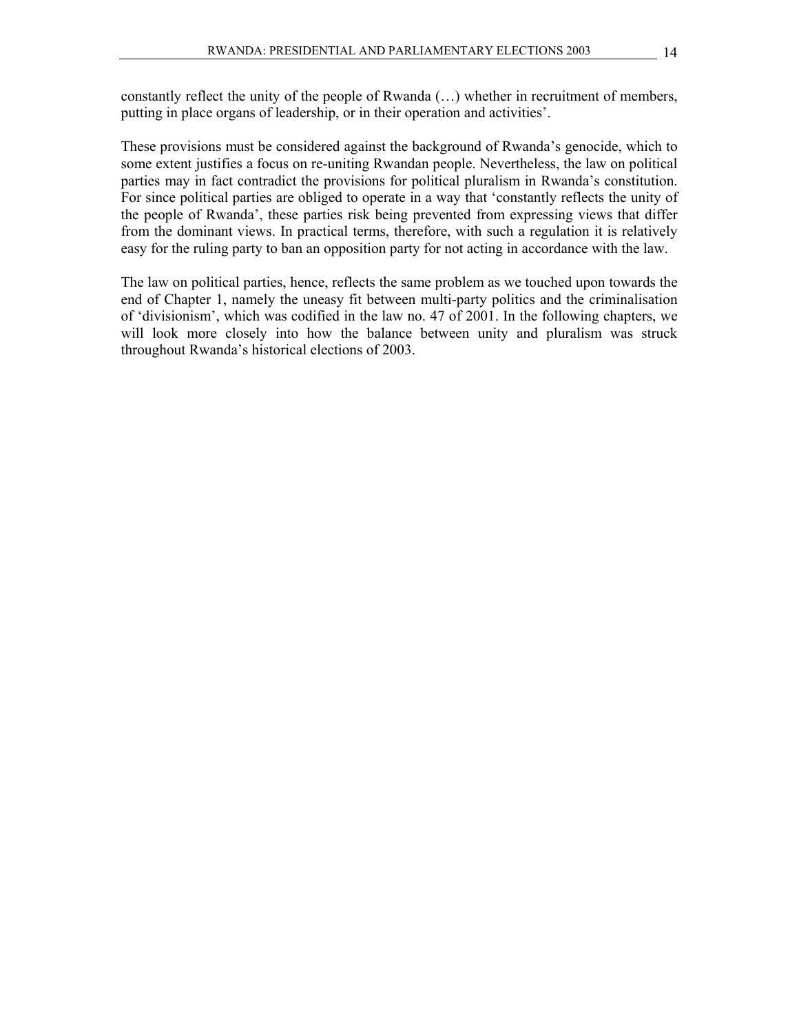constantly reflect the unity of the people of Rwanda (…) whether in recruitment of members, putting in place organs of leadership, or in their operation and activities'.

These provisions must be considered against the background of Rwanda's genocide, which to some extent justifies a focus on re-uniting Rwandan people. Nevertheless, the law on political parties may in fact contradict the provisions for political pluralism in Rwanda's constitution. For since political parties are obliged to operate in a way that 'constantly reflects the unity of the people of Rwanda', these parties risk being prevented from expressing views that differ from the dominant views. In practical terms, therefore, with such a regulation it is relatively easy for the ruling party to ban an opposition party for not acting in accordance with the law.

The law on political parties, hence, reflects the same problem as we touched upon towards the end of Chapter 1, namely the uneasy fit between multi-party politics and the criminalisation of 'divisionism', which was codified in the law no. 47 of 2001. In the following chapters, we will look more closely into how the balance between unity and pluralism was struck throughout Rwanda's historical elections of 2003.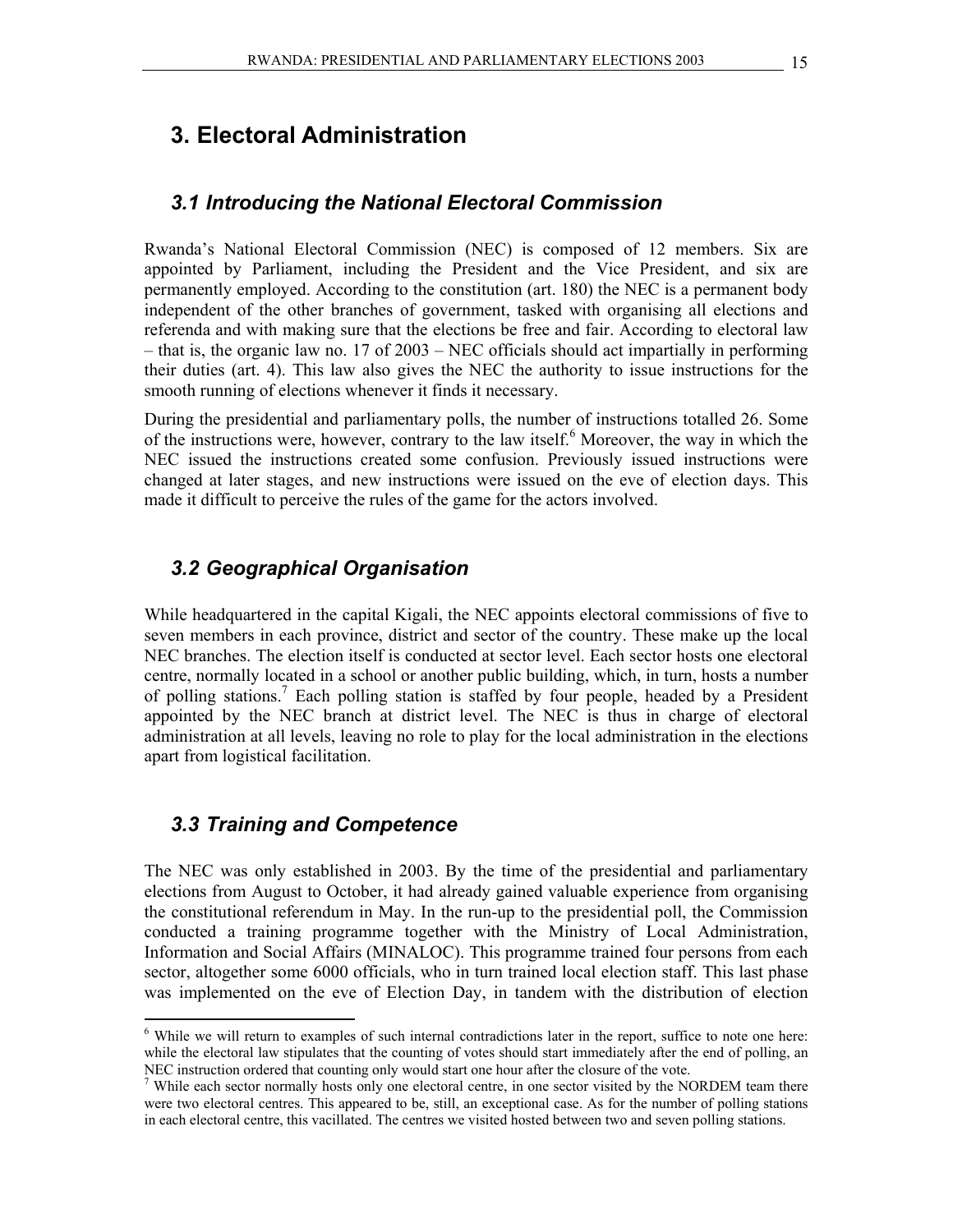# 3. Electoral Administration

## *3.1 Introducing the National Electoral Commission*

Rwanda's National Electoral Commission (NEC) is composed of 12 members. Six are appointed by Parliament, including the President and the Vice President, and six are permanently employed. According to the constitution (art. 180) the NEC is a permanent body independent of the other branches of government, tasked with organising all elections and referenda and with making sure that the elections be free and fair. According to electoral law – that is, the organic law no. 17 of 2003 – NEC officials should act impartially in performing their duties (art. 4). This law also gives the NEC the authority to issue instructions for the smooth running of elections whenever it finds it necessary.

During the presidential and parliamentary polls, the number of instructions totalled 26. Some of the instructions were, however, contrary to the law itself.[6] Moreover, the way in which the NEC issued the instructions created some confusion. Previously issued instructions were changed at later stages, and new instructions were issued on the eve of election days. This made it difficult to perceive the rules of the game for the actors involved.

## *3.2 Geographical Organisation*

While headquartered in the capital Kigali, the NEC appoints electoral commissions of five to seven members in each province, district and sector of the country. These make up the local NEC branches. The election itself is conducted at sector level. Each sector hosts one electoral centre, normally located in a school or another public building, which, in turn, hosts a number of polling stations.[7] Each polling station is staffed by four people, headed by a President appointed by the NEC branch at district level. The NEC is thus in charge of electoral administration at all levels, leaving no role to play for the local administration in the elections apart from logistical facilitation.

## *3.3 Training and Competence*

The NEC was only established in 2003. By the time of the presidential and parliamentary elections from August to October, it had already gained valuable experience from organising the constitutional referendum in May. In the run-up to the presidential poll, the Commission conducted a training programme together with the Ministry of Local Administration, Information and Social Affairs (MINALOC). This programme trained four persons from each sector, altogether some 6000 officials, who in turn trained local election staff. This last phase was implemented on the eve of Election Day, in tandem with the distribution of election

---

[6] While we will return to examples of such internal contradictions later in the report, suffice to note one here: while the electoral law stipulates that the counting of votes should start immediately after the end of polling, an NEC instruction ordered that counting only would start one hour after the closure of the vote.

[7] While each sector normally hosts only one electoral centre, in one sector visited by the NORDEM team there were two electoral centres. This appeared to be, still, an exceptional case. As for the number of polling stations in each electoral centre, this vacillated. The centres we visited hosted between two and seven polling stations.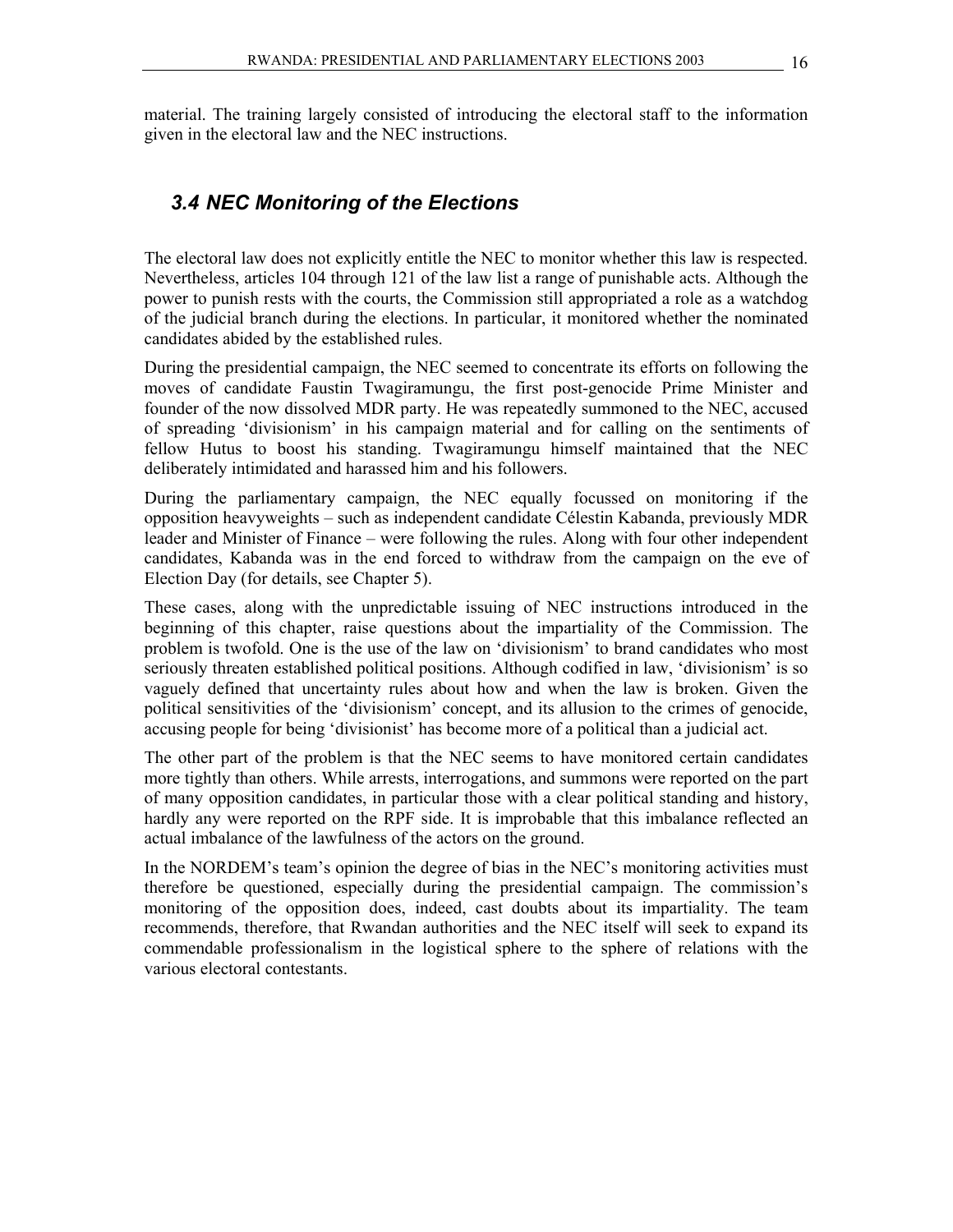material. The training largely consisted of introducing the electoral staff to the information given in the electoral law and the NEC instructions.

### *3.4 NEC Monitoring of the Elections*

The electoral law does not explicitly entitle the NEC to monitor whether this law is respected. Nevertheless, articles 104 through 121 of the law list a range of punishable acts. Although the power to punish rests with the courts, the Commission still appropriated a role as a watchdog of the judicial branch during the elections. In particular, it monitored whether the nominated candidates abided by the established rules.

During the presidential campaign, the NEC seemed to concentrate its efforts on following the moves of candidate Faustin Twagiramungu, the first post-genocide Prime Minister and founder of the now dissolved MDR party. He was repeatedly summoned to the NEC, accused of spreading 'divisionism' in his campaign material and for calling on the sentiments of fellow Hutus to boost his standing. Twagiramungu himself maintained that the NEC deliberately intimidated and harassed him and his followers.

During the parliamentary campaign, the NEC equally focussed on monitoring if the opposition heavyweights – such as independent candidate Célestin Kabanda, previously MDR leader and Minister of Finance – were following the rules. Along with four other independent candidates, Kabanda was in the end forced to withdraw from the campaign on the eve of Election Day (for details, see Chapter 5).

These cases, along with the unpredictable issuing of NEC instructions introduced in the beginning of this chapter, raise questions about the impartiality of the Commission. The problem is twofold. One is the use of the law on 'divisionism' to brand candidates who most seriously threaten established political positions. Although codified in law, 'divisionism' is so vaguely defined that uncertainty rules about how and when the law is broken. Given the political sensitivities of the 'divisionism' concept, and its allusion to the crimes of genocide, accusing people for being 'divisionist' has become more of a political than a judicial act.

The other part of the problem is that the NEC seems to have monitored certain candidates more tightly than others. While arrests, interrogations, and summons were reported on the part of many opposition candidates, in particular those with a clear political standing and history, hardly any were reported on the RPF side. It is improbable that this imbalance reflected an actual imbalance of the lawfulness of the actors on the ground.

In the NORDEM's team's opinion the degree of bias in the NEC's monitoring activities must therefore be questioned, especially during the presidential campaign. The commission's monitoring of the opposition does, indeed, cast doubts about its impartiality. The team recommends, therefore, that Rwandan authorities and the NEC itself will seek to expand its commendable professionalism in the logistical sphere to the sphere of relations with the various electoral contestants.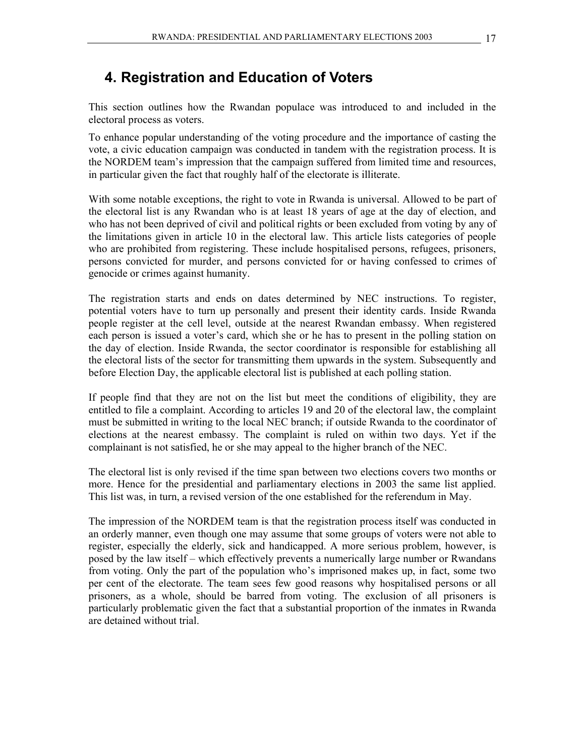# 4. Registration and Education of Voters

This section outlines how the Rwandan populace was introduced to and included in the electoral process as voters.

To enhance popular understanding of the voting procedure and the importance of casting the vote, a civic education campaign was conducted in tandem with the registration process. It is the NORDEM team's impression that the campaign suffered from limited time and resources, in particular given the fact that roughly half of the electorate is illiterate.

With some notable exceptions, the right to vote in Rwanda is universal. Allowed to be part of the electoral list is any Rwandan who is at least 18 years of age at the day of election, and who has not been deprived of civil and political rights or been excluded from voting by any of the limitations given in article 10 in the electoral law. This article lists categories of people who are prohibited from registering. These include hospitalised persons, refugees, prisoners, persons convicted for murder, and persons convicted for or having confessed to crimes of genocide or crimes against humanity.

The registration starts and ends on dates determined by NEC instructions. To register, potential voters have to turn up personally and present their identity cards. Inside Rwanda people register at the cell level, outside at the nearest Rwandan embassy. When registered each person is issued a voter's card, which she or he has to present in the polling station on the day of election. Inside Rwanda, the sector coordinator is responsible for establishing all the electoral lists of the sector for transmitting them upwards in the system. Subsequently and before Election Day, the applicable electoral list is published at each polling station.

If people find that they are not on the list but meet the conditions of eligibility, they are entitled to file a complaint. According to articles 19 and 20 of the electoral law, the complaint must be submitted in writing to the local NEC branch; if outside Rwanda to the coordinator of elections at the nearest embassy. The complaint is ruled on within two days. Yet if the complainant is not satisfied, he or she may appeal to the higher branch of the NEC.

The electoral list is only revised if the time span between two elections covers two months or more. Hence for the presidential and parliamentary elections in 2003 the same list applied. This list was, in turn, a revised version of the one established for the referendum in May.

The impression of the NORDEM team is that the registration process itself was conducted in an orderly manner, even though one may assume that some groups of voters were not able to register, especially the elderly, sick and handicapped. A more serious problem, however, is posed by the law itself – which effectively prevents a numerically large number or Rwandans from voting. Only the part of the population who's imprisoned makes up, in fact, some two per cent of the electorate. The team sees few good reasons why hospitalised persons or all prisoners, as a whole, should be barred from voting. The exclusion of all prisoners is particularly problematic given the fact that a substantial proportion of the inmates in Rwanda are detained without trial.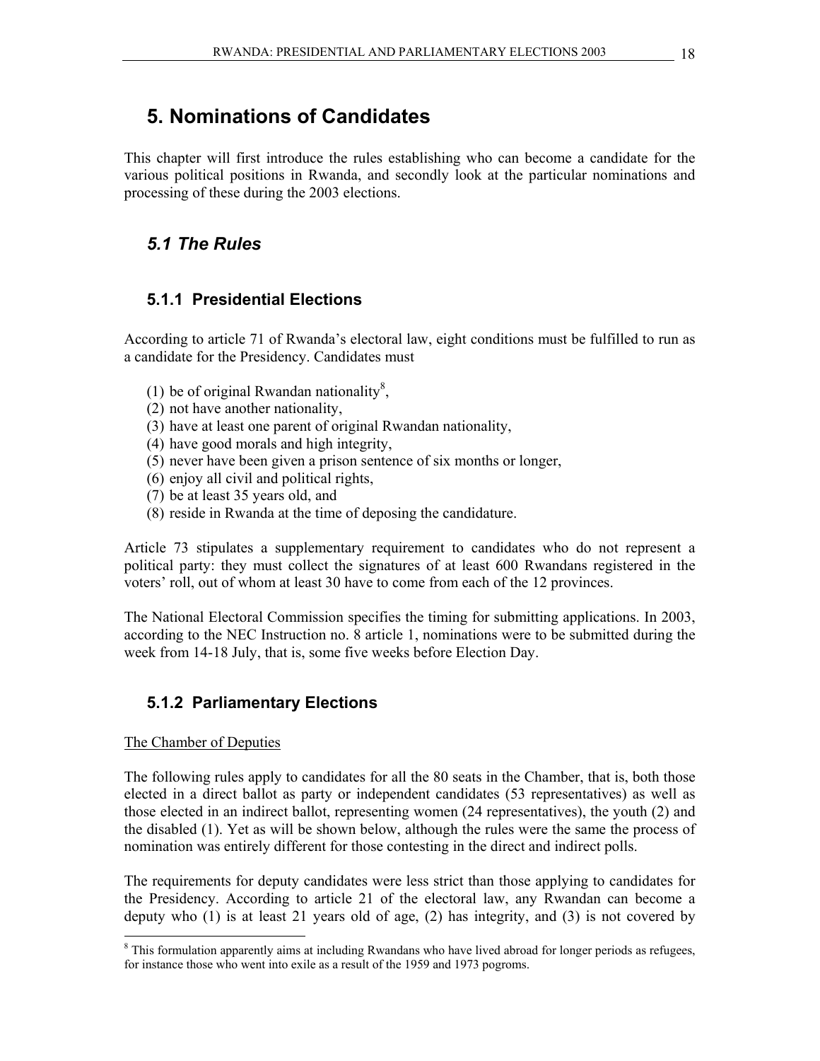# 5. Nominations of Candidates

This chapter will first introduce the rules establishing who can become a candidate for the various political positions in Rwanda, and secondly look at the particular nominations and processing of these during the 2003 elections.

## *5.1 The Rules*

### 5.1.1 Presidential Elections

According to article 71 of Rwanda's electoral law, eight conditions must be fulfilled to run as a candidate for the Presidency. Candidates must

(1) be of original Rwandan nationality[8],
(2) not have another nationality,
(3) have at least one parent of original Rwandan nationality,
(4) have good morals and high integrity,
(5) never have been given a prison sentence of six months or longer,
(6) enjoy all civil and political rights,
(7) be at least 35 years old, and
(8) reside in Rwanda at the time of deposing the candidature.

Article 73 stipulates a supplementary requirement to candidates who do not represent a political party: they must collect the signatures of at least 600 Rwandans registered in the voters' roll, out of whom at least 30 have to come from each of the 12 provinces.

The National Electoral Commission specifies the timing for submitting applications. In 2003, according to the NEC Instruction no. 8 article 1, nominations were to be submitted during the week from 14-18 July, that is, some five weeks before Election Day.

### 5.1.2 Parliamentary Elections

The Chamber of Deputies

The following rules apply to candidates for all the 80 seats in the Chamber, that is, both those elected in a direct ballot as party or independent candidates (53 representatives) as well as those elected in an indirect ballot, representing women (24 representatives), the youth (2) and the disabled (1). Yet as will be shown below, although the rules were the same the process of nomination was entirely different for those contesting in the direct and indirect polls.

The requirements for deputy candidates were less strict than those applying to candidates for the Presidency. According to article 21 of the electoral law, any Rwandan can become a deputy who (1) is at least 21 years old of age, (2) has integrity, and (3) is not covered by

[8] This formulation apparently aims at including Rwandans who have lived abroad for longer periods as refugees, for instance those who went into exile as a result of the 1959 and 1973 pogroms.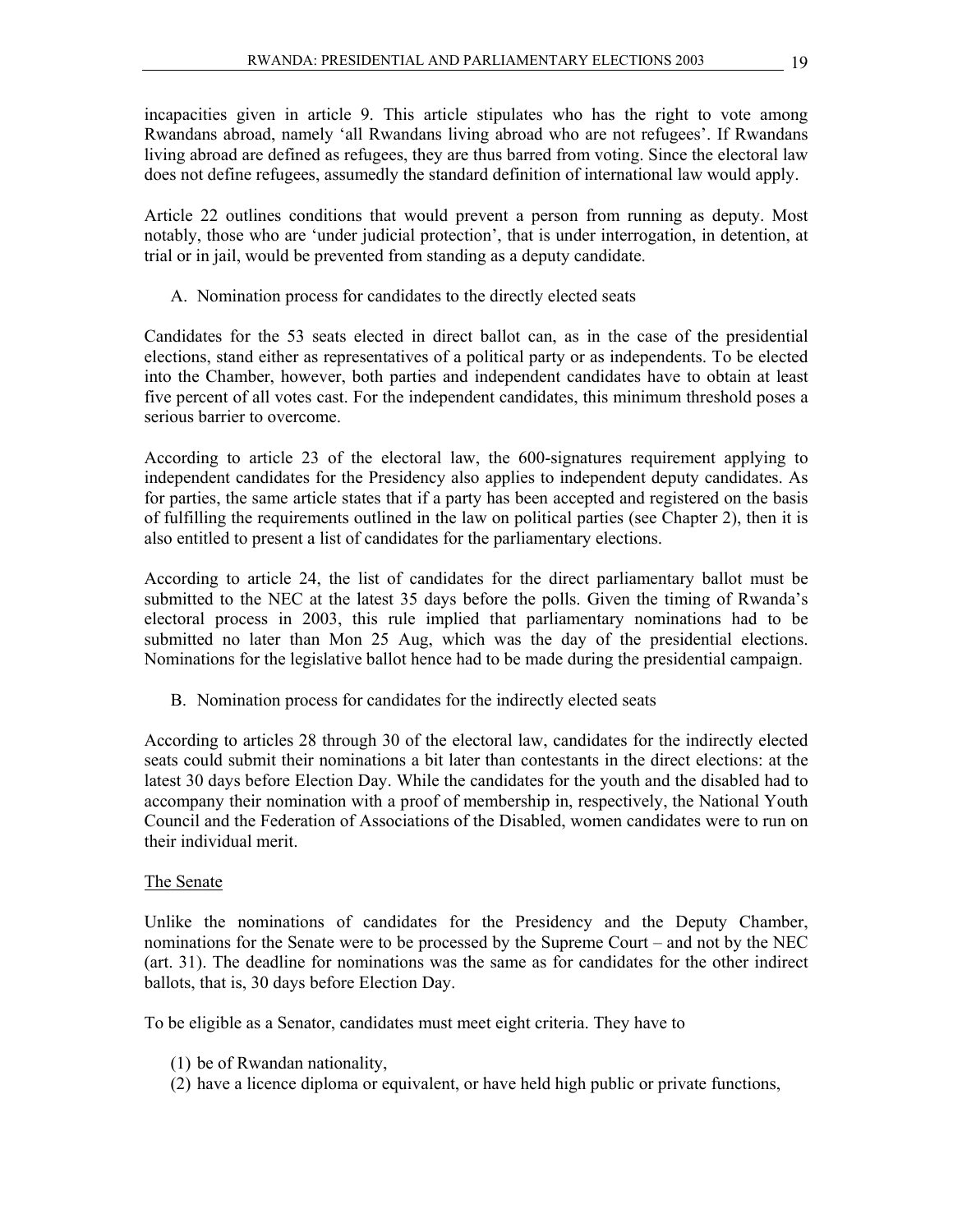incapacities given in article 9. This article stipulates who has the right to vote among Rwandans abroad, namely 'all Rwandans living abroad who are not refugees'. If Rwandans living abroad are defined as refugees, they are thus barred from voting. Since the electoral law does not define refugees, assumedly the standard definition of international law would apply.

Article 22 outlines conditions that would prevent a person from running as deputy. Most notably, those who are 'under judicial protection', that is under interrogation, in detention, at trial or in jail, would be prevented from standing as a deputy candidate.

A. Nomination process for candidates to the directly elected seats

Candidates for the 53 seats elected in direct ballot can, as in the case of the presidential elections, stand either as representatives of a political party or as independents. To be elected into the Chamber, however, both parties and independent candidates have to obtain at least five percent of all votes cast. For the independent candidates, this minimum threshold poses a serious barrier to overcome.

According to article 23 of the electoral law, the 600-signatures requirement applying to independent candidates for the Presidency also applies to independent deputy candidates. As for parties, the same article states that if a party has been accepted and registered on the basis of fulfilling the requirements outlined in the law on political parties (see Chapter 2), then it is also entitled to present a list of candidates for the parliamentary elections.

According to article 24, the list of candidates for the direct parliamentary ballot must be submitted to the NEC at the latest 35 days before the polls. Given the timing of Rwanda's electoral process in 2003, this rule implied that parliamentary nominations had to be submitted no later than Mon 25 Aug, which was the day of the presidential elections. Nominations for the legislative ballot hence had to be made during the presidential campaign.

B. Nomination process for candidates for the indirectly elected seats

According to articles 28 through 30 of the electoral law, candidates for the indirectly elected seats could submit their nominations a bit later than contestants in the direct elections: at the latest 30 days before Election Day. While the candidates for the youth and the disabled had to accompany their nomination with a proof of membership in, respectively, the National Youth Council and the Federation of Associations of the Disabled, women candidates were to run on their individual merit.

<u>The Senate</u>

Unlike the nominations of candidates for the Presidency and the Deputy Chamber, nominations for the Senate were to be processed by the Supreme Court – and not by the NEC (art. 31). The deadline for nominations was the same as for candidates for the other indirect ballots, that is, 30 days before Election Day.

To be eligible as a Senator, candidates must meet eight criteria. They have to

(1) be of Rwandan nationality,
(2) have a licence diploma or equivalent, or have held high public or private functions,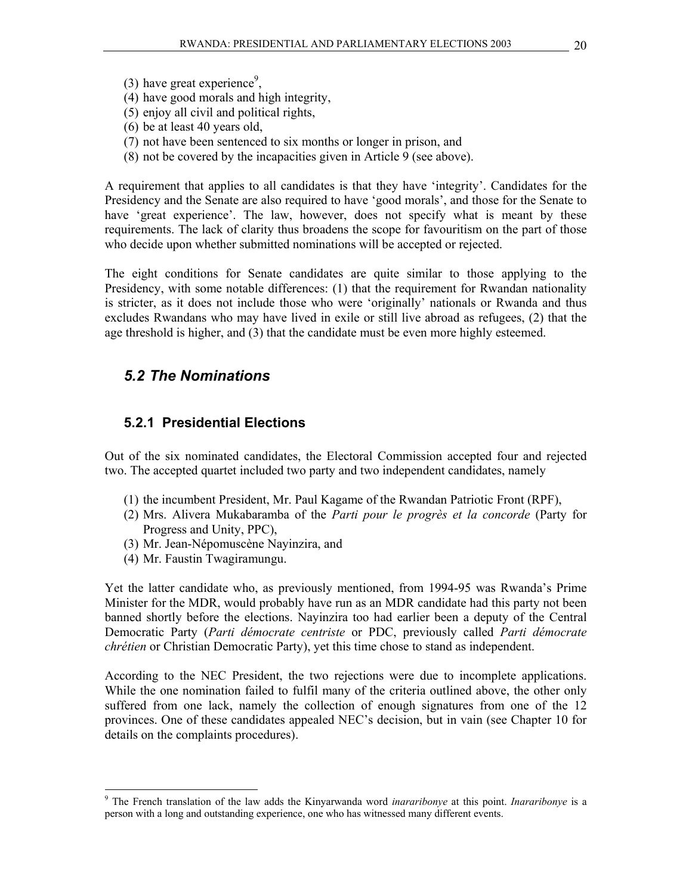(3) have great experience[9],
(4) have good morals and high integrity,
(5) enjoy all civil and political rights,
(6) be at least 40 years old,
(7) not have been sentenced to six months or longer in prison, and
(8) not be covered by the incapacities given in Article 9 (see above).

A requirement that applies to all candidates is that they have 'integrity'. Candidates for the Presidency and the Senate are also required to have 'good morals', and those for the Senate to have 'great experience'. The law, however, does not specify what is meant by these requirements. The lack of clarity thus broadens the scope for favouritism on the part of those who decide upon whether submitted nominations will be accepted or rejected.

The eight conditions for Senate candidates are quite similar to those applying to the Presidency, with some notable differences: (1) that the requirement for Rwandan nationality is stricter, as it does not include those who were 'originally' nationals or Rwanda and thus excludes Rwandans who may have lived in exile or still live abroad as refugees, (2) that the age threshold is higher, and (3) that the candidate must be even more highly esteemed.

## *5.2 The Nominations*

### 5.2.1 Presidential Elections

Out of the six nominated candidates, the Electoral Commission accepted four and rejected two. The accepted quartet included two party and two independent candidates, namely

(1) the incumbent President, Mr. Paul Kagame of the Rwandan Patriotic Front (RPF),
(2) Mrs. Alivera Mukabaramba of the *Parti pour le progrès et la concorde* (Party for Progress and Unity, PPC),
(3) Mr. Jean-Népomuscène Nayinzira, and
(4) Mr. Faustin Twagiramungu.

Yet the latter candidate who, as previously mentioned, from 1994-95 was Rwanda's Prime Minister for the MDR, would probably have run as an MDR candidate had this party not been banned shortly before the elections. Nayinzira too had earlier been a deputy of the Central Democratic Party (*Parti démocrate centriste* or PDC, previously called *Parti démocrate chrétien* or Christian Democratic Party), yet this time chose to stand as independent.

According to the NEC President, the two rejections were due to incomplete applications. While the one nomination failed to fulfil many of the criteria outlined above, the other only suffered from one lack, namely the collection of enough signatures from one of the 12 provinces. One of these candidates appealed NEC's decision, but in vain (see Chapter 10 for details on the complaints procedures).

[9] The French translation of the law adds the Kinyarwanda word *inararibonye* at this point. *Inararibonye* is a person with a long and outstanding experience, one who has witnessed many different events.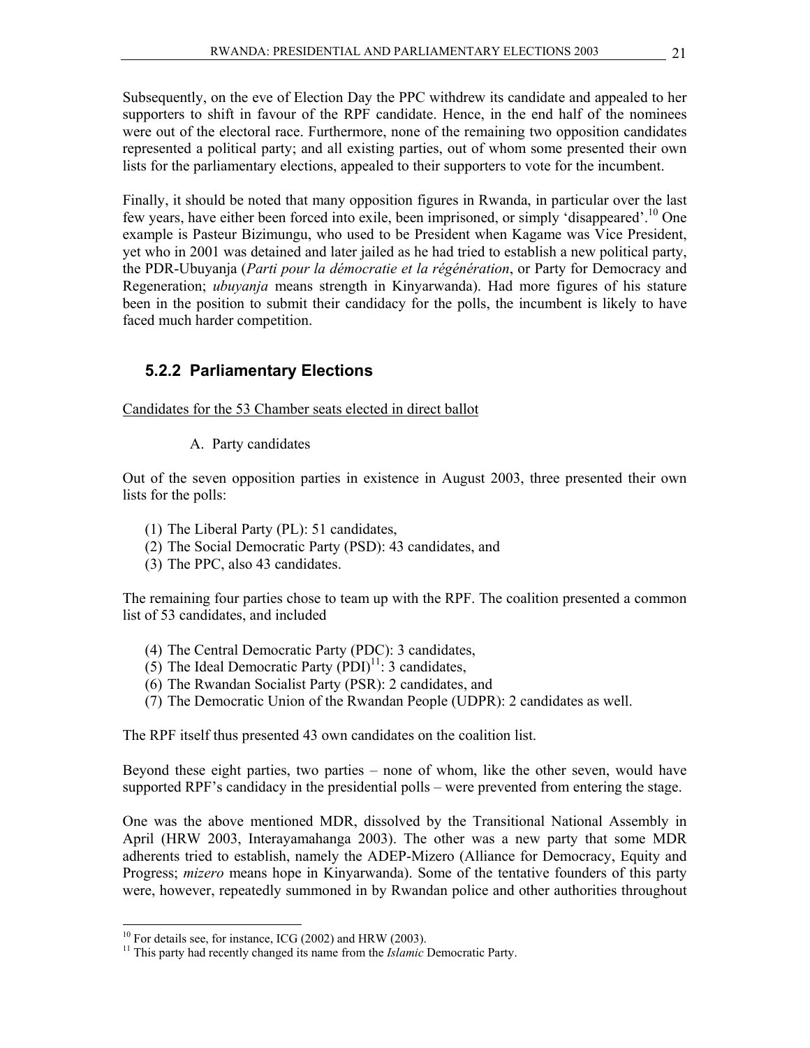Subsequently, on the eve of Election Day the PPC withdrew its candidate and appealed to her supporters to shift in favour of the RPF candidate. Hence, in the end half of the nominees were out of the electoral race. Furthermore, none of the remaining two opposition candidates represented a political party; and all existing parties, out of whom some presented their own lists for the parliamentary elections, appealed to their supporters to vote for the incumbent.

Finally, it should be noted that many opposition figures in Rwanda, in particular over the last few years, have either been forced into exile, been imprisoned, or simply 'disappeared'.[10] One example is Pasteur Bizimungu, who used to be President when Kagame was Vice President, yet who in 2001 was detained and later jailed as he had tried to establish a new political party, the PDR-Ubuyanja (*Parti pour la démocratie et la régénération*, or Party for Democracy and Regeneration; *ubuyanja* means strength in Kinyarwanda). Had more figures of his stature been in the position to submit their candidacy for the polls, the incumbent is likely to have faced much harder competition.

### 5.2.2 Parliamentary Elections

<u>Candidates for the 53 Chamber seats elected in direct ballot</u>

A. Party candidates

Out of the seven opposition parties in existence in August 2003, three presented their own lists for the polls:

(1) The Liberal Party (PL): 51 candidates,
(2) The Social Democratic Party (PSD): 43 candidates, and
(3) The PPC, also 43 candidates.

The remaining four parties chose to team up with the RPF. The coalition presented a common list of 53 candidates, and included

(4) The Central Democratic Party (PDC): 3 candidates,
(5) The Ideal Democratic Party (PDI)[11]: 3 candidates,
(6) The Rwandan Socialist Party (PSR): 2 candidates, and
(7) The Democratic Union of the Rwandan People (UDPR): 2 candidates as well.

The RPF itself thus presented 43 own candidates on the coalition list.

Beyond these eight parties, two parties – none of whom, like the other seven, would have supported RPF's candidacy in the presidential polls – were prevented from entering the stage.

One was the above mentioned MDR, dissolved by the Transitional National Assembly in April (HRW 2003, Interayamahanga 2003). The other was a new party that some MDR adherents tried to establish, namely the ADEP-Mizero (Alliance for Democracy, Equity and Progress; *mizero* means hope in Kinyarwanda). Some of the tentative founders of this party were, however, repeatedly summoned in by Rwandan police and other authorities throughout

---

[10] For details see, for instance, ICG (2002) and HRW (2003).

[11] This party had recently changed its name from the *Islamic* Democratic Party.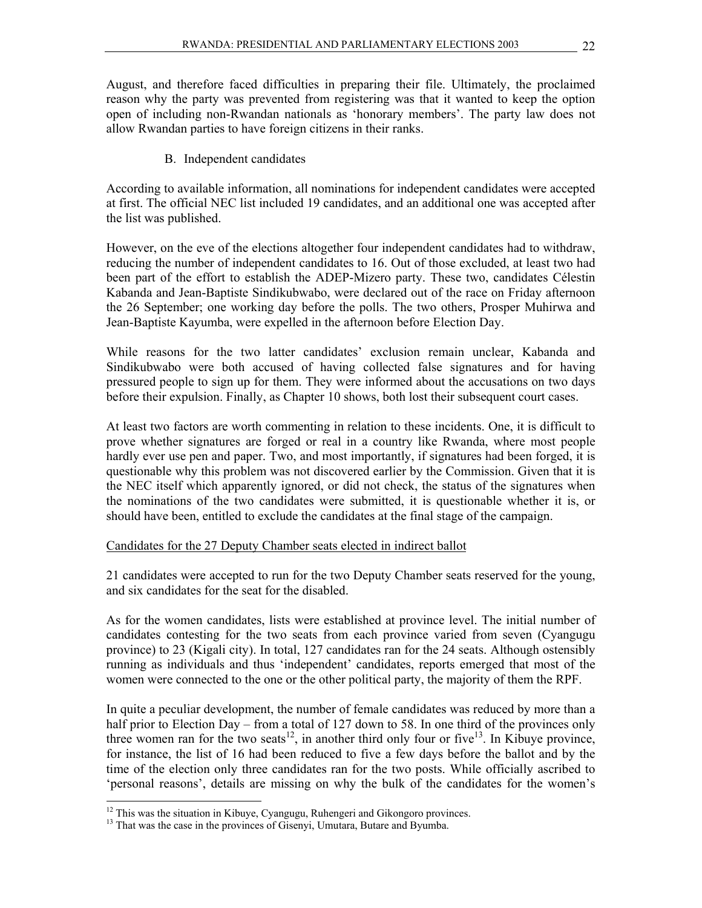August, and therefore faced difficulties in preparing their file. Ultimately, the proclaimed reason why the party was prevented from registering was that it wanted to keep the option open of including non-Rwandan nationals as 'honorary members'. The party law does not allow Rwandan parties to have foreign citizens in their ranks.

### B. Independent candidates

According to available information, all nominations for independent candidates were accepted at first. The official NEC list included 19 candidates, and an additional one was accepted after the list was published.

However, on the eve of the elections altogether four independent candidates had to withdraw, reducing the number of independent candidates to 16. Out of those excluded, at least two had been part of the effort to establish the ADEP-Mizero party. These two, candidates Célestin Kabanda and Jean-Baptiste Sindikubwabo, were declared out of the race on Friday afternoon the 26 September; one working day before the polls. The two others, Prosper Muhirwa and Jean-Baptiste Kayumba, were expelled in the afternoon before Election Day.

While reasons for the two latter candidates' exclusion remain unclear, Kabanda and Sindikubwabo were both accused of having collected false signatures and for having pressured people to sign up for them. They were informed about the accusations on two days before their expulsion. Finally, as Chapter 10 shows, both lost their subsequent court cases.

At least two factors are worth commenting in relation to these incidents. One, it is difficult to prove whether signatures are forged or real in a country like Rwanda, where most people hardly ever use pen and paper. Two, and most importantly, if signatures had been forged, it is questionable why this problem was not discovered earlier by the Commission. Given that it is the NEC itself which apparently ignored, or did not check, the status of the signatures when the nominations of the two candidates were submitted, it is questionable whether it is, or should have been, entitled to exclude the candidates at the final stage of the campaign.

Candidates for the 27 Deputy Chamber seats elected in indirect ballot

21 candidates were accepted to run for the two Deputy Chamber seats reserved for the young, and six candidates for the seat for the disabled.

As for the women candidates, lists were established at province level. The initial number of candidates contesting for the two seats from each province varied from seven (Cyangugu province) to 23 (Kigali city). In total, 127 candidates ran for the 24 seats. Although ostensibly running as individuals and thus 'independent' candidates, reports emerged that most of the women were connected to the one or the other political party, the majority of them the RPF.

In quite a peculiar development, the number of female candidates was reduced by more than a half prior to Election Day – from a total of 127 down to 58. In one third of the provinces only three women ran for the two seats[12], in another third only four or five[13]. In Kibuye province, for instance, the list of 16 had been reduced to five a few days before the ballot and by the time of the election only three candidates ran for the two posts. While officially ascribed to 'personal reasons', details are missing on why the bulk of the candidates for the women's

[12] This was the situation in Kibuye, Cyangugu, Ruhengeri and Gikongoro provinces.

[13] That was the case in the provinces of Gisenyi, Umutara, Butare and Byumba.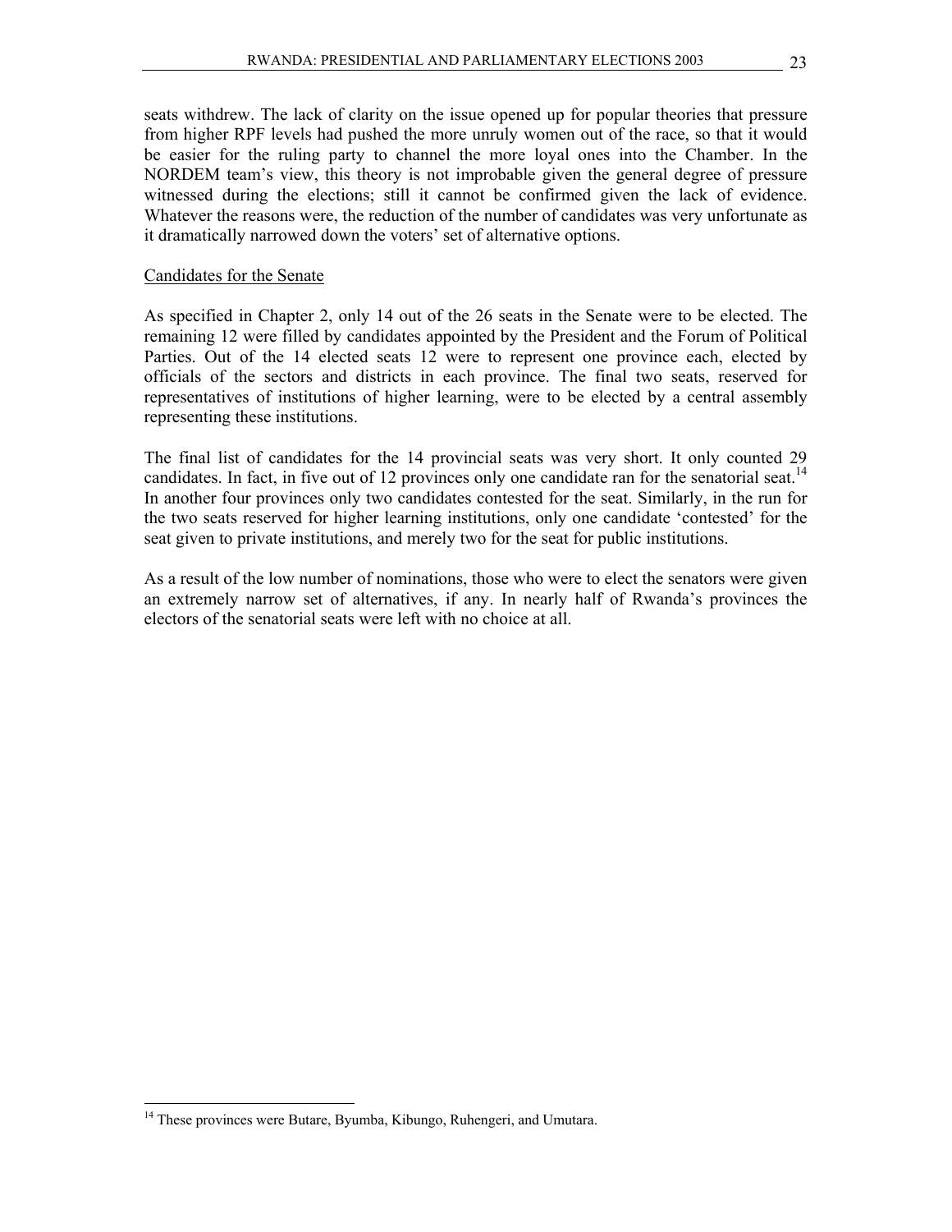seats withdrew. The lack of clarity on the issue opened up for popular theories that pressure from higher RPF levels had pushed the more unruly women out of the race, so that it would be easier for the ruling party to channel the more loyal ones into the Chamber. In the NORDEM team's view, this theory is not improbable given the general degree of pressure witnessed during the elections; still it cannot be confirmed given the lack of evidence. Whatever the reasons were, the reduction of the number of candidates was very unfortunate as it dramatically narrowed down the voters' set of alternative options.

<u>Candidates for the Senate</u>

As specified in Chapter 2, only 14 out of the 26 seats in the Senate were to be elected. The remaining 12 were filled by candidates appointed by the President and the Forum of Political Parties. Out of the 14 elected seats 12 were to represent one province each, elected by officials of the sectors and districts in each province. The final two seats, reserved for representatives of institutions of higher learning, were to be elected by a central assembly representing these institutions.

The final list of candidates for the 14 provincial seats was very short. It only counted 29 candidates. In fact, in five out of 12 provinces only one candidate ran for the senatorial seat.[14] In another four provinces only two candidates contested for the seat. Similarly, in the run for the two seats reserved for higher learning institutions, only one candidate 'contested' for the seat given to private institutions, and merely two for the seat for public institutions.

As a result of the low number of nominations, those who were to elect the senators were given an extremely narrow set of alternatives, if any. In nearly half of Rwanda's provinces the electors of the senatorial seats were left with no choice at all.

[14] These provinces were Butare, Byumba, Kibungo, Ruhengeri, and Umutara.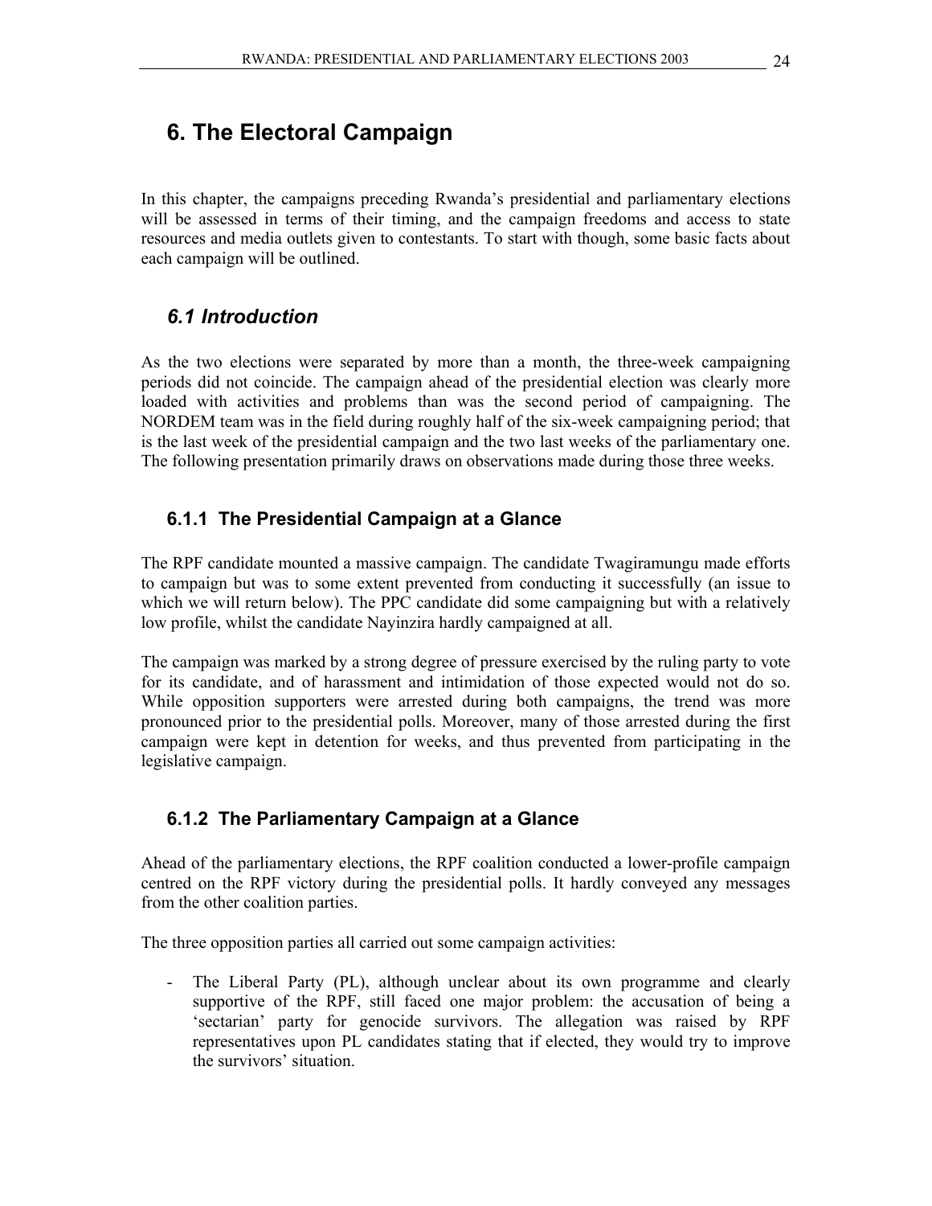# 6. The Electoral Campaign

In this chapter, the campaigns preceding Rwanda's presidential and parliamentary elections will be assessed in terms of their timing, and the campaign freedoms and access to state resources and media outlets given to contestants. To start with though, some basic facts about each campaign will be outlined.

## *6.1 Introduction*

As the two elections were separated by more than a month, the three-week campaigning periods did not coincide. The campaign ahead of the presidential election was clearly more loaded with activities and problems than was the second period of campaigning. The NORDEM team was in the field during roughly half of the six-week campaigning period; that is the last week of the presidential campaign and the two last weeks of the parliamentary one. The following presentation primarily draws on observations made during those three weeks.

### 6.1.1 The Presidential Campaign at a Glance

The RPF candidate mounted a massive campaign. The candidate Twagiramungu made efforts to campaign but was to some extent prevented from conducting it successfully (an issue to which we will return below). The PPC candidate did some campaigning but with a relatively low profile, whilst the candidate Nayinzira hardly campaigned at all.

The campaign was marked by a strong degree of pressure exercised by the ruling party to vote for its candidate, and of harassment and intimidation of those expected would not do so. While opposition supporters were arrested during both campaigns, the trend was more pronounced prior to the presidential polls. Moreover, many of those arrested during the first campaign were kept in detention for weeks, and thus prevented from participating in the legislative campaign.

### 6.1.2 The Parliamentary Campaign at a Glance

Ahead of the parliamentary elections, the RPF coalition conducted a lower-profile campaign centred on the RPF victory during the presidential polls. It hardly conveyed any messages from the other coalition parties.

The three opposition parties all carried out some campaign activities:

- The Liberal Party (PL), although unclear about its own programme and clearly supportive of the RPF, still faced one major problem: the accusation of being a 'sectarian' party for genocide survivors. The allegation was raised by RPF representatives upon PL candidates stating that if elected, they would try to improve the survivors' situation.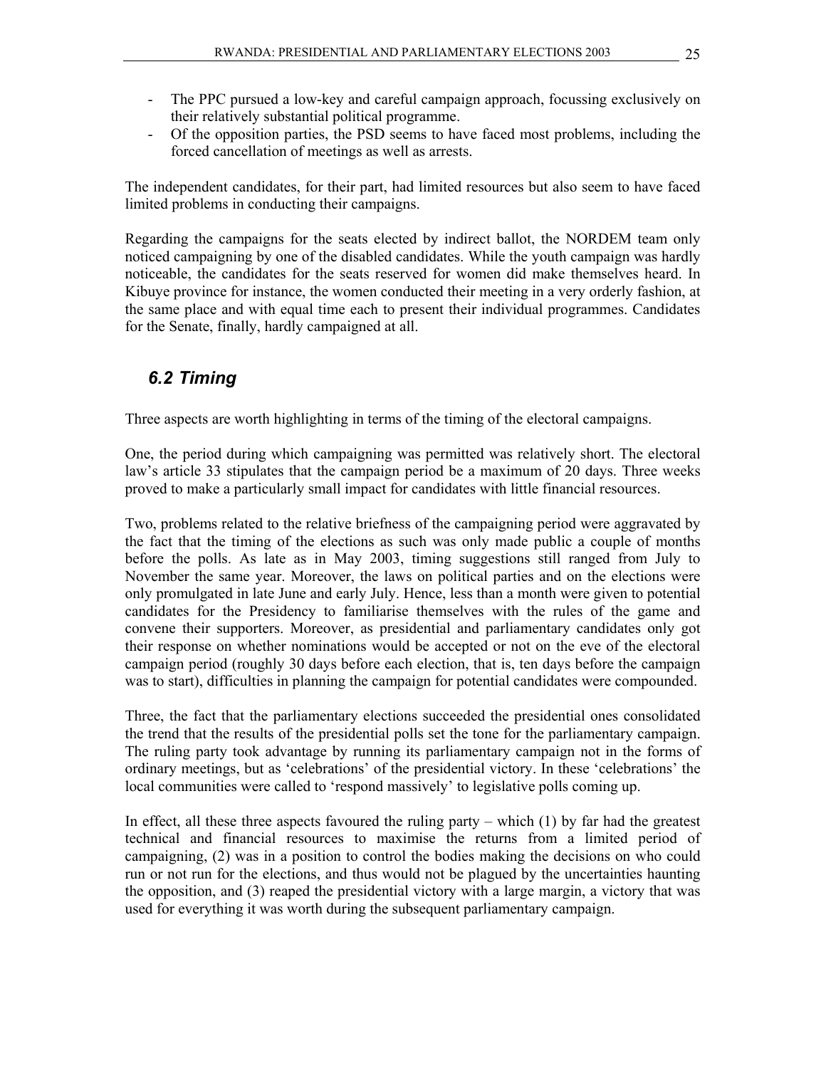- The PPC pursued a low-key and careful campaign approach, focussing exclusively on their relatively substantial political programme.
- Of the opposition parties, the PSD seems to have faced most problems, including the forced cancellation of meetings as well as arrests.

The independent candidates, for their part, had limited resources but also seem to have faced limited problems in conducting their campaigns.

Regarding the campaigns for the seats elected by indirect ballot, the NORDEM team only noticed campaigning by one of the disabled candidates. While the youth campaign was hardly noticeable, the candidates for the seats reserved for women did make themselves heard. In Kibuye province for instance, the women conducted their meeting in a very orderly fashion, at the same place and with equal time each to present their individual programmes. Candidates for the Senate, finally, hardly campaigned at all.

## *6.2 Timing*

Three aspects are worth highlighting in terms of the timing of the electoral campaigns.

One, the period during which campaigning was permitted was relatively short. The electoral law's article 33 stipulates that the campaign period be a maximum of 20 days. Three weeks proved to make a particularly small impact for candidates with little financial resources.

Two, problems related to the relative briefness of the campaigning period were aggravated by the fact that the timing of the elections as such was only made public a couple of months before the polls. As late as in May 2003, timing suggestions still ranged from July to November the same year. Moreover, the laws on political parties and on the elections were only promulgated in late June and early July. Hence, less than a month were given to potential candidates for the Presidency to familiarise themselves with the rules of the game and convene their supporters. Moreover, as presidential and parliamentary candidates only got their response on whether nominations would be accepted or not on the eve of the electoral campaign period (roughly 30 days before each election, that is, ten days before the campaign was to start), difficulties in planning the campaign for potential candidates were compounded.

Three, the fact that the parliamentary elections succeeded the presidential ones consolidated the trend that the results of the presidential polls set the tone for the parliamentary campaign. The ruling party took advantage by running its parliamentary campaign not in the forms of ordinary meetings, but as 'celebrations' of the presidential victory. In these 'celebrations' the local communities were called to 'respond massively' to legislative polls coming up.

In effect, all these three aspects favoured the ruling party – which (1) by far had the greatest technical and financial resources to maximise the returns from a limited period of campaigning, (2) was in a position to control the bodies making the decisions on who could run or not run for the elections, and thus would not be plagued by the uncertainties haunting the opposition, and (3) reaped the presidential victory with a large margin, a victory that was used for everything it was worth during the subsequent parliamentary campaign.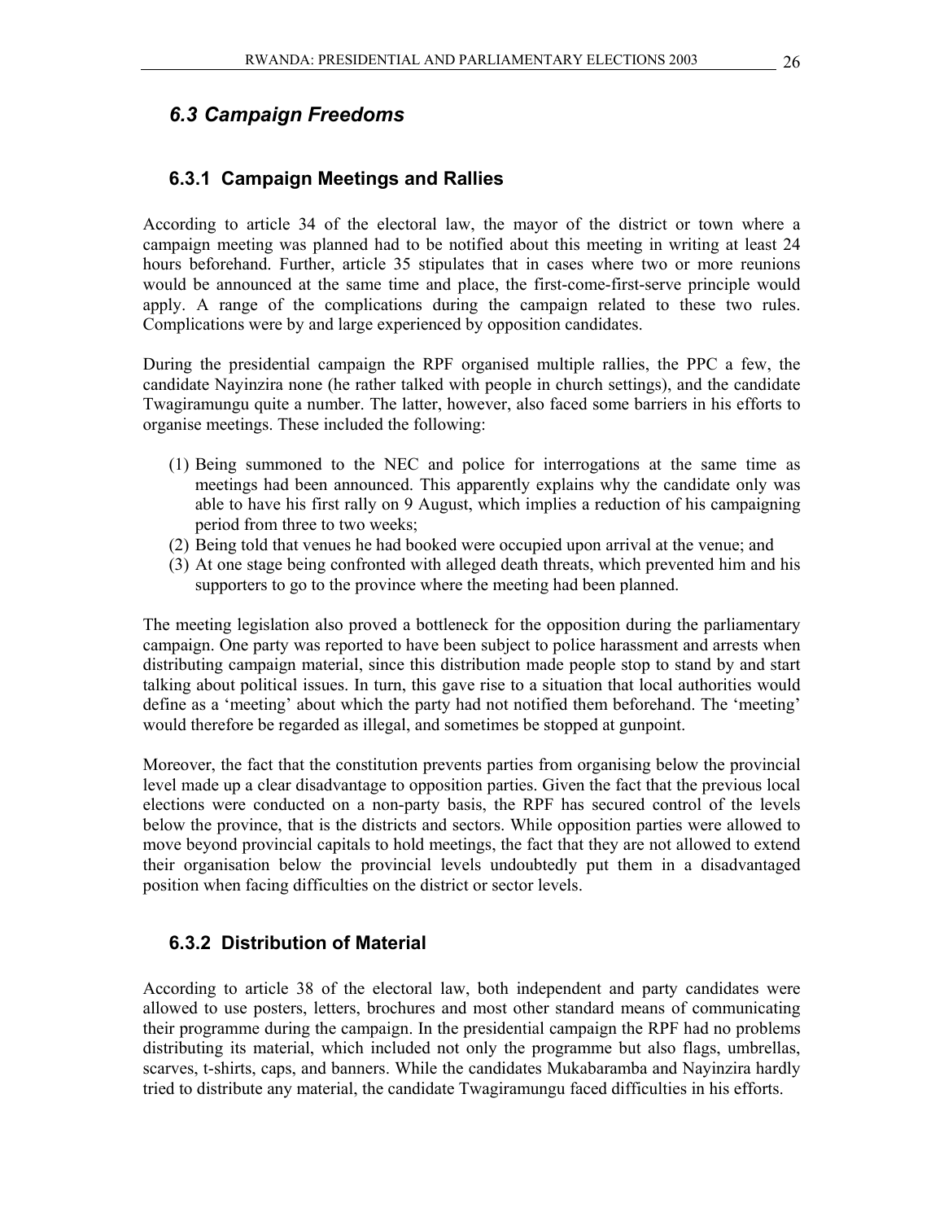## *6.3 Campaign Freedoms*

### 6.3.1 Campaign Meetings and Rallies

According to article 34 of the electoral law, the mayor of the district or town where a campaign meeting was planned had to be notified about this meeting in writing at least 24 hours beforehand. Further, article 35 stipulates that in cases where two or more reunions would be announced at the same time and place, the first-come-first-serve principle would apply. A range of the complications during the campaign related to these two rules. Complications were by and large experienced by opposition candidates.

During the presidential campaign the RPF organised multiple rallies, the PPC a few, the candidate Nayinzira none (he rather talked with people in church settings), and the candidate Twagiramungu quite a number. The latter, however, also faced some barriers in his efforts to organise meetings. These included the following:

(1) Being summoned to the NEC and police for interrogations at the same time as meetings had been announced. This apparently explains why the candidate only was able to have his first rally on 9 August, which implies a reduction of his campaigning period from three to two weeks;
(2) Being told that venues he had booked were occupied upon arrival at the venue; and
(3) At one stage being confronted with alleged death threats, which prevented him and his supporters to go to the province where the meeting had been planned.

The meeting legislation also proved a bottleneck for the opposition during the parliamentary campaign. One party was reported to have been subject to police harassment and arrests when distributing campaign material, since this distribution made people stop to stand by and start talking about political issues. In turn, this gave rise to a situation that local authorities would define as a 'meeting' about which the party had not notified them beforehand. The 'meeting' would therefore be regarded as illegal, and sometimes be stopped at gunpoint.

Moreover, the fact that the constitution prevents parties from organising below the provincial level made up a clear disadvantage to opposition parties. Given the fact that the previous local elections were conducted on a non-party basis, the RPF has secured control of the levels below the province, that is the districts and sectors. While opposition parties were allowed to move beyond provincial capitals to hold meetings, the fact that they are not allowed to extend their organisation below the provincial levels undoubtedly put them in a disadvantaged position when facing difficulties on the district or sector levels.

### 6.3.2 Distribution of Material

According to article 38 of the electoral law, both independent and party candidates were allowed to use posters, letters, brochures and most other standard means of communicating their programme during the campaign. In the presidential campaign the RPF had no problems distributing its material, which included not only the programme but also flags, umbrellas, scarves, t-shirts, caps, and banners. While the candidates Mukabaramba and Nayinzira hardly tried to distribute any material, the candidate Twagiramungu faced difficulties in his efforts.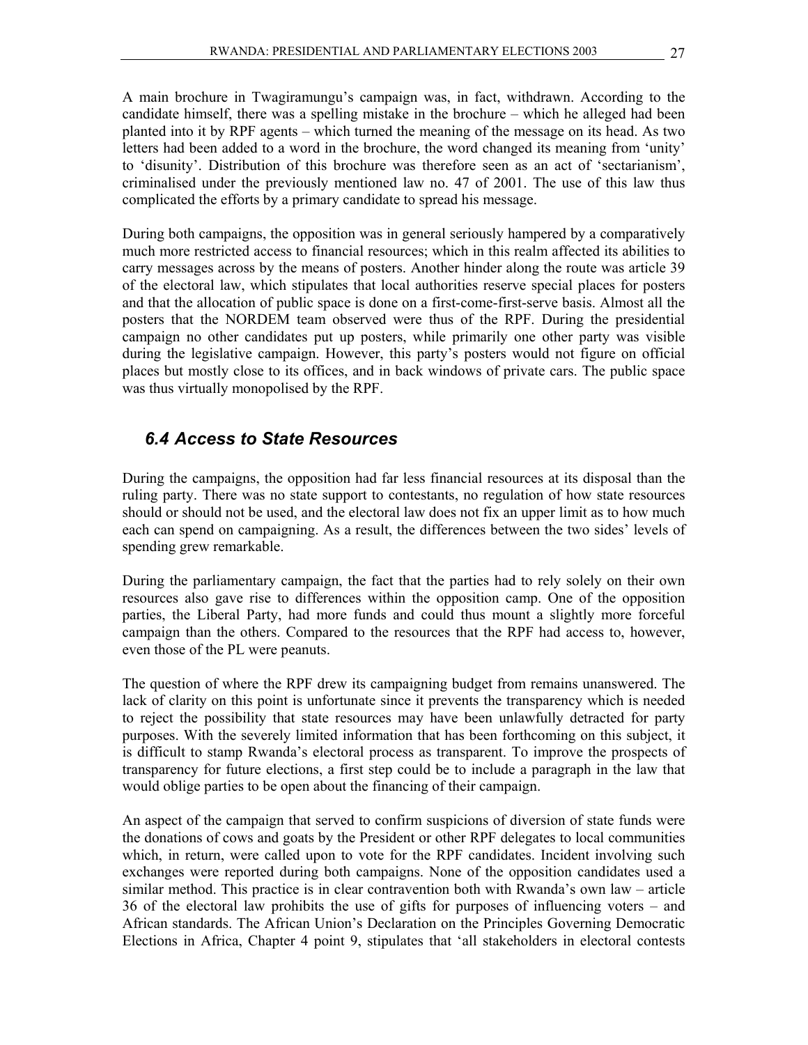A main brochure in Twagiramungu's campaign was, in fact, withdrawn. According to the candidate himself, there was a spelling mistake in the brochure – which he alleged had been planted into it by RPF agents – which turned the meaning of the message on its head. As two letters had been added to a word in the brochure, the word changed its meaning from 'unity' to 'disunity'. Distribution of this brochure was therefore seen as an act of 'sectarianism', criminalised under the previously mentioned law no. 47 of 2001. The use of this law thus complicated the efforts by a primary candidate to spread his message.

During both campaigns, the opposition was in general seriously hampered by a comparatively much more restricted access to financial resources; which in this realm affected its abilities to carry messages across by the means of posters. Another hinder along the route was article 39 of the electoral law, which stipulates that local authorities reserve special places for posters and that the allocation of public space is done on a first-come-first-serve basis. Almost all the posters that the NORDEM team observed were thus of the RPF. During the presidential campaign no other candidates put up posters, while primarily one other party was visible during the legislative campaign. However, this party's posters would not figure on official places but mostly close to its offices, and in back windows of private cars. The public space was thus virtually monopolised by the RPF.

## *6.4 Access to State Resources*

During the campaigns, the opposition had far less financial resources at its disposal than the ruling party. There was no state support to contestants, no regulation of how state resources should or should not be used, and the electoral law does not fix an upper limit as to how much each can spend on campaigning. As a result, the differences between the two sides' levels of spending grew remarkable.

During the parliamentary campaign, the fact that the parties had to rely solely on their own resources also gave rise to differences within the opposition camp. One of the opposition parties, the Liberal Party, had more funds and could thus mount a slightly more forceful campaign than the others. Compared to the resources that the RPF had access to, however, even those of the PL were peanuts.

The question of where the RPF drew its campaigning budget from remains unanswered. The lack of clarity on this point is unfortunate since it prevents the transparency which is needed to reject the possibility that state resources may have been unlawfully detracted for party purposes. With the severely limited information that has been forthcoming on this subject, it is difficult to stamp Rwanda's electoral process as transparent. To improve the prospects of transparency for future elections, a first step could be to include a paragraph in the law that would oblige parties to be open about the financing of their campaign.

An aspect of the campaign that served to confirm suspicions of diversion of state funds were the donations of cows and goats by the President or other RPF delegates to local communities which, in return, were called upon to vote for the RPF candidates. Incident involving such exchanges were reported during both campaigns. None of the opposition candidates used a similar method. This practice is in clear contravention both with Rwanda's own law – article 36 of the electoral law prohibits the use of gifts for purposes of influencing voters – and African standards. The African Union's Declaration on the Principles Governing Democratic Elections in Africa, Chapter 4 point 9, stipulates that 'all stakeholders in electoral contests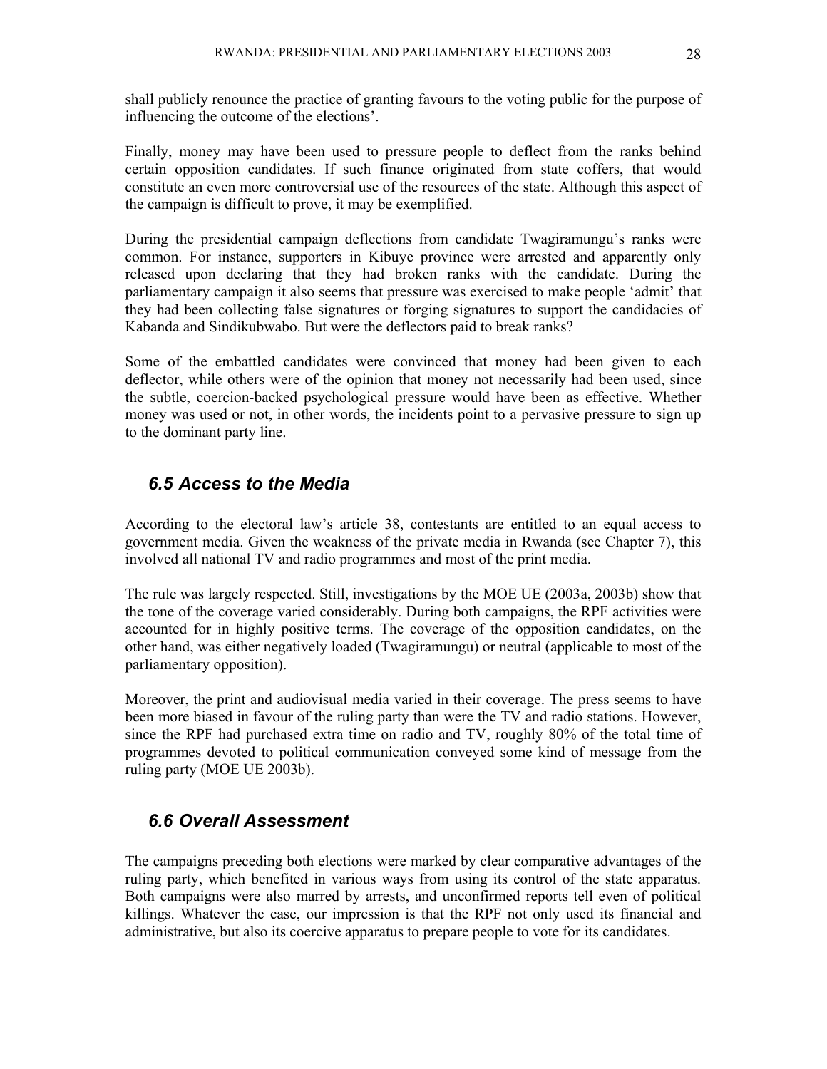shall publicly renounce the practice of granting favours to the voting public for the purpose of influencing the outcome of the elections'.

Finally, money may have been used to pressure people to deflect from the ranks behind certain opposition candidates. If such finance originated from state coffers, that would constitute an even more controversial use of the resources of the state. Although this aspect of the campaign is difficult to prove, it may be exemplified.

During the presidential campaign deflections from candidate Twagiramungu's ranks were common. For instance, supporters in Kibuye province were arrested and apparently only released upon declaring that they had broken ranks with the candidate. During the parliamentary campaign it also seems that pressure was exercised to make people 'admit' that they had been collecting false signatures or forging signatures to support the candidacies of Kabanda and Sindikubwabo. But were the deflectors paid to break ranks?

Some of the embattled candidates were convinced that money had been given to each deflector, while others were of the opinion that money not necessarily had been used, since the subtle, coercion-backed psychological pressure would have been as effective. Whether money was used or not, in other words, the incidents point to a pervasive pressure to sign up to the dominant party line.

## *6.5 Access to the Media*

According to the electoral law's article 38, contestants are entitled to an equal access to government media. Given the weakness of the private media in Rwanda (see Chapter 7), this involved all national TV and radio programmes and most of the print media.

The rule was largely respected. Still, investigations by the MOE UE (2003a, 2003b) show that the tone of the coverage varied considerably. During both campaigns, the RPF activities were accounted for in highly positive terms. The coverage of the opposition candidates, on the other hand, was either negatively loaded (Twagiramungu) or neutral (applicable to most of the parliamentary opposition).

Moreover, the print and audiovisual media varied in their coverage. The press seems to have been more biased in favour of the ruling party than were the TV and radio stations. However, since the RPF had purchased extra time on radio and TV, roughly 80% of the total time of programmes devoted to political communication conveyed some kind of message from the ruling party (MOE UE 2003b).

## *6.6 Overall Assessment*

The campaigns preceding both elections were marked by clear comparative advantages of the ruling party, which benefited in various ways from using its control of the state apparatus. Both campaigns were also marred by arrests, and unconfirmed reports tell even of political killings. Whatever the case, our impression is that the RPF not only used its financial and administrative, but also its coercive apparatus to prepare people to vote for its candidates.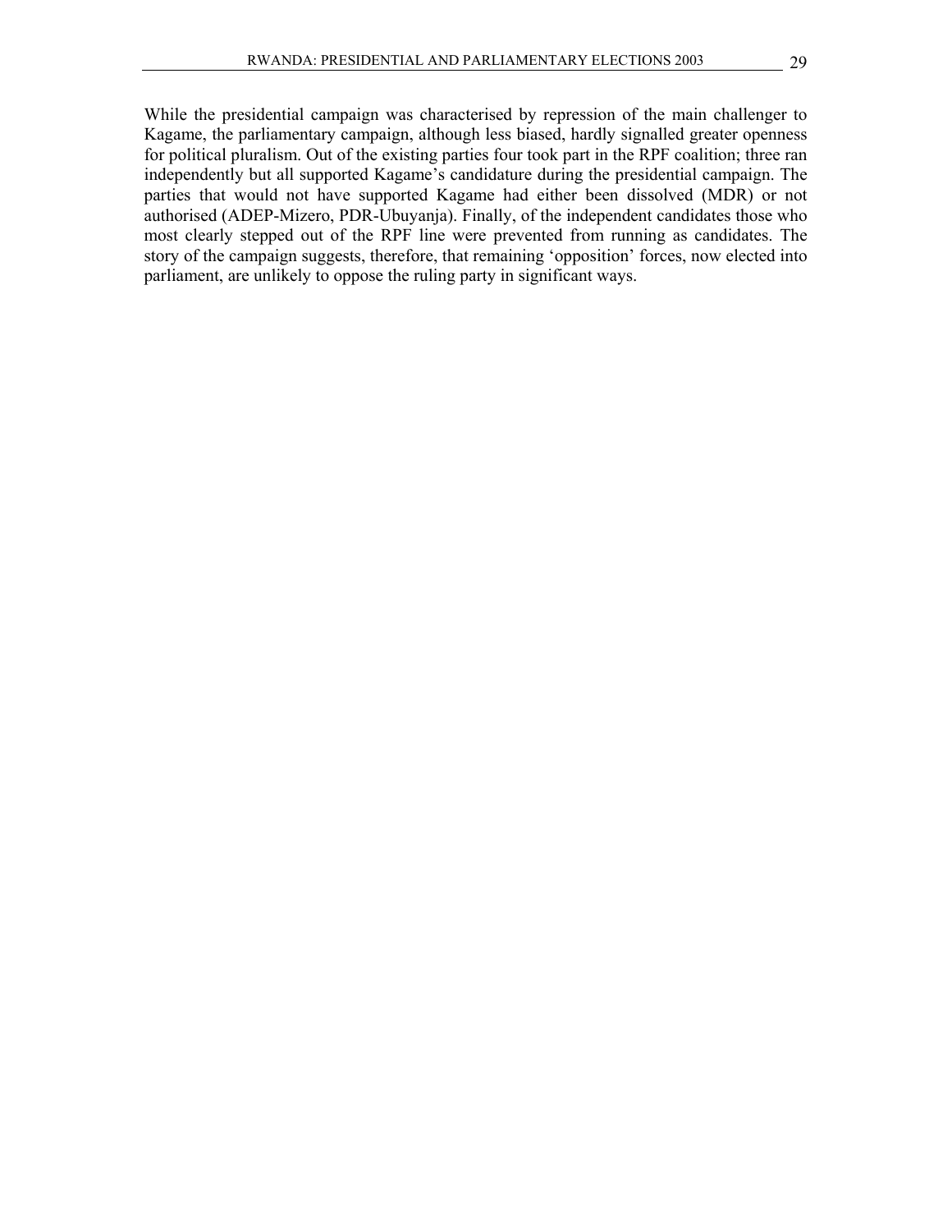While the presidential campaign was characterised by repression of the main challenger to Kagame, the parliamentary campaign, although less biased, hardly signalled greater openness for political pluralism. Out of the existing parties four took part in the RPF coalition; three ran independently but all supported Kagame's candidature during the presidential campaign. The parties that would not have supported Kagame had either been dissolved (MDR) or not authorised (ADEP-Mizero, PDR-Ubuyanja). Finally, of the independent candidates those who most clearly stepped out of the RPF line were prevented from running as candidates. The story of the campaign suggests, therefore, that remaining 'opposition' forces, now elected into parliament, are unlikely to oppose the ruling party in significant ways.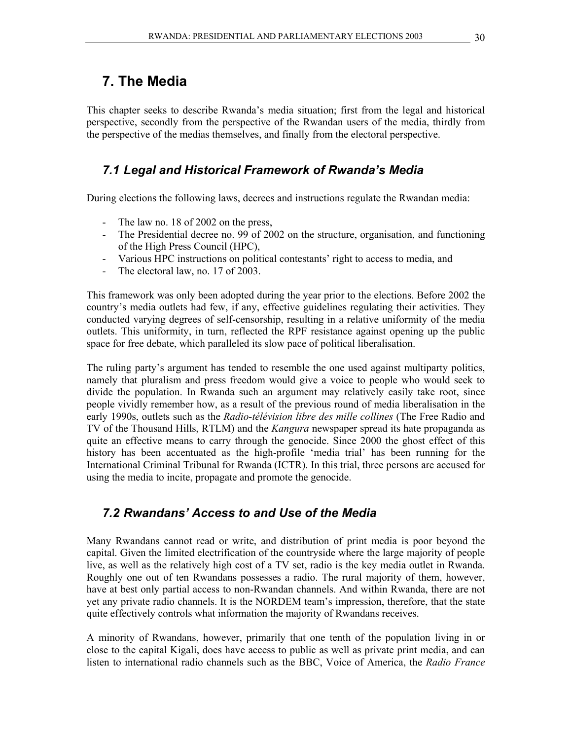# 7. The Media

This chapter seeks to describe Rwanda's media situation; first from the legal and historical perspective, secondly from the perspective of the Rwandan users of the media, thirdly from the perspective of the medias themselves, and finally from the electoral perspective.

## *7.1 Legal and Historical Framework of Rwanda's Media*

During elections the following laws, decrees and instructions regulate the Rwandan media:

- The law no. 18 of 2002 on the press,
- The Presidential decree no. 99 of 2002 on the structure, organisation, and functioning of the High Press Council (HPC),
- Various HPC instructions on political contestants' right to access to media, and
- The electoral law, no. 17 of 2003.

This framework was only been adopted during the year prior to the elections. Before 2002 the country's media outlets had few, if any, effective guidelines regulating their activities. They conducted varying degrees of self-censorship, resulting in a relative uniformity of the media outlets. This uniformity, in turn, reflected the RPF resistance against opening up the public space for free debate, which paralleled its slow pace of political liberalisation.

The ruling party's argument has tended to resemble the one used against multiparty politics, namely that pluralism and press freedom would give a voice to people who would seek to divide the population. In Rwanda such an argument may relatively easily take root, since people vividly remember how, as a result of the previous round of media liberalisation in the early 1990s, outlets such as the *Radio-télévision libre des mille collines* (The Free Radio and TV of the Thousand Hills, RTLM) and the *Kangura* newspaper spread its hate propaganda as quite an effective means to carry through the genocide. Since 2000 the ghost effect of this history has been accentuated as the high-profile 'media trial' has been running for the International Criminal Tribunal for Rwanda (ICTR). In this trial, three persons are accused for using the media to incite, propagate and promote the genocide.

## *7.2 Rwandans' Access to and Use of the Media*

Many Rwandans cannot read or write, and distribution of print media is poor beyond the capital. Given the limited electrification of the countryside where the large majority of people live, as well as the relatively high cost of a TV set, radio is the key media outlet in Rwanda. Roughly one out of ten Rwandans possesses a radio. The rural majority of them, however, have at best only partial access to non-Rwandan channels. And within Rwanda, there are not yet any private radio channels. It is the NORDEM team's impression, therefore, that the state quite effectively controls what information the majority of Rwandans receives.

A minority of Rwandans, however, primarily that one tenth of the population living in or close to the capital Kigali, does have access to public as well as private print media, and can listen to international radio channels such as the BBC, Voice of America, the *Radio France*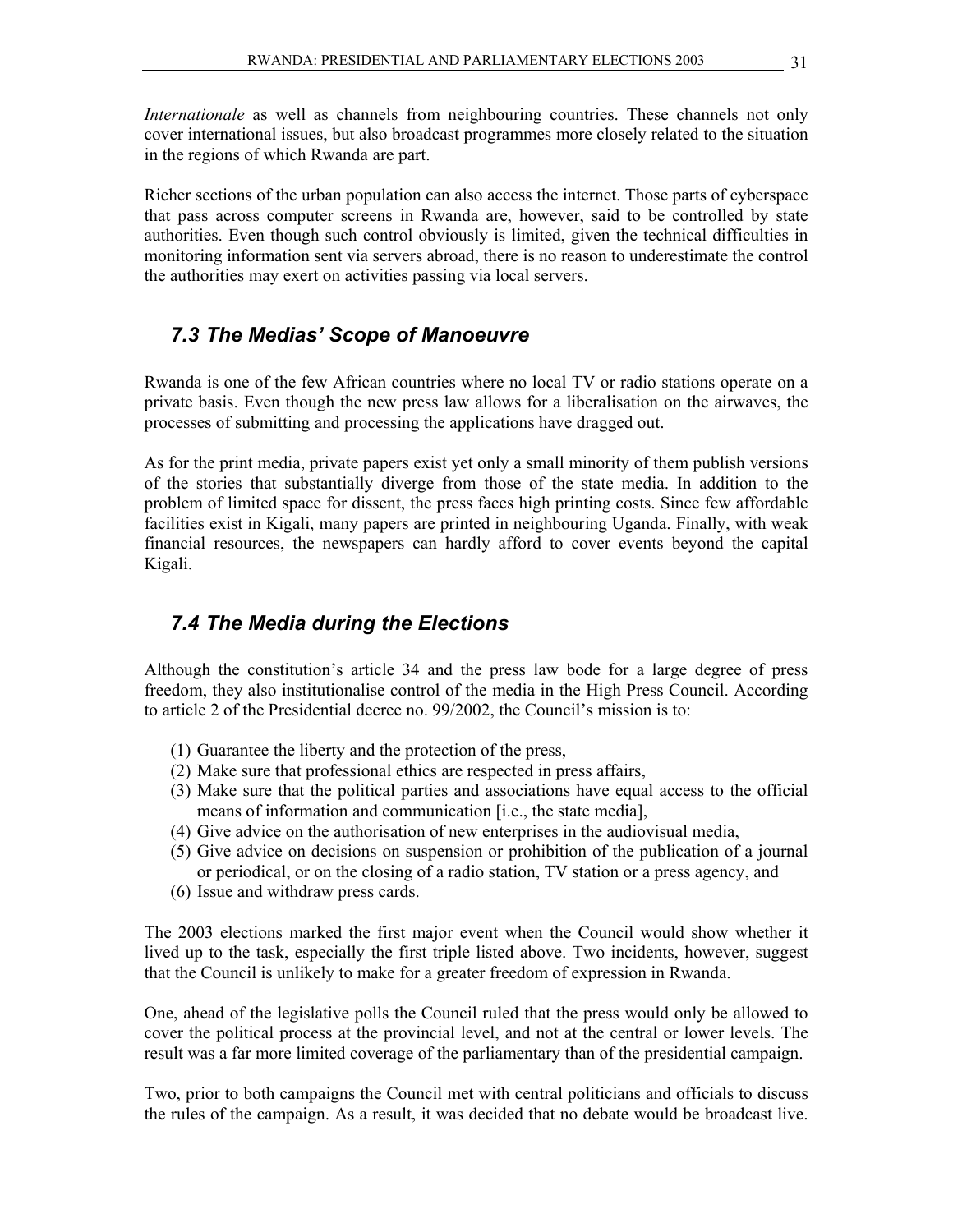*Internationale* as well as channels from neighbouring countries. These channels not only cover international issues, but also broadcast programmes more closely related to the situation in the regions of which Rwanda are part.

Richer sections of the urban population can also access the internet. Those parts of cyberspace that pass across computer screens in Rwanda are, however, said to be controlled by state authorities. Even though such control obviously is limited, given the technical difficulties in monitoring information sent via servers abroad, there is no reason to underestimate the control the authorities may exert on activities passing via local servers.

## *7.3 The Medias' Scope of Manoeuvre*

Rwanda is one of the few African countries where no local TV or radio stations operate on a private basis. Even though the new press law allows for a liberalisation on the airwaves, the processes of submitting and processing the applications have dragged out.

As for the print media, private papers exist yet only a small minority of them publish versions of the stories that substantially diverge from those of the state media. In addition to the problem of limited space for dissent, the press faces high printing costs. Since few affordable facilities exist in Kigali, many papers are printed in neighbouring Uganda. Finally, with weak financial resources, the newspapers can hardly afford to cover events beyond the capital Kigali.

## *7.4 The Media during the Elections*

Although the constitution's article 34 and the press law bode for a large degree of press freedom, they also institutionalise control of the media in the High Press Council. According to article 2 of the Presidential decree no. 99/2002, the Council's mission is to:

(1) Guarantee the liberty and the protection of the press,
(2) Make sure that professional ethics are respected in press affairs,
(3) Make sure that the political parties and associations have equal access to the official means of information and communication [i.e., the state media],
(4) Give advice on the authorisation of new enterprises in the audiovisual media,
(5) Give advice on decisions on suspension or prohibition of the publication of a journal or periodical, or on the closing of a radio station, TV station or a press agency, and
(6) Issue and withdraw press cards.

The 2003 elections marked the first major event when the Council would show whether it lived up to the task, especially the first triple listed above. Two incidents, however, suggest that the Council is unlikely to make for a greater freedom of expression in Rwanda.

One, ahead of the legislative polls the Council ruled that the press would only be allowed to cover the political process at the provincial level, and not at the central or lower levels. The result was a far more limited coverage of the parliamentary than of the presidential campaign.

Two, prior to both campaigns the Council met with central politicians and officials to discuss the rules of the campaign. As a result, it was decided that no debate would be broadcast live.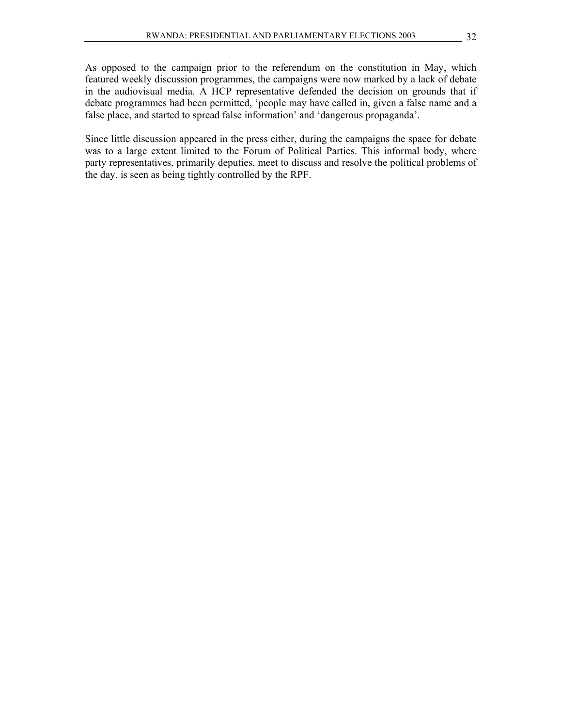As opposed to the campaign prior to the referendum on the constitution in May, which featured weekly discussion programmes, the campaigns were now marked by a lack of debate in the audiovisual media. A HCP representative defended the decision on grounds that if debate programmes had been permitted, 'people may have called in, given a false name and a false place, and started to spread false information' and 'dangerous propaganda'.

Since little discussion appeared in the press either, during the campaigns the space for debate was to a large extent limited to the Forum of Political Parties. This informal body, where party representatives, primarily deputies, meet to discuss and resolve the political problems of the day, is seen as being tightly controlled by the RPF.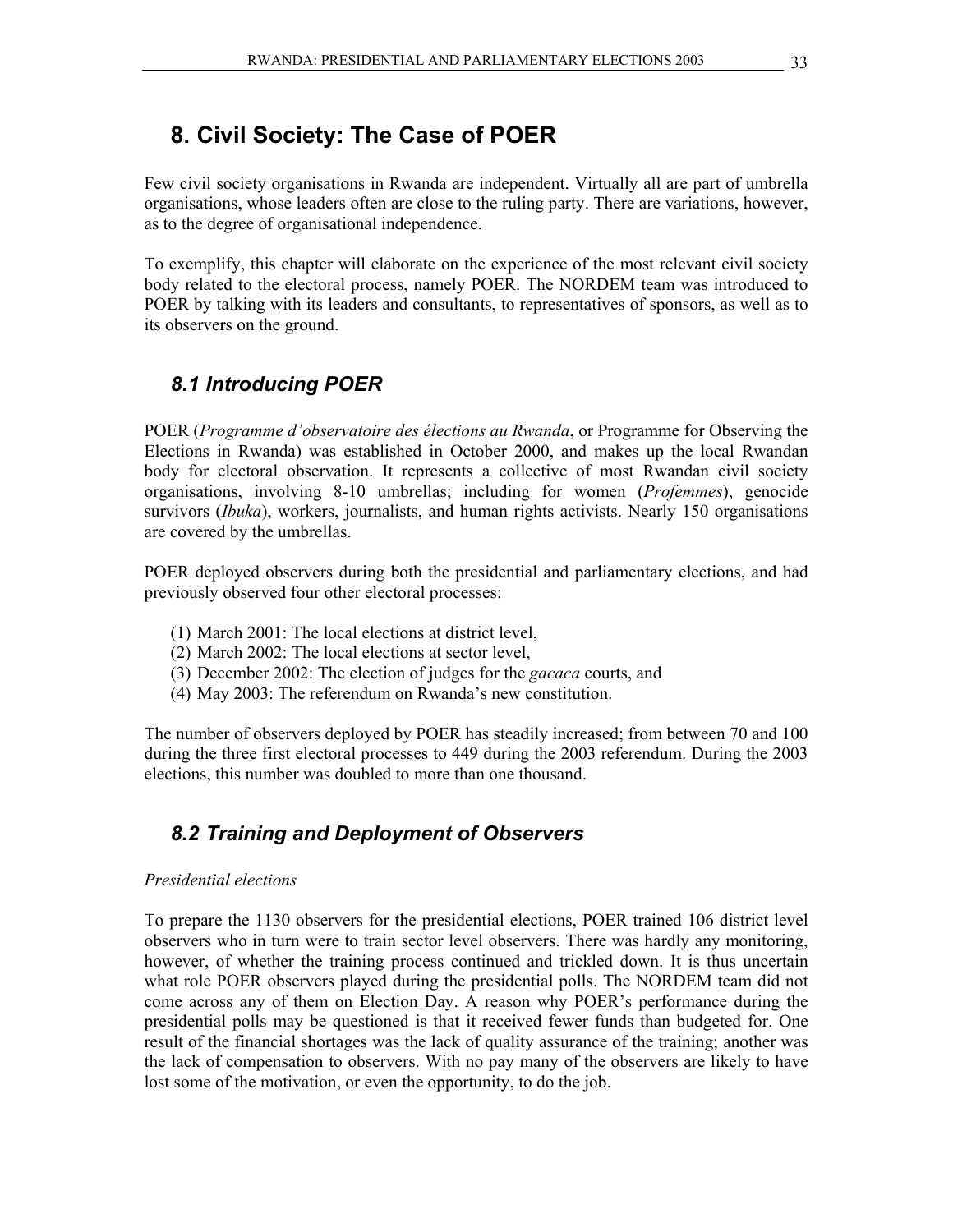# 8. Civil Society: The Case of POER

Few civil society organisations in Rwanda are independent. Virtually all are part of umbrella organisations, whose leaders often are close to the ruling party. There are variations, however, as to the degree of organisational independence.

To exemplify, this chapter will elaborate on the experience of the most relevant civil society body related to the electoral process, namely POER. The NORDEM team was introduced to POER by talking with its leaders and consultants, to representatives of sponsors, as well as to its observers on the ground.

## 8.1 Introducing POER

POER (*Programme d'observatoire des élections au Rwanda*, or Programme for Observing the Elections in Rwanda) was established in October 2000, and makes up the local Rwandan body for electoral observation. It represents a collective of most Rwandan civil society organisations, involving 8-10 umbrellas; including for women (*Profemmes*), genocide survivors (*Ibuka*), workers, journalists, and human rights activists. Nearly 150 organisations are covered by the umbrellas.

POER deployed observers during both the presidential and parliamentary elections, and had previously observed four other electoral processes:

(1) March 2001: The local elections at district level,
(2) March 2002: The local elections at sector level,
(3) December 2002: The election of judges for the *gacaca* courts, and
(4) May 2003: The referendum on Rwanda's new constitution.

The number of observers deployed by POER has steadily increased; from between 70 and 100 during the three first electoral processes to 449 during the 2003 referendum. During the 2003 elections, this number was doubled to more than one thousand.

## 8.2 Training and Deployment of Observers

*Presidential elections*

To prepare the 1130 observers for the presidential elections, POER trained 106 district level observers who in turn were to train sector level observers. There was hardly any monitoring, however, of whether the training process continued and trickled down. It is thus uncertain what role POER observers played during the presidential polls. The NORDEM team did not come across any of them on Election Day. A reason why POER's performance during the presidential polls may be questioned is that it received fewer funds than budgeted for. One result of the financial shortages was the lack of quality assurance of the training; another was the lack of compensation to observers. With no pay many of the observers are likely to have lost some of the motivation, or even the opportunity, to do the job.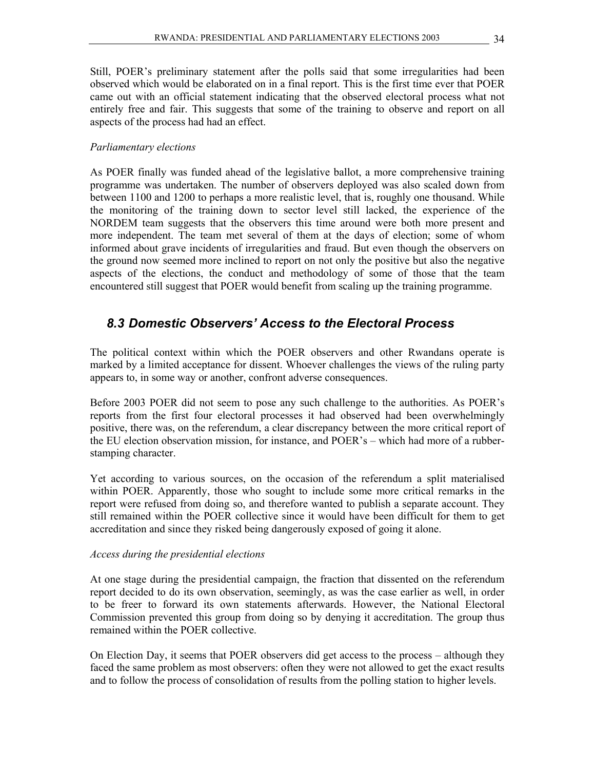Still, POER's preliminary statement after the polls said that some irregularities had been observed which would be elaborated on in a final report. This is the first time ever that POER came out with an official statement indicating that the observed electoral process what not entirely free and fair. This suggests that some of the training to observe and report on all aspects of the process had had an effect.

*Parliamentary elections*

As POER finally was funded ahead of the legislative ballot, a more comprehensive training programme was undertaken. The number of observers deployed was also scaled down from between 1100 and 1200 to perhaps a more realistic level, that is, roughly one thousand. While the monitoring of the training down to sector level still lacked, the experience of the NORDEM team suggests that the observers this time around were both more present and more independent. The team met several of them at the days of election; some of whom informed about grave incidents of irregularities and fraud. But even though the observers on the ground now seemed more inclined to report on not only the positive but also the negative aspects of the elections, the conduct and methodology of some of those that the team encountered still suggest that POER would benefit from scaling up the training programme.

## 8.3 Domestic Observers' Access to the Electoral Process

The political context within which the POER observers and other Rwandans operate is marked by a limited acceptance for dissent. Whoever challenges the views of the ruling party appears to, in some way or another, confront adverse consequences.

Before 2003 POER did not seem to pose any such challenge to the authorities. As POER's reports from the first four electoral processes it had observed had been overwhelmingly positive, there was, on the referendum, a clear discrepancy between the more critical report of the EU election observation mission, for instance, and POER's – which had more of a rubber-stamping character.

Yet according to various sources, on the occasion of the referendum a split materialised within POER. Apparently, those who sought to include some more critical remarks in the report were refused from doing so, and therefore wanted to publish a separate account. They still remained within the POER collective since it would have been difficult for them to get accreditation and since they risked being dangerously exposed of going it alone.

*Access during the presidential elections*

At one stage during the presidential campaign, the fraction that dissented on the referendum report decided to do its own observation, seemingly, as was the case earlier as well, in order to be freer to forward its own statements afterwards. However, the National Electoral Commission prevented this group from doing so by denying it accreditation. The group thus remained within the POER collective.

On Election Day, it seems that POER observers did get access to the process – although they faced the same problem as most observers: often they were not allowed to get the exact results and to follow the process of consolidation of results from the polling station to higher levels.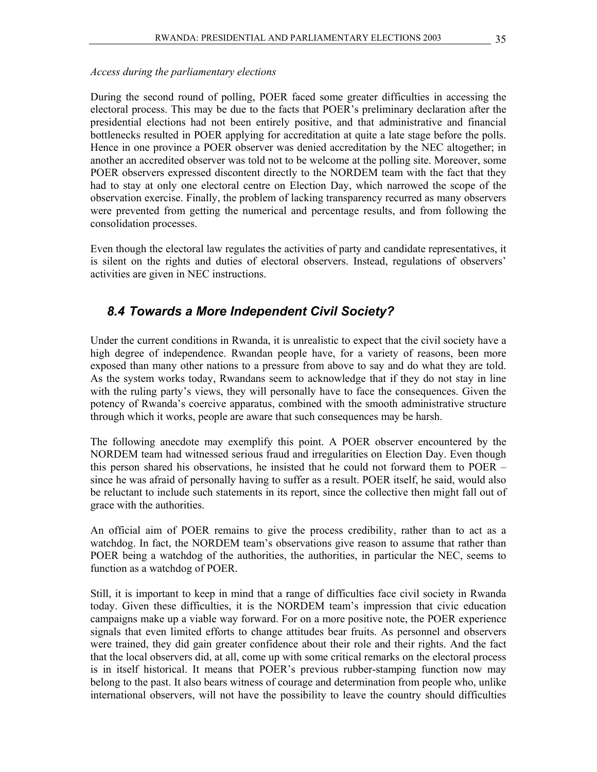*Access during the parliamentary elections*

During the second round of polling, POER faced some greater difficulties in accessing the electoral process. This may be due to the facts that POER's preliminary declaration after the presidential elections had not been entirely positive, and that administrative and financial bottlenecks resulted in POER applying for accreditation at quite a late stage before the polls. Hence in one province a POER observer was denied accreditation by the NEC altogether; in another an accredited observer was told not to be welcome at the polling site. Moreover, some POER observers expressed discontent directly to the NORDEM team with the fact that they had to stay at only one electoral centre on Election Day, which narrowed the scope of the observation exercise. Finally, the problem of lacking transparency recurred as many observers were prevented from getting the numerical and percentage results, and from following the consolidation processes.

Even though the electoral law regulates the activities of party and candidate representatives, it is silent on the rights and duties of electoral observers. Instead, regulations of observers' activities are given in NEC instructions.

## 8.4 Towards a More Independent Civil Society?

Under the current conditions in Rwanda, it is unrealistic to expect that the civil society have a high degree of independence. Rwandan people have, for a variety of reasons, been more exposed than many other nations to a pressure from above to say and do what they are told. As the system works today, Rwandans seem to acknowledge that if they do not stay in line with the ruling party's views, they will personally have to face the consequences. Given the potency of Rwanda's coercive apparatus, combined with the smooth administrative structure through which it works, people are aware that such consequences may be harsh.

The following anecdote may exemplify this point. A POER observer encountered by the NORDEM team had witnessed serious fraud and irregularities on Election Day. Even though this person shared his observations, he insisted that he could not forward them to POER – since he was afraid of personally having to suffer as a result. POER itself, he said, would also be reluctant to include such statements in its report, since the collective then might fall out of grace with the authorities.

An official aim of POER remains to give the process credibility, rather than to act as a watchdog. In fact, the NORDEM team's observations give reason to assume that rather than POER being a watchdog of the authorities, the authorities, in particular the NEC, seems to function as a watchdog of POER.

Still, it is important to keep in mind that a range of difficulties face civil society in Rwanda today. Given these difficulties, it is the NORDEM team's impression that civic education campaigns make up a viable way forward. For on a more positive note, the POER experience signals that even limited efforts to change attitudes bear fruits. As personnel and observers were trained, they did gain greater confidence about their role and their rights. And the fact that the local observers did, at all, come up with some critical remarks on the electoral process is in itself historical. It means that POER's previous rubber-stamping function now may belong to the past. It also bears witness of courage and determination from people who, unlike international observers, will not have the possibility to leave the country should difficulties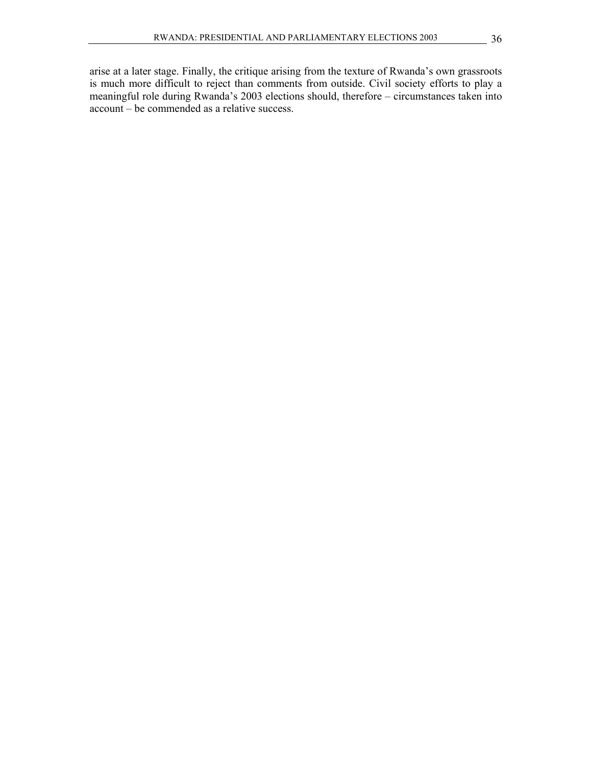arise at a later stage. Finally, the critique arising from the texture of Rwanda's own grassroots is much more difficult to reject than comments from outside. Civil society efforts to play a meaningful role during Rwanda's 2003 elections should, therefore – circumstances taken into account – be commended as a relative success.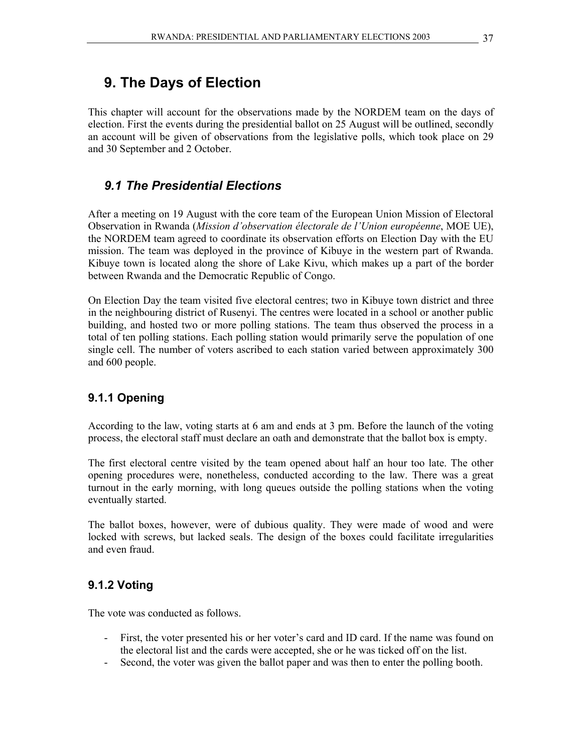# 9. The Days of Election

This chapter will account for the observations made by the NORDEM team on the days of election. First the events during the presidential ballot on 25 August will be outlined, secondly an account will be given of observations from the legislative polls, which took place on 29 and 30 September and 2 October.

## *9.1 The Presidential Elections*

After a meeting on 19 August with the core team of the European Union Mission of Electoral Observation in Rwanda (*Mission d'observation électorale de l'Union européenne*, MOE UE), the NORDEM team agreed to coordinate its observation efforts on Election Day with the EU mission. The team was deployed in the province of Kibuye in the western part of Rwanda. Kibuye town is located along the shore of Lake Kivu, which makes up a part of the border between Rwanda and the Democratic Republic of Congo.

On Election Day the team visited five electoral centres; two in Kibuye town district and three in the neighbouring district of Rusenyi. The centres were located in a school or another public building, and hosted two or more polling stations. The team thus observed the process in a total of ten polling stations. Each polling station would primarily serve the population of one single cell. The number of voters ascribed to each station varied between approximately 300 and 600 people.

### 9.1.1 Opening

According to the law, voting starts at 6 am and ends at 3 pm. Before the launch of the voting process, the electoral staff must declare an oath and demonstrate that the ballot box is empty.

The first electoral centre visited by the team opened about half an hour too late. The other opening procedures were, nonetheless, conducted according to the law. There was a great turnout in the early morning, with long queues outside the polling stations when the voting eventually started.

The ballot boxes, however, were of dubious quality. They were made of wood and were locked with screws, but lacked seals. The design of the boxes could facilitate irregularities and even fraud.

### 9.1.2 Voting

The vote was conducted as follows.

- First, the voter presented his or her voter's card and ID card. If the name was found on the electoral list and the cards were accepted, she or he was ticked off on the list.
- Second, the voter was given the ballot paper and was then to enter the polling booth.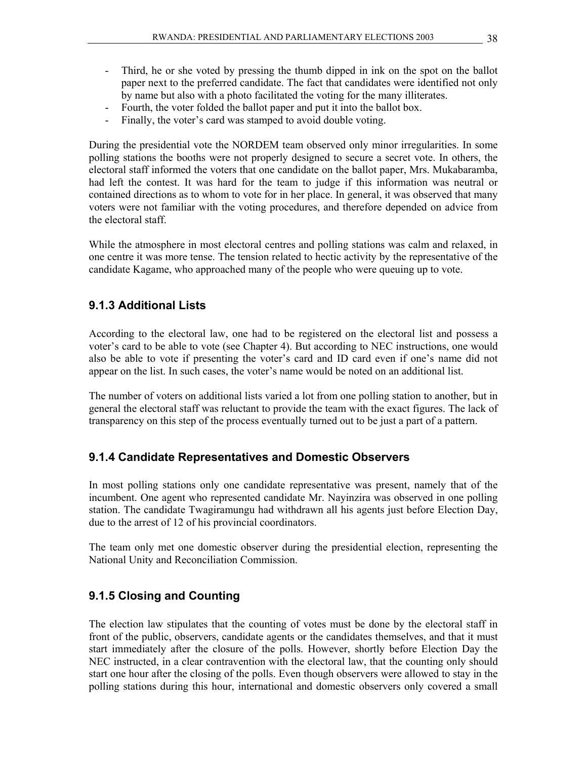- Third, he or she voted by pressing the thumb dipped in ink on the spot on the ballot paper next to the preferred candidate. The fact that candidates were identified not only by name but also with a photo facilitated the voting for the many illiterates.
- Fourth, the voter folded the ballot paper and put it into the ballot box.
- Finally, the voter's card was stamped to avoid double voting.

During the presidential vote the NORDEM team observed only minor irregularities. In some polling stations the booths were not properly designed to secure a secret vote. In others, the electoral staff informed the voters that one candidate on the ballot paper, Mrs. Mukabaramba, had left the contest. It was hard for the team to judge if this information was neutral or contained directions as to whom to vote for in her place. In general, it was observed that many voters were not familiar with the voting procedures, and therefore depended on advice from the electoral staff.

While the atmosphere in most electoral centres and polling stations was calm and relaxed, in one centre it was more tense. The tension related to hectic activity by the representative of the candidate Kagame, who approached many of the people who were queuing up to vote.

### 9.1.3 Additional Lists

According to the electoral law, one had to be registered on the electoral list and possess a voter's card to be able to vote (see Chapter 4). But according to NEC instructions, one would also be able to vote if presenting the voter's card and ID card even if one's name did not appear on the list. In such cases, the voter's name would be noted on an additional list.

The number of voters on additional lists varied a lot from one polling station to another, but in general the electoral staff was reluctant to provide the team with the exact figures. The lack of transparency on this step of the process eventually turned out to be just a part of a pattern.

### 9.1.4 Candidate Representatives and Domestic Observers

In most polling stations only one candidate representative was present, namely that of the incumbent. One agent who represented candidate Mr. Nayinzira was observed in one polling station. The candidate Twagiramungu had withdrawn all his agents just before Election Day, due to the arrest of 12 of his provincial coordinators.

The team only met one domestic observer during the presidential election, representing the National Unity and Reconciliation Commission.

### 9.1.5 Closing and Counting

The election law stipulates that the counting of votes must be done by the electoral staff in front of the public, observers, candidate agents or the candidates themselves, and that it must start immediately after the closure of the polls. However, shortly before Election Day the NEC instructed, in a clear contravention with the electoral law, that the counting only should start one hour after the closing of the polls. Even though observers were allowed to stay in the polling stations during this hour, international and domestic observers only covered a small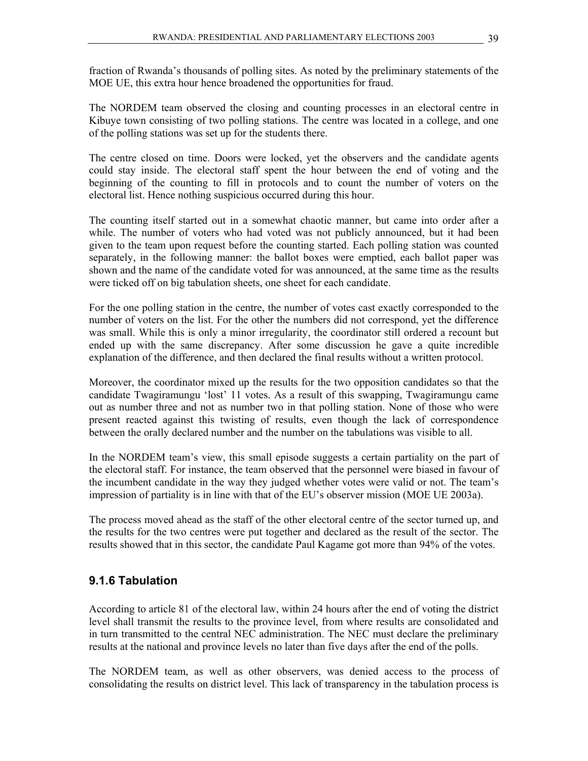fraction of Rwanda's thousands of polling sites. As noted by the preliminary statements of the MOE UE, this extra hour hence broadened the opportunities for fraud.

The NORDEM team observed the closing and counting processes in an electoral centre in Kibuye town consisting of two polling stations. The centre was located in a college, and one of the polling stations was set up for the students there.

The centre closed on time. Doors were locked, yet the observers and the candidate agents could stay inside. The electoral staff spent the hour between the end of voting and the beginning of the counting to fill in protocols and to count the number of voters on the electoral list. Hence nothing suspicious occurred during this hour.

The counting itself started out in a somewhat chaotic manner, but came into order after a while. The number of voters who had voted was not publicly announced, but it had been given to the team upon request before the counting started. Each polling station was counted separately, in the following manner: the ballot boxes were emptied, each ballot paper was shown and the name of the candidate voted for was announced, at the same time as the results were ticked off on big tabulation sheets, one sheet for each candidate.

For the one polling station in the centre, the number of votes cast exactly corresponded to the number of voters on the list. For the other the numbers did not correspond, yet the difference was small. While this is only a minor irregularity, the coordinator still ordered a recount but ended up with the same discrepancy. After some discussion he gave a quite incredible explanation of the difference, and then declared the final results without a written protocol.

Moreover, the coordinator mixed up the results for the two opposition candidates so that the candidate Twagiramungu 'lost' 11 votes. As a result of this swapping, Twagiramungu came out as number three and not as number two in that polling station. None of those who were present reacted against this twisting of results, even though the lack of correspondence between the orally declared number and the number on the tabulations was visible to all.

In the NORDEM team's view, this small episode suggests a certain partiality on the part of the electoral staff. For instance, the team observed that the personnel were biased in favour of the incumbent candidate in the way they judged whether votes were valid or not. The team's impression of partiality is in line with that of the EU's observer mission (MOE UE 2003a).

The process moved ahead as the staff of the other electoral centre of the sector turned up, and the results for the two centres were put together and declared as the result of the sector. The results showed that in this sector, the candidate Paul Kagame got more than 94% of the votes.

### 9.1.6 Tabulation

According to article 81 of the electoral law, within 24 hours after the end of voting the district level shall transmit the results to the province level, from where results are consolidated and in turn transmitted to the central NEC administration. The NEC must declare the preliminary results at the national and province levels no later than five days after the end of the polls.

The NORDEM team, as well as other observers, was denied access to the process of consolidating the results on district level. This lack of transparency in the tabulation process is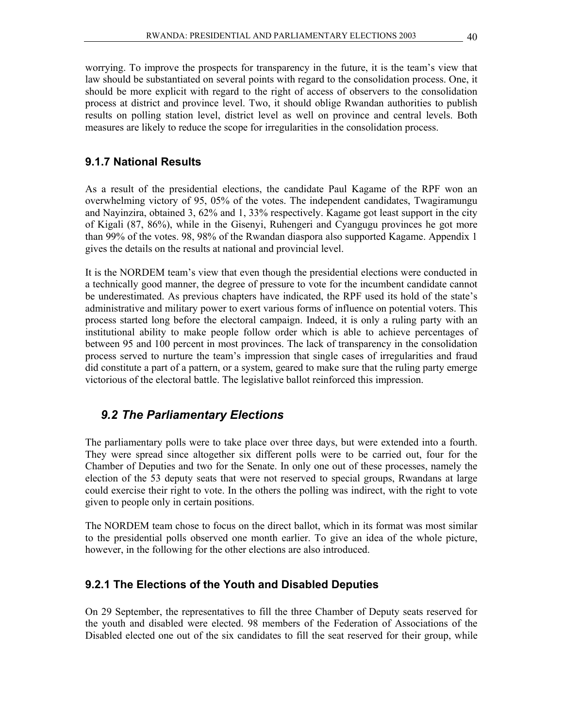worrying. To improve the prospects for transparency in the future, it is the team's view that law should be substantiated on several points with regard to the consolidation process. One, it should be more explicit with regard to the right of access of observers to the consolidation process at district and province level. Two, it should oblige Rwandan authorities to publish results on polling station level, district level as well on province and central levels. Both measures are likely to reduce the scope for irregularities in the consolidation process.

### 9.1.7 National Results

As a result of the presidential elections, the candidate Paul Kagame of the RPF won an overwhelming victory of 95, 05% of the votes. The independent candidates, Twagiramungu and Nayinzira, obtained 3, 62% and 1, 33% respectively. Kagame got least support in the city of Kigali (87, 86%), while in the Gisenyi, Ruhengeri and Cyangugu provinces he got more than 99% of the votes. 98, 98% of the Rwandan diaspora also supported Kagame. Appendix 1 gives the details on the results at national and provincial level.

It is the NORDEM team's view that even though the presidential elections were conducted in a technically good manner, the degree of pressure to vote for the incumbent candidate cannot be underestimated. As previous chapters have indicated, the RPF used its hold of the state's administrative and military power to exert various forms of influence on potential voters. This process started long before the electoral campaign. Indeed, it is only a ruling party with an institutional ability to make people follow order which is able to achieve percentages of between 95 and 100 percent in most provinces. The lack of transparency in the consolidation process served to nurture the team's impression that single cases of irregularities and fraud did constitute a part of a pattern, or a system, geared to make sure that the ruling party emerge victorious of the electoral battle. The legislative ballot reinforced this impression.

## *9.2 The Parliamentary Elections*

The parliamentary polls were to take place over three days, but were extended into a fourth. They were spread since altogether six different polls were to be carried out, four for the Chamber of Deputies and two for the Senate. In only one out of these processes, namely the election of the 53 deputy seats that were not reserved to special groups, Rwandans at large could exercise their right to vote. In the others the polling was indirect, with the right to vote given to people only in certain positions.

The NORDEM team chose to focus on the direct ballot, which in its format was most similar to the presidential polls observed one month earlier. To give an idea of the whole picture, however, in the following for the other elections are also introduced.

### 9.2.1 The Elections of the Youth and Disabled Deputies

On 29 September, the representatives to fill the three Chamber of Deputy seats reserved for the youth and disabled were elected. 98 members of the Federation of Associations of the Disabled elected one out of the six candidates to fill the seat reserved for their group, while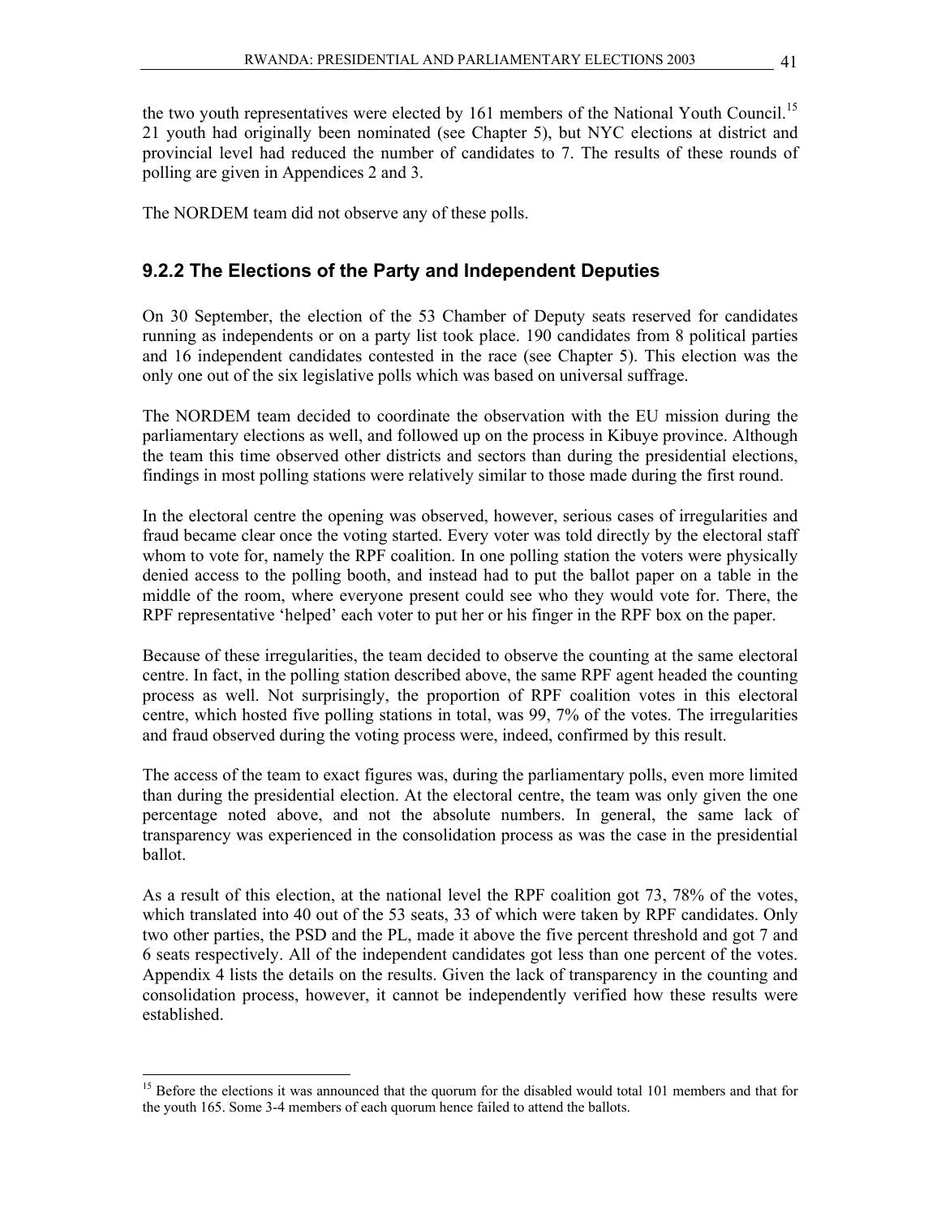the two youth representatives were elected by 161 members of the National Youth Council.[15] 21 youth had originally been nominated (see Chapter 5), but NYC elections at district and provincial level had reduced the number of candidates to 7. The results of these rounds of polling are given in Appendices 2 and 3.

The NORDEM team did not observe any of these polls.

### 9.2.2 The Elections of the Party and Independent Deputies

On 30 September, the election of the 53 Chamber of Deputy seats reserved for candidates running as independents or on a party list took place. 190 candidates from 8 political parties and 16 independent candidates contested in the race (see Chapter 5). This election was the only one out of the six legislative polls which was based on universal suffrage.

The NORDEM team decided to coordinate the observation with the EU mission during the parliamentary elections as well, and followed up on the process in Kibuye province. Although the team this time observed other districts and sectors than during the presidential elections, findings in most polling stations were relatively similar to those made during the first round.

In the electoral centre the opening was observed, however, serious cases of irregularities and fraud became clear once the voting started. Every voter was told directly by the electoral staff whom to vote for, namely the RPF coalition. In one polling station the voters were physically denied access to the polling booth, and instead had to put the ballot paper on a table in the middle of the room, where everyone present could see who they would vote for. There, the RPF representative 'helped' each voter to put her or his finger in the RPF box on the paper.

Because of these irregularities, the team decided to observe the counting at the same electoral centre. In fact, in the polling station described above, the same RPF agent headed the counting process as well. Not surprisingly, the proportion of RPF coalition votes in this electoral centre, which hosted five polling stations in total, was 99, 7% of the votes. The irregularities and fraud observed during the voting process were, indeed, confirmed by this result.

The access of the team to exact figures was, during the parliamentary polls, even more limited than during the presidential election. At the electoral centre, the team was only given the one percentage noted above, and not the absolute numbers. In general, the same lack of transparency was experienced in the consolidation process as was the case in the presidential ballot.

As a result of this election, at the national level the RPF coalition got 73, 78% of the votes, which translated into 40 out of the 53 seats, 33 of which were taken by RPF candidates. Only two other parties, the PSD and the PL, made it above the five percent threshold and got 7 and 6 seats respectively. All of the independent candidates got less than one percent of the votes. Appendix 4 lists the details on the results. Given the lack of transparency in the counting and consolidation process, however, it cannot be independently verified how these results were established.

---

[15] Before the elections it was announced that the quorum for the disabled would total 101 members and that for the youth 165. Some 3-4 members of each quorum hence failed to attend the ballots.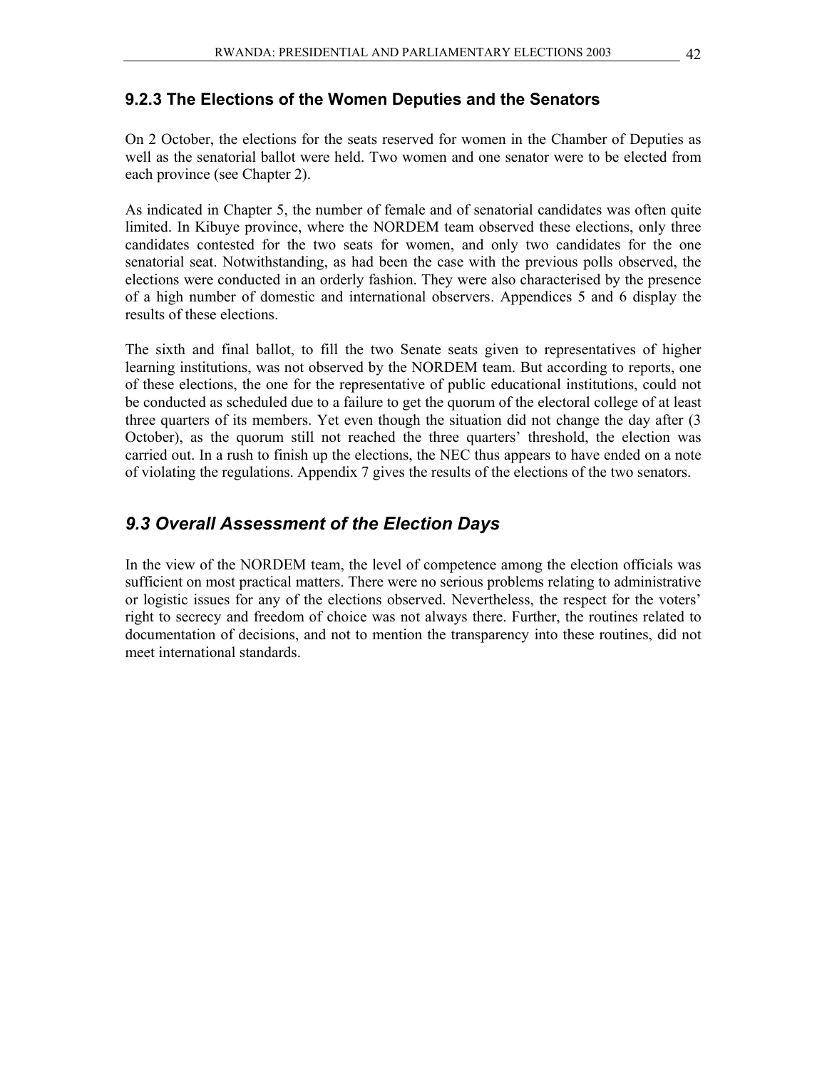### 9.2.3 The Elections of the Women Deputies and the Senators

On 2 October, the elections for the seats reserved for women in the Chamber of Deputies as well as the senatorial ballot were held. Two women and one senator were to be elected from each province (see Chapter 2).

As indicated in Chapter 5, the number of female and of senatorial candidates was often quite limited. In Kibuye province, where the NORDEM team observed these elections, only three candidates contested for the two seats for women, and only two candidates for the one senatorial seat. Notwithstanding, as had been the case with the previous polls observed, the elections were conducted in an orderly fashion. They were also characterised by the presence of a high number of domestic and international observers. Appendices 5 and 6 display the results of these elections.

The sixth and final ballot, to fill the two Senate seats given to representatives of higher learning institutions, was not observed by the NORDEM team. But according to reports, one of these elections, the one for the representative of public educational institutions, could not be conducted as scheduled due to a failure to get the quorum of the electoral college of at least three quarters of its members. Yet even though the situation did not change the day after (3 October), as the quorum still not reached the three quarters' threshold, the election was carried out. In a rush to finish up the elections, the NEC thus appears to have ended on a note of violating the regulations. Appendix 7 gives the results of the elections of the two senators.

## *9.3 Overall Assessment of the Election Days*

In the view of the NORDEM team, the level of competence among the election officials was sufficient on most practical matters. There were no serious problems relating to administrative or logistic issues for any of the elections observed. Nevertheless, the respect for the voters' right to secrecy and freedom of choice was not always there. Further, the routines related to documentation of decisions, and not to mention the transparency into these routines, did not meet international standards.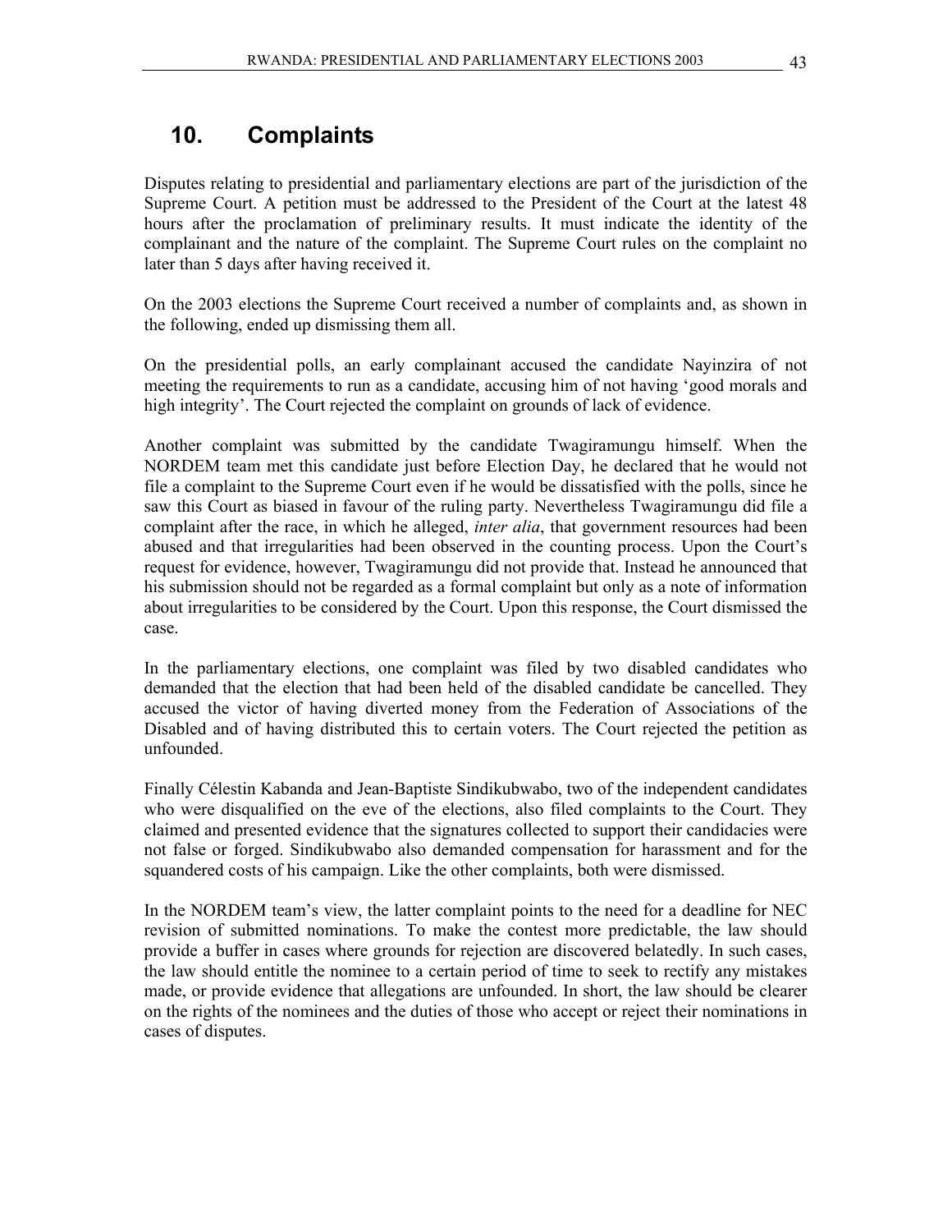# 10. Complaints

Disputes relating to presidential and parliamentary elections are part of the jurisdiction of the Supreme Court. A petition must be addressed to the President of the Court at the latest 48 hours after the proclamation of preliminary results. It must indicate the identity of the complainant and the nature of the complaint. The Supreme Court rules on the complaint no later than 5 days after having received it.

On the 2003 elections the Supreme Court received a number of complaints and, as shown in the following, ended up dismissing them all.

On the presidential polls, an early complainant accused the candidate Nayinzira of not meeting the requirements to run as a candidate, accusing him of not having 'good morals and high integrity'. The Court rejected the complaint on grounds of lack of evidence.

Another complaint was submitted by the candidate Twagiramungu himself. When the NORDEM team met this candidate just before Election Day, he declared that he would not file a complaint to the Supreme Court even if he would be dissatisfied with the polls, since he saw this Court as biased in favour of the ruling party. Nevertheless Twagiramungu did file a complaint after the race, in which he alleged, *inter alia*, that government resources had been abused and that irregularities had been observed in the counting process. Upon the Court's request for evidence, however, Twagiramungu did not provide that. Instead he announced that his submission should not be regarded as a formal complaint but only as a note of information about irregularities to be considered by the Court. Upon this response, the Court dismissed the case.

In the parliamentary elections, one complaint was filed by two disabled candidates who demanded that the election that had been held of the disabled candidate be cancelled. They accused the victor of having diverted money from the Federation of Associations of the Disabled and of having distributed this to certain voters. The Court rejected the petition as unfounded.

Finally Célestin Kabanda and Jean-Baptiste Sindikubwabo, two of the independent candidates who were disqualified on the eve of the elections, also filed complaints to the Court. They claimed and presented evidence that the signatures collected to support their candidacies were not false or forged. Sindikubwabo also demanded compensation for harassment and for the squandered costs of his campaign. Like the other complaints, both were dismissed.

In the NORDEM team's view, the latter complaint points to the need for a deadline for NEC revision of submitted nominations. To make the contest more predictable, the law should provide a buffer in cases where grounds for rejection are discovered belatedly. In such cases, the law should entitle the nominee to a certain period of time to seek to rectify any mistakes made, or provide evidence that allegations are unfounded. In short, the law should be clearer on the rights of the nominees and the duties of those who accept or reject their nominations in cases of disputes.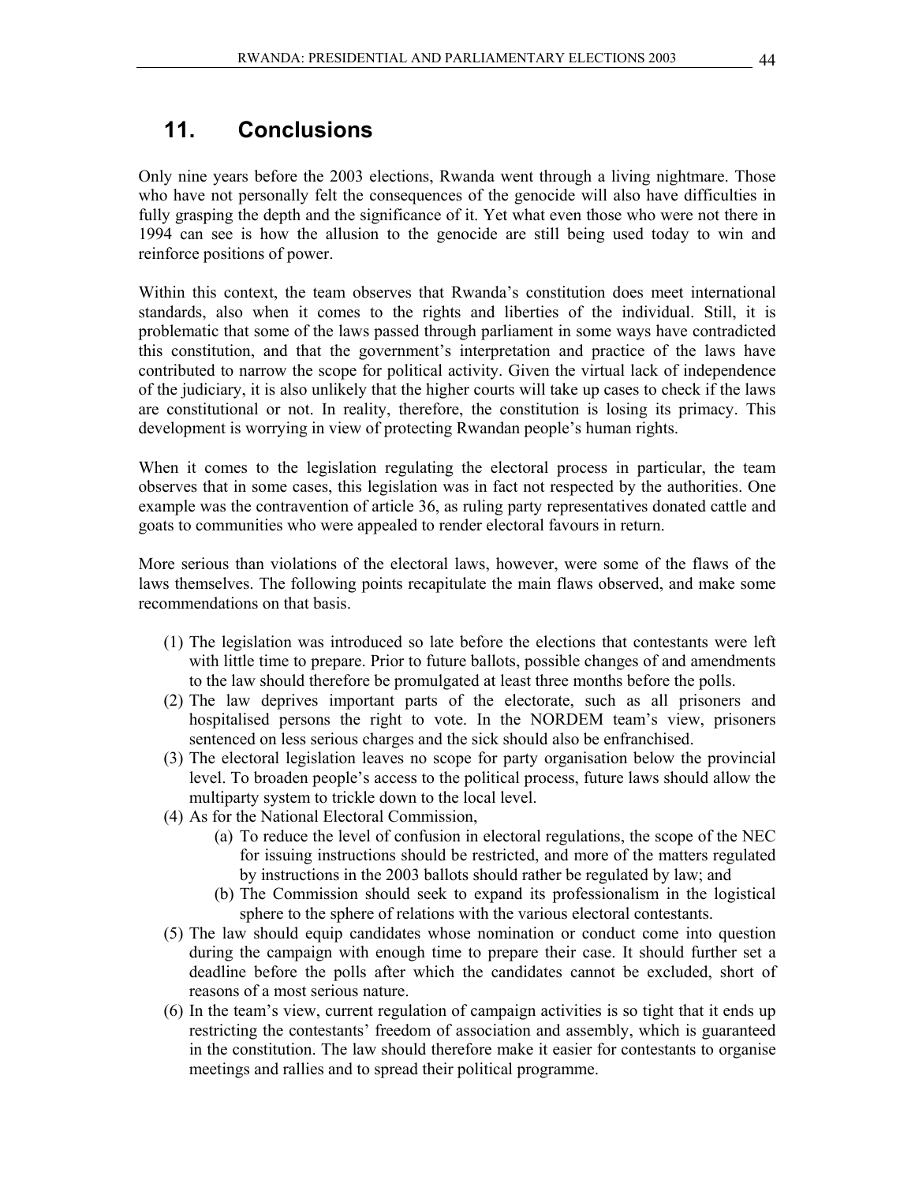# 11. Conclusions

Only nine years before the 2003 elections, Rwanda went through a living nightmare. Those who have not personally felt the consequences of the genocide will also have difficulties in fully grasping the depth and the significance of it. Yet what even those who were not there in 1994 can see is how the allusion to the genocide are still being used today to win and reinforce positions of power.

Within this context, the team observes that Rwanda's constitution does meet international standards, also when it comes to the rights and liberties of the individual. Still, it is problematic that some of the laws passed through parliament in some ways have contradicted this constitution, and that the government's interpretation and practice of the laws have contributed to narrow the scope for political activity. Given the virtual lack of independence of the judiciary, it is also unlikely that the higher courts will take up cases to check if the laws are constitutional or not. In reality, therefore, the constitution is losing its primacy. This development is worrying in view of protecting Rwandan people's human rights.

When it comes to the legislation regulating the electoral process in particular, the team observes that in some cases, this legislation was in fact not respected by the authorities. One example was the contravention of article 36, as ruling party representatives donated cattle and goats to communities who were appealed to render electoral favours in return.

More serious than violations of the electoral laws, however, were some of the flaws of the laws themselves. The following points recapitulate the main flaws observed, and make some recommendations on that basis.

(1) The legislation was introduced so late before the elections that contestants were left with little time to prepare. Prior to future ballots, possible changes of and amendments to the law should therefore be promulgated at least three months before the polls.

(2) The law deprives important parts of the electorate, such as all prisoners and hospitalised persons the right to vote. In the NORDEM team's view, prisoners sentenced on less serious charges and the sick should also be enfranchised.

(3) The electoral legislation leaves no scope for party organisation below the provincial level. To broaden people's access to the political process, future laws should allow the multiparty system to trickle down to the local level.

(4) As for the National Electoral Commission,

  (a) To reduce the level of confusion in electoral regulations, the scope of the NEC for issuing instructions should be restricted, and more of the matters regulated by instructions in the 2003 ballots should rather be regulated by law; and

  (b) The Commission should seek to expand its professionalism in the logistical sphere to the sphere of relations with the various electoral contestants.

(5) The law should equip candidates whose nomination or conduct come into question during the campaign with enough time to prepare their case. It should further set a deadline before the polls after which the candidates cannot be excluded, short of reasons of a most serious nature.

(6) In the team's view, current regulation of campaign activities is so tight that it ends up restricting the contestants' freedom of association and assembly, which is guaranteed in the constitution. The law should therefore make it easier for contestants to organise meetings and rallies and to spread their political programme.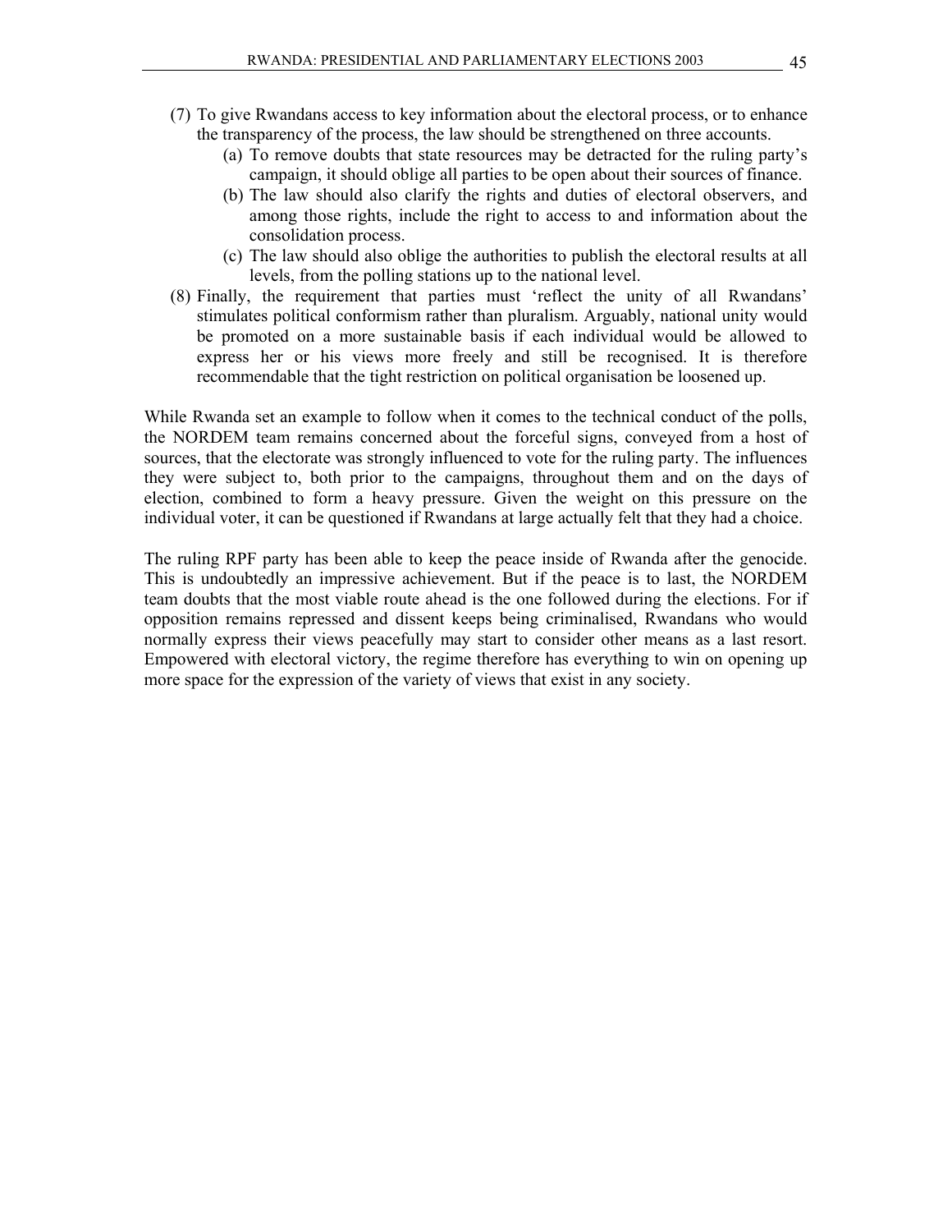(7) To give Rwandans access to key information about the electoral process, or to enhance the transparency of the process, the law should be strengthened on three accounts.
    - (a) To remove doubts that state resources may be detracted for the ruling party's campaign, it should oblige all parties to be open about their sources of finance.
    - (b) The law should also clarify the rights and duties of electoral observers, and among those rights, include the right to access to and information about the consolidation process.
    - (c) The law should also oblige the authorities to publish the electoral results at all levels, from the polling stations up to the national level.

(8) Finally, the requirement that parties must 'reflect the unity of all Rwandans' stimulates political conformism rather than pluralism. Arguably, national unity would be promoted on a more sustainable basis if each individual would be allowed to express her or his views more freely and still be recognised. It is therefore recommendable that the tight restriction on political organisation be loosened up.

While Rwanda set an example to follow when it comes to the technical conduct of the polls, the NORDEM team remains concerned about the forceful signs, conveyed from a host of sources, that the electorate was strongly influenced to vote for the ruling party. The influences they were subject to, both prior to the campaigns, throughout them and on the days of election, combined to form a heavy pressure. Given the weight on this pressure on the individual voter, it can be questioned if Rwandans at large actually felt that they had a choice.

The ruling RPF party has been able to keep the peace inside of Rwanda after the genocide. This is undoubtedly an impressive achievement. But if the peace is to last, the NORDEM team doubts that the most viable route ahead is the one followed during the elections. For if opposition remains repressed and dissent keeps being criminalised, Rwandans who would normally express their views peacefully may start to consider other means as a last resort. Empowered with electoral victory, the regime therefore has everything to win on opening up more space for the expression of the variety of views that exist in any society.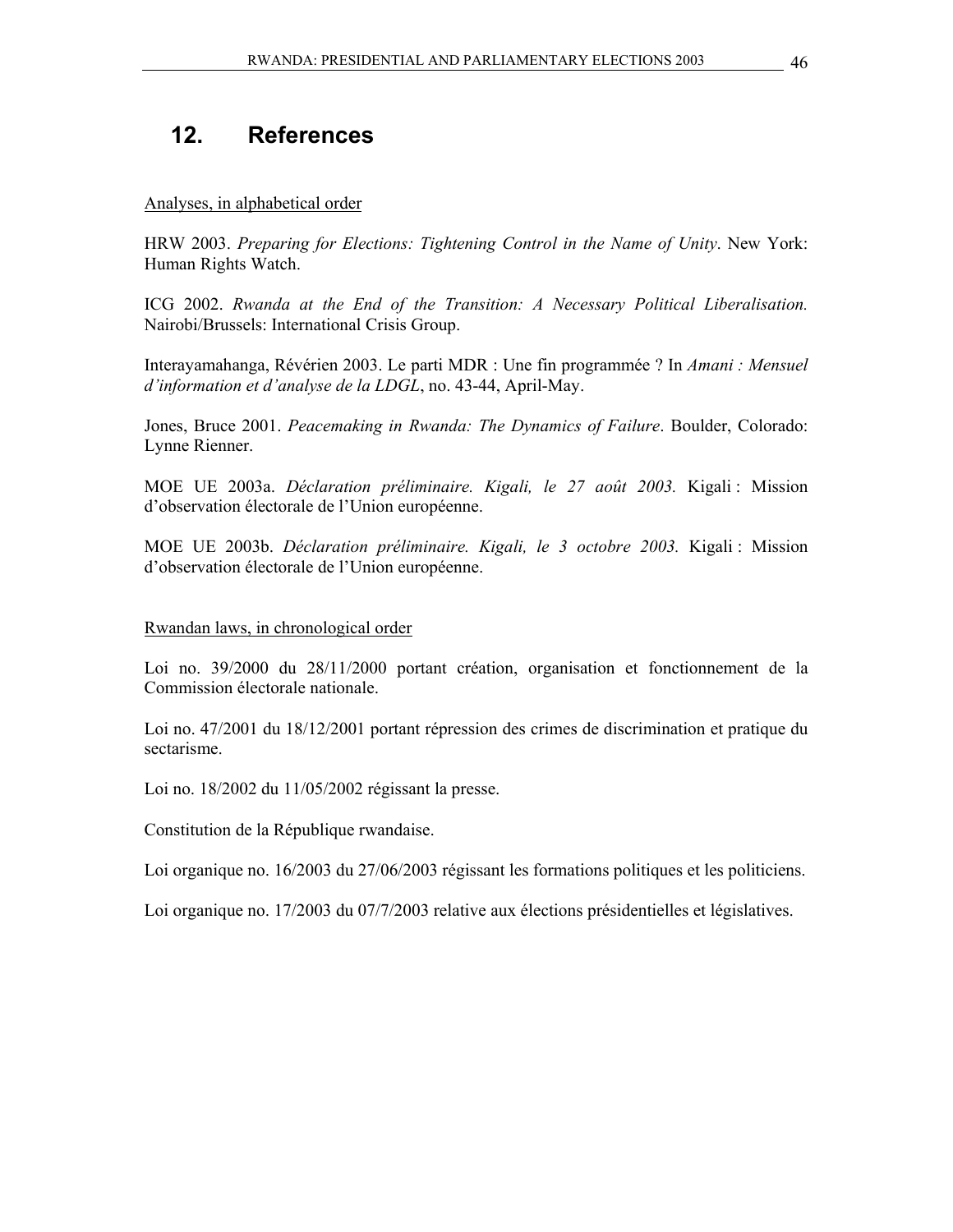# 12. References

Analyses, in alphabetical order

HRW 2003. *Preparing for Elections: Tightening Control in the Name of Unity*. New York: Human Rights Watch.

ICG 2002. *Rwanda at the End of the Transition: A Necessary Political Liberalisation.* Nairobi/Brussels: International Crisis Group.

Interayamahanga, Révérien 2003. Le parti MDR : Une fin programmée ? In *Amani : Mensuel d'information et d'analyse de la LDGL*, no. 43-44, April-May.

Jones, Bruce 2001. *Peacemaking in Rwanda: The Dynamics of Failure*. Boulder, Colorado: Lynne Rienner.

MOE UE 2003a. *Déclaration préliminaire. Kigali, le 27 août 2003.* Kigali : Mission d'observation électorale de l'Union européenne.

MOE UE 2003b. *Déclaration préliminaire. Kigali, le 3 octobre 2003.* Kigali : Mission d'observation électorale de l'Union européenne.

Rwandan laws, in chronological order

Loi no. 39/2000 du 28/11/2000 portant création, organisation et fonctionnement de la Commission électorale nationale.

Loi no. 47/2001 du 18/12/2001 portant répression des crimes de discrimination et pratique du sectarisme.

Loi no. 18/2002 du 11/05/2002 régissant la presse.

Constitution de la République rwandaise.

Loi organique no. 16/2003 du 27/06/2003 régissant les formations politiques et les politiciens.

Loi organique no. 17/2003 du 07/7/2003 relative aux élections présidentielles et législatives.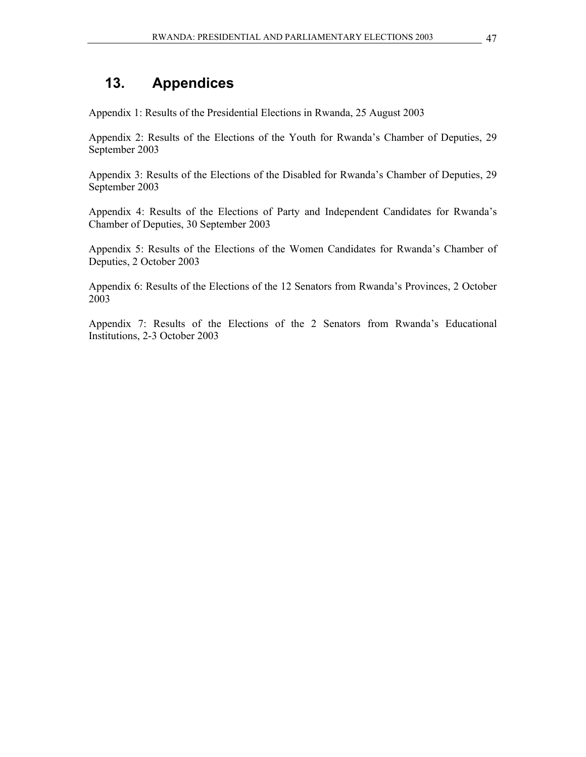## 13. Appendices

Appendix 1: Results of the Presidential Elections in Rwanda, 25 August 2003

Appendix 2: Results of the Elections of the Youth for Rwanda's Chamber of Deputies, 29 September 2003

Appendix 3: Results of the Elections of the Disabled for Rwanda's Chamber of Deputies, 29 September 2003

Appendix 4: Results of the Elections of Party and Independent Candidates for Rwanda's Chamber of Deputies, 30 September 2003

Appendix 5: Results of the Elections of the Women Candidates for Rwanda's Chamber of Deputies, 2 October 2003

Appendix 6: Results of the Elections of the 12 Senators from Rwanda's Provinces, 2 October 2003

Appendix 7: Results of the Elections of the 2 Senators from Rwanda's Educational Institutions, 2-3 October 2003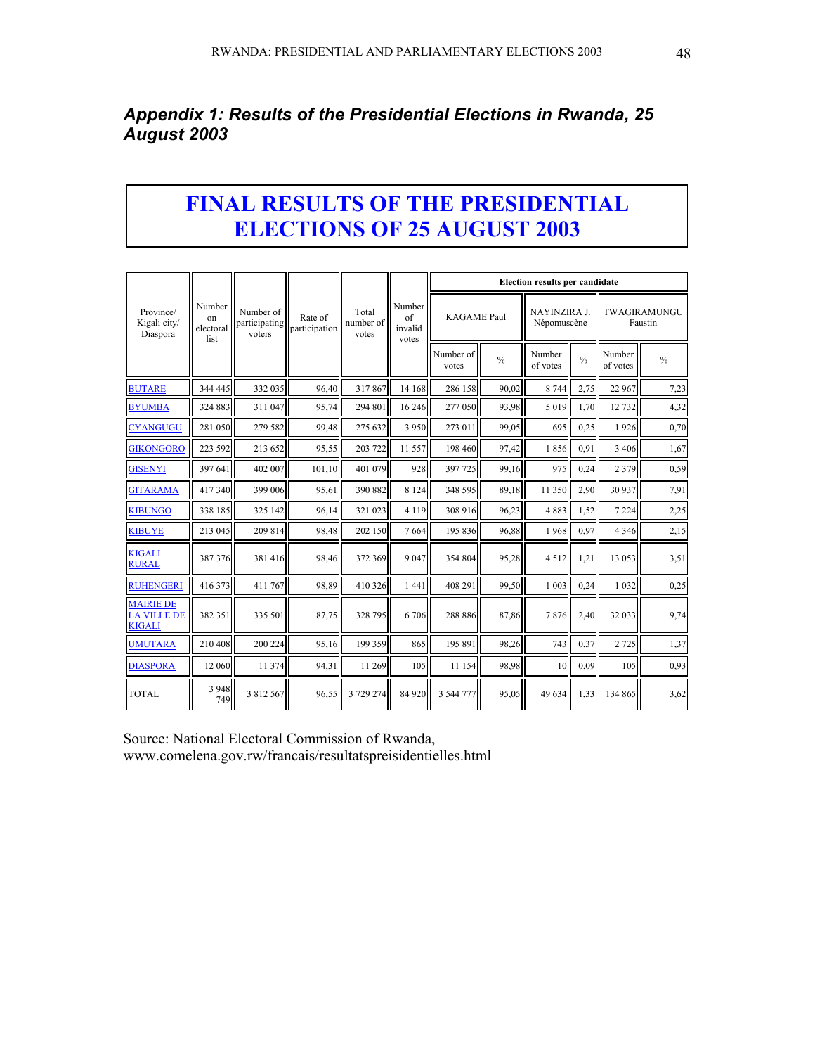## *Appendix 1: Results of the Presidential Elections in Rwanda, 25 August 2003*

# FINAL RESULTS OF THE PRESIDENTIAL ELECTIONS OF 25 AUGUST 2003

| Province/ Kigali city/ Diaspora | Number on electoral list | Number of participating voters | Rate of participation | Total number of votes | Number of invalid votes | Election results per candidate | | | | | |
|---|---|---|---|---|---|---|---|---|---|---|---|
| | | | | | | KAGAME Paul | | NAYINZIRA J. Népomuscène | | TWAGIRAMUNGU Faustin | |
| | | | | | | Number of votes | % | Number of votes | % | Number of votes | % |
| BUTARE | 344 445 | 332 035 | 96,40 | 317 867 | 14 168 | 286 158 | 90,02 | 8 744 | 2,75 | 22 967 | 7,23 |
| BYUMBA | 324 883 | 311 047 | 95,74 | 294 801 | 16 246 | 277 050 | 93,98 | 5 019 | 1,70 | 12 732 | 4,32 |
| CYANGUGU | 281 050 | 279 582 | 99,48 | 275 632 | 3 950 | 273 011 | 99,05 | 695 | 0,25 | 1 926 | 0,70 |
| GIKONGORO | 223 592 | 213 652 | 95,55 | 203 722 | 11 557 | 198 460 | 97,42 | 1 856 | 0,91 | 3 406 | 1,67 |
| GISENYI | 397 641 | 402 007 | 101,10 | 401 079 | 928 | 397 725 | 99,16 | 975 | 0,24 | 2 379 | 0,59 |
| GITARAMA | 417 340 | 399 006 | 95,61 | 390 882 | 8 124 | 348 595 | 89,18 | 11 350 | 2,90 | 30 937 | 7,91 |
| KIBUNGO | 338 185 | 325 142 | 96,14 | 321 023 | 4 119 | 308 916 | 96,23 | 4 883 | 1,52 | 7 224 | 2,25 |
| KIBUYE | 213 045 | 209 814 | 98,48 | 202 150 | 7 664 | 195 836 | 96,88 | 1 968 | 0,97 | 4 346 | 2,15 |
| KIGALI RURAL | 387 376 | 381 416 | 98,46 | 372 369 | 9 047 | 354 804 | 95,28 | 4 512 | 1,21 | 13 053 | 3,51 |
| RUHENGERI | 416 373 | 411 767 | 98,89 | 410 326 | 1 441 | 408 291 | 99,50 | 1 003 | 0,24 | 1 032 | 0,25 |
| MAIRIE DE LA VILLE DE KIGALI | 382 351 | 335 501 | 87,75 | 328 795 | 6 706 | 288 886 | 87,86 | 7 876 | 2,40 | 32 033 | 9,74 |
| UMUTARA | 210 408 | 200 224 | 95,16 | 199 359 | 865 | 195 891 | 98,26 | 743 | 0,37 | 2 725 | 1,37 |
| DIASPORA | 12 060 | 11 374 | 94,31 | 11 269 | 105 | 11 154 | 98,98 | 10 | 0,09 | 105 | 0,93 |
| TOTAL | 3 948 749 | 3 812 567 | 96,55 | 3 729 274 | 84 920 | 3 544 777 | 95,05 | 49 634 | 1,33 | 134 865 | 3,62 |

Source: National Electoral Commission of Rwanda, www.comelena.gov.rw/francais/resultatspreisidentielles.html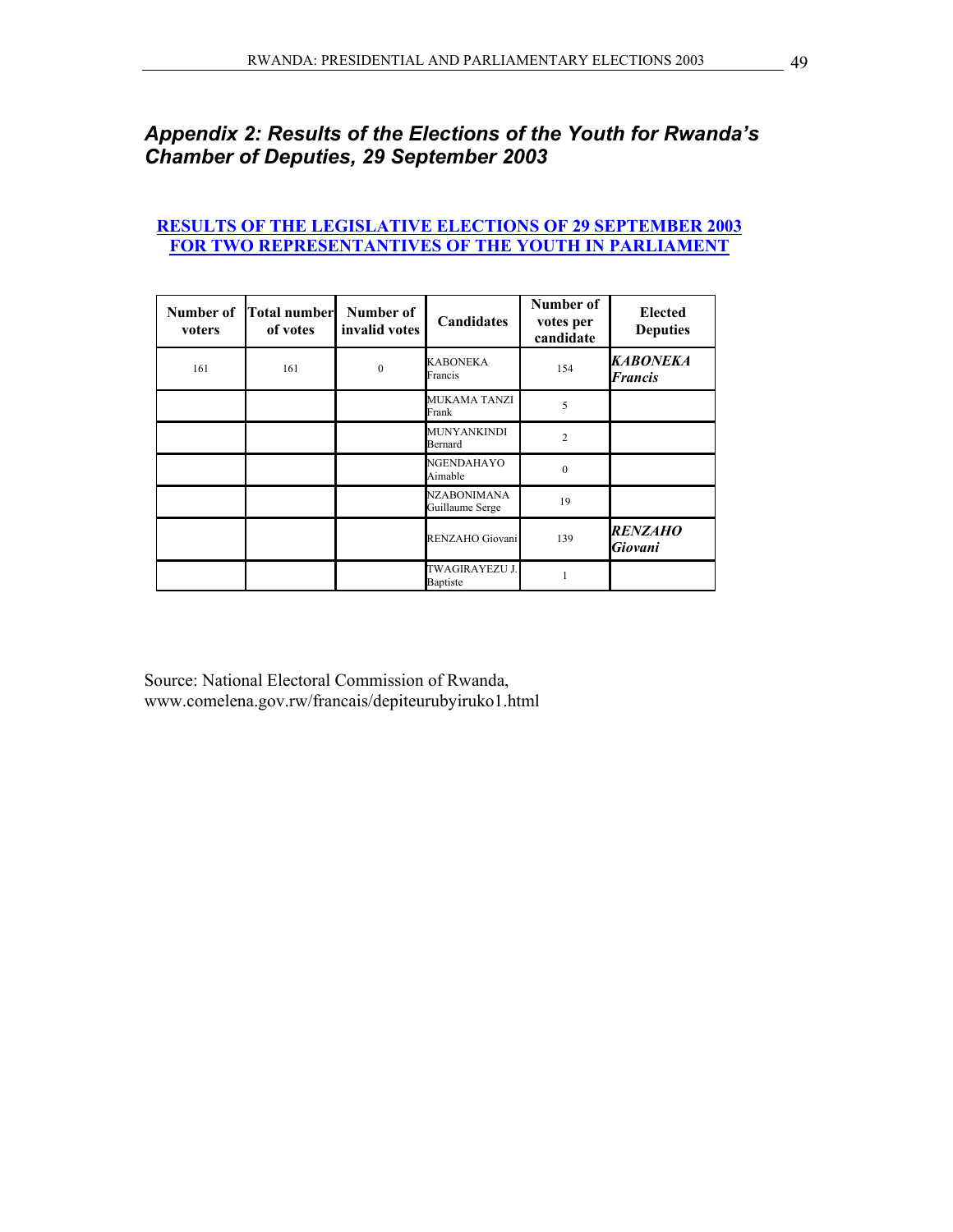## *Appendix 2: Results of the Elections of the Youth for Rwanda's Chamber of Deputies, 29 September 2003*

**RESULTS OF THE LEGISLATIVE ELECTIONS OF 29 SEPTEMBER 2003 FOR TWO REPRESENTANTIVES OF THE YOUTH IN PARLIAMENT**

| Number of voters | Total number of votes | Number of invalid votes | Candidates | Number of votes per candidate | Elected Deputies |
|---|---|---|---|---|---|
| 161 | 161 | 0 | KABONEKA Francis | 154 | ***KABONEKA Francis*** |
| | | | MUKAMA TANZI Frank | 5 | |
| | | | MUNYANKINDI Bernard | 2 | |
| | | | NGENDAHAYO Aimable | 0 | |
| | | | NZABONIMANA Guillaume Serge | 19 | |
| | | | RENZAHO Giovani | 139 | ***RENZAHO Giovani*** |
| | | | TWAGIRAYEZU J. Baptiste | 1 | |

Source: National Electoral Commission of Rwanda, www.comelena.gov.rw/francais/depiteurubyiruko1.html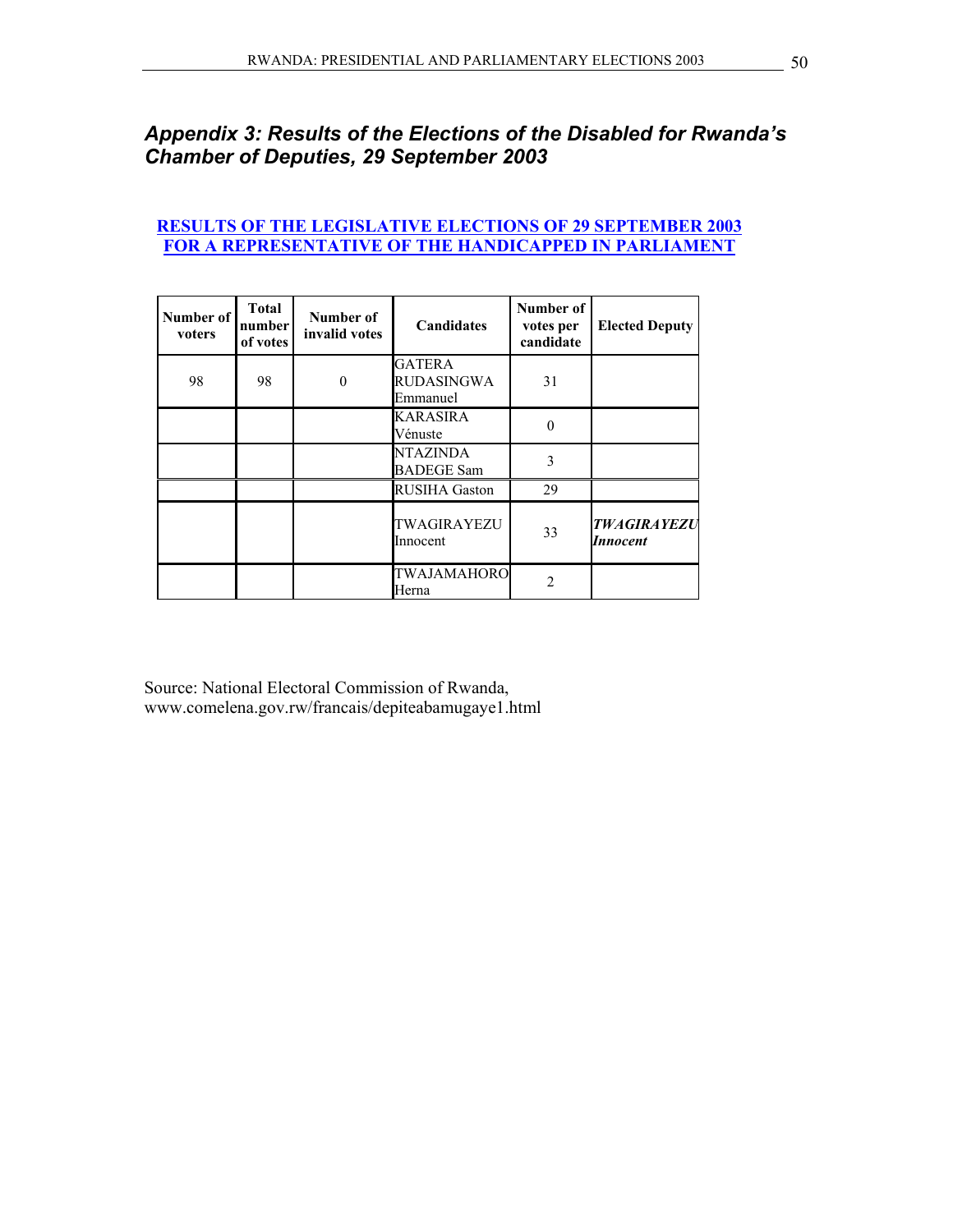## Appendix 3: Results of the Elections of the Disabled for Rwanda's Chamber of Deputies, 29 September 2003

**RESULTS OF THE LEGISLATIVE ELECTIONS OF 29 SEPTEMBER 2003 FOR A REPRESENTATIVE OF THE HANDICAPPED IN PARLIAMENT**

| Number of voters | Total number of votes | Number of invalid votes | Candidates | Number of votes per candidate | Elected Deputy |
|---|---|---|---|---|---|
| 98 | 98 | 0 | GATERA RUDASINGWA Emmanuel | 31 | |
| | | | KARASIRA Vénuste | 0 | |
| | | | NTAZINDA BADEGE Sam | 3 | |
| | | | RUSIHA Gaston | 29 | |
| | | | TWAGIRAYEZU Innocent | 33 | ***TWAGIRAYEZU Innocent*** |
| | | | TWAJAMAHORO Herna | 2 | |

Source: National Electoral Commission of Rwanda, www.comelena.gov.rw/francais/depiteabamugaye1.html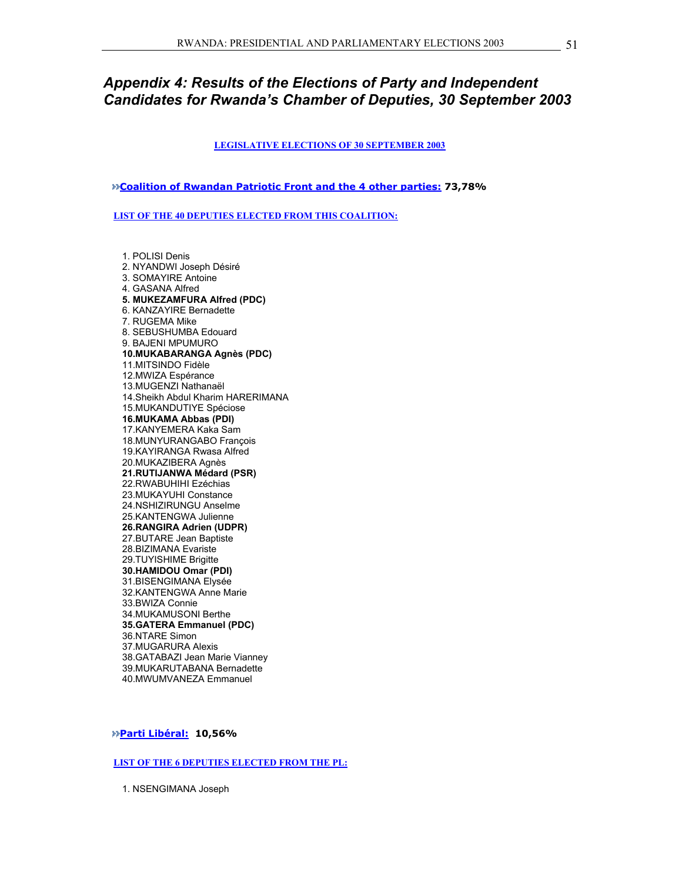# *Appendix 4: Results of the Elections of Party and Independent Candidates for Rwanda's Chamber of Deputies, 30 September 2003*

**LEGISLATIVE ELECTIONS OF 30 SEPTEMBER 2003**

**Coalition of Rwandan Patriotic Front and the 4 other parties: 73,78%**

**LIST OF THE 40 DEPUTIES ELECTED FROM THIS COALITION:**

1. POLISI Denis
2. NYANDWI Joseph Désiré
3. SOMAYIRE Antoine
4. GASANA Alfred
5. **MUKEZAMFURA Alfred (PDC)**
6. KANZAYIRE Bernadette
7. RUGEMA Mike
8. SEBUSHUMBA Edouard
9. BAJENI MPUMURO
10. **MUKABARANGA Agnès (PDC)**
11. MITSINDO Fidèle
12. MWIZA Espérance
13. MUGENZI Nathanaël
14. Sheikh Abdul Kharim HARERIMANA
15. MUKANDUTIYE Spéciose
16. **MUKAMA Abbas (PDI)**
17. KANYEMERA Kaka Sam
18. MUNYURANGABO François
19. KAYIRANGA Rwasa Alfred
20. MUKAZIBERA Agnès
21. **RUTIJANWA Médard (PSR)**
22. RWABUHIHI Ezéchias
23. MUKAYUHI Constance
24. NSHIZIRUNGU Anselme
25. KANTENGWA Julienne
26. **RANGIRA Adrien (UDPR)**
27. BUTARE Jean Baptiste
28. BIZIMANA Evariste
29. TUYISHIME Brigitte
30. **HAMIDOU Omar (PDI)**
31. BISENGIMANA Elysée
32. KANTENGWA Anne Marie
33. BWIZA Connie
34. MUKAMUSONI Berthe
35. **GATERA Emmanuel (PDC)**
36. NTARE Simon
37. MUGARURA Alexis
38. GATABAZI Jean Marie Vianney
39. MUKARUTABANA Bernadette
40. MWUMVANEZA Emmanuel

**Parti Libéral: 10,56%**

**LIST OF THE 6 DEPUTIES ELECTED FROM THE PL:**

1. NSENGIMANA Joseph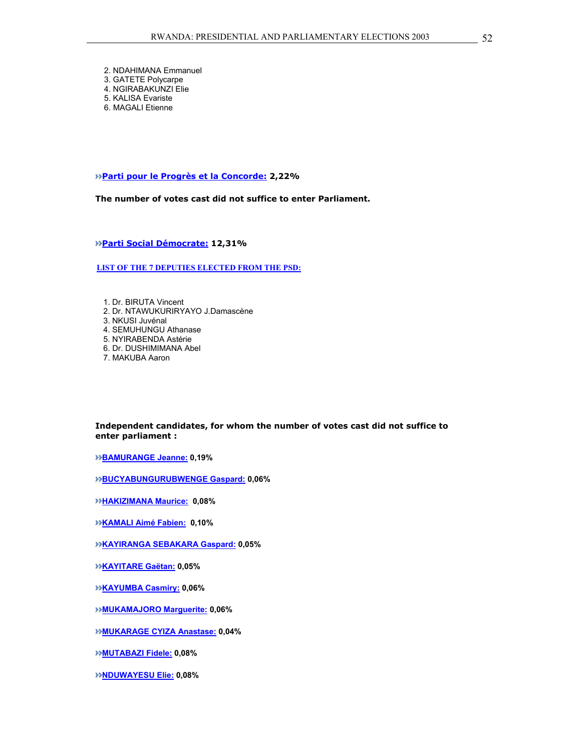2. NDAHIMANA Emmanuel
3. GATETE Polycarpe
4. NGIRABAKUNZI Elie
5. KALISA Evariste
6. MAGALI Etienne

»»**Parti pour le Progrès et la Concorde: 2,22%**

**The number of votes cast did not suffice to enter Parliament.**

»»**Parti Social Démocrate: 12,31%**

**LIST OF THE 7 DEPUTIES ELECTED FROM THE PSD:**

1. Dr. BIRUTA Vincent
2. Dr. NTAWUKURIRYAYO J.Damascène
3. NKUSI Juvénal
4. SEMUHUNGU Athanase
5. NYIRABENDA Astérie
6. Dr. DUSHIMIMANA Abel
7. MAKUBA Aaron

**Independent candidates, for whom the number of votes cast did not suffice to enter parliament :**

»»**BAMURANGE Jeanne: 0,19%**

»»**BUCYABUNGURUBWENGE Gaspard: 0,06%**

»»**HAKIZIMANA Maurice: 0,08%**

»»**KAMALI Aimé Fabien: 0,10%**

»»**KAYIRANGA SEBAKARA Gaspard: 0,05%**

»»**KAYITARE Gaëtan: 0,05%**

»»**KAYUMBA Casmiry: 0,06%**

»»**MUKAMAJORO Marguerite: 0,06%**

»»**MUKARAGE CYIZA Anastase: 0,04%**

»»**MUTABAZI Fidele: 0,08%**

»»**NDUWAYESU Elie: 0,08%**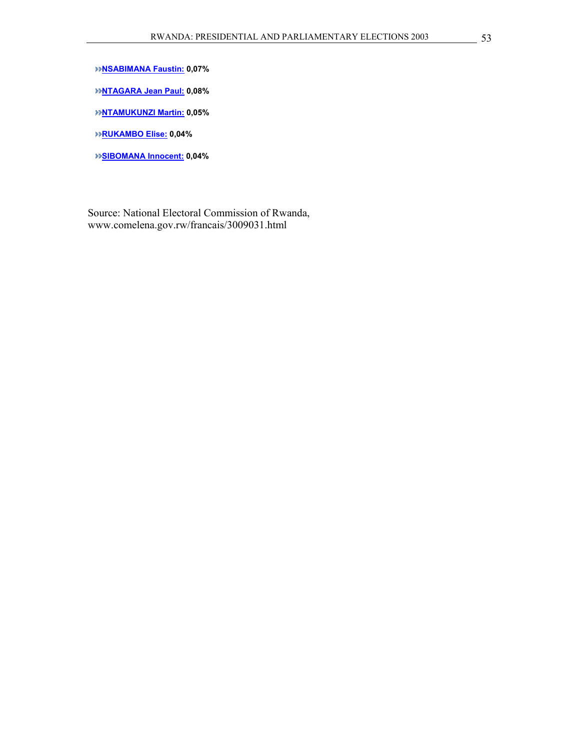»**NSABIMANA Faustin:** **0,07%**

»**NTAGARA Jean Paul:** **0,08%**

»**NTAMUKUNZI Martin:** **0,05%**

»**RUKAMBO Elise:** **0,04%**

»**SIBOMANA Innocent:** **0,04%**

Source: National Electoral Commission of Rwanda, www.comelena.gov.rw/francais/3009031.html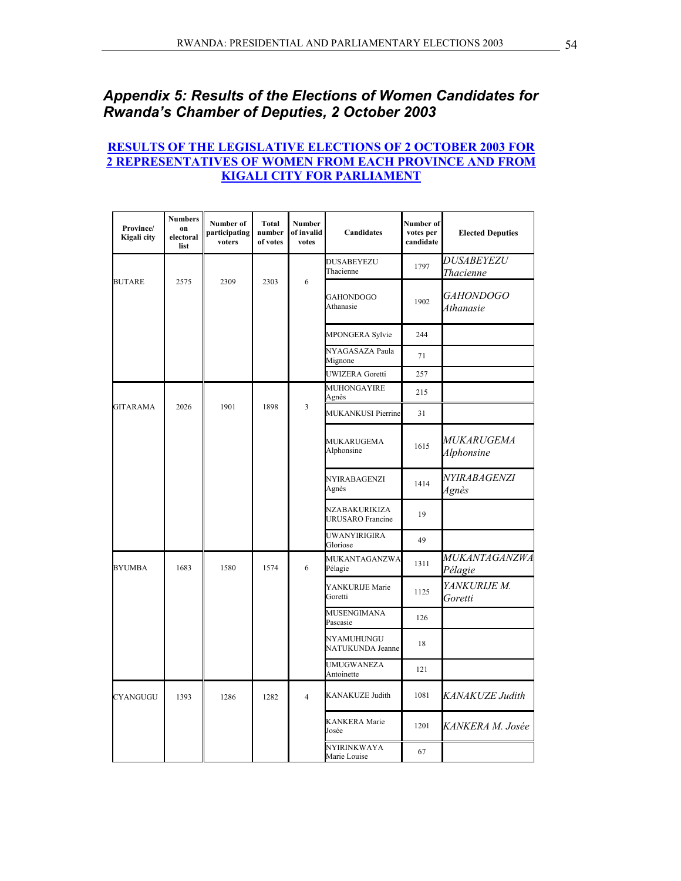## Appendix 5: Results of the Elections of Women Candidates for Rwanda's Chamber of Deputies, 2 October 2003

**RESULTS OF THE LEGISLATIVE ELECTIONS OF 2 OCTOBER 2003 FOR 2 REPRESENTATIVES OF WOMEN FROM EACH PROVINCE AND FROM KIGALI CITY FOR PARLIAMENT**

| Province/ Kigali city | Numbers on electoral list | Number of participating voters | Total number of votes | Number of invalid votes | Candidates | Number of votes per candidate | Elected Deputies |
|---|---|---|---|---|---|---|---|
| BUTARE | 2575 | 2309 | 2303 | 6 | DUSABEYEZU Thacienne | 1797 | *DUSABEYEZU Thacienne* |
| | | | | | GAHONDOGO Athanasie | 1902 | *GAHONDOGO Athanasie* |
| | | | | | MPONGERA Sylvie | 244 | |
| | | | | | NYAGASAZA Paula Mignone | 71 | |
| | | | | | UWIZERA Goretti | 257 | |
| GITARAMA | 2026 | 1901 | 1898 | 3 | MUHONGAYIRE Agnès | 215 | |
| | | | | | MUKANKUSI Pierrine | 31 | |
| | | | | | MUKARUGEMA Alphonsine | 1615 | *MUKARUGEMA Alphonsine* |
| | | | | | NYIRABAGENZI Agnès | 1414 | *NYIRABAGENZI Agnès* |
| | | | | | NZABAKURIKIZA URUSARO Francine | 19 | |
| | | | | | UWANYIRIGIRA Gloriose | 49 | |
| BYUMBA | 1683 | 1580 | 1574 | 6 | MUKANTAGANZWA Pélagie | 1311 | *MUKANTAGANZWA Pélagie* |
| | | | | | YANKURIJE Marie Goretti | 1125 | *YANKURIJE M. Goretti* |
| | | | | | MUSENGIMANA Pascasie | 126 | |
| | | | | | NYAMUHUNGU NATUKUNDA Jeanne | 18 | |
| | | | | | UMUGWANEZA Antoinette | 121 | |
| CYANGUGU | 1393 | 1286 | 1282 | 4 | KANAKUZE Judith | 1081 | *KANAKUZE Judith* |
| | | | | | KANKERA Marie Josée | 1201 | *KANKERA M. Josée* |
| | | | | | NYIRINKWAYA Marie Louise | 67 | |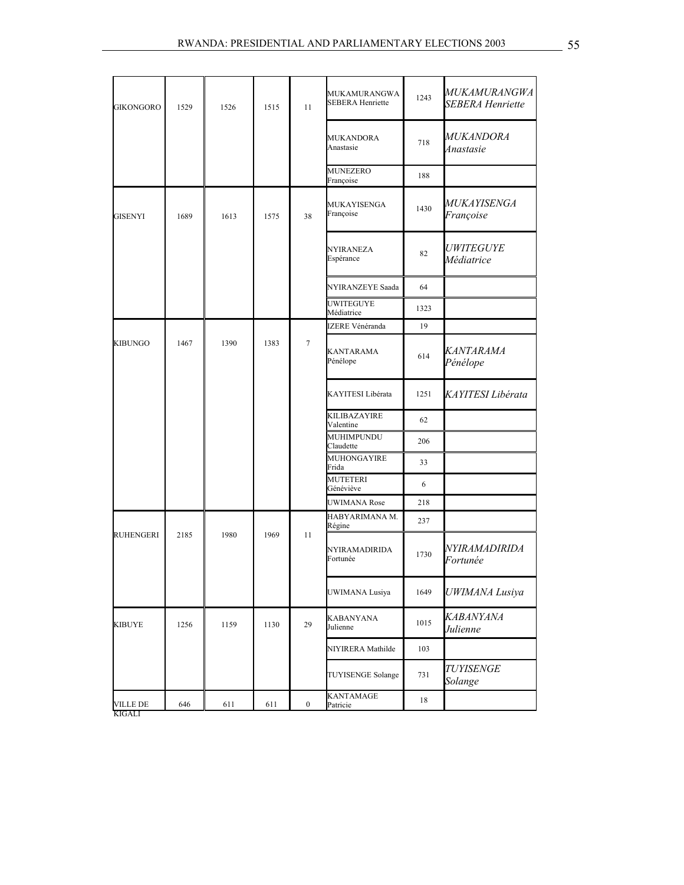| | | | | | | | |
|---|---|---|---|---|---|---|---|
| GIKONGORO | 1529 | 1526 | 1515 | 11 | MUKAMURANGWA SEBERA Henriette | 1243 | *MUKAMURANGWA SEBERA Henriette* |
| | | | | | MUKANDORA Anastasie | 718 | *MUKANDORA Anastasie* |
| | | | | | MUNEZERO Françoise | 188 | |
| GISENYI | 1689 | 1613 | 1575 | 38 | MUKAYISENGA Françoise | 1430 | *MUKAYISENGA Françoise* |
| | | | | | NYIRANEZA Espérance | 82 | *UWITEGUYE Médiatrice* |
| | | | | | NYIRANZEYE Saada | 64 | |
| | | | | | UWITEGUYE Médiatrice | 1323 | |
| KIBUNGO | 1467 | 1390 | 1383 | 7 | IZERE Vénéranda | 19 | |
| | | | | | KANTARAMA Pénélope | 614 | *KANTARAMA Pénélope* |
| | | | | | KAYITESI Libérata | 1251 | *KAYITESI Libérata* |
| | | | | | KILIBAZAYIRE Valentine | 62 | |
| | | | | | MUHIMPUNDU Claudette | 206 | |
| | | | | | MUHONGAYIRE Frida | 33 | |
| | | | | | MUTETERI Génévièye | 6 | |
| | | | | | UWIMANA Rose | 218 | |
| RUHENGERI | 2185 | 1980 | 1969 | 11 | HABYARIMANA M. Régine | 237 | |
| | | | | | NYIRAMADIRIDA Fortunée | 1730 | *NYIRAMADIRIDA Fortunée* |
| | | | | | UWIMANA Lusiya | 1649 | *UWIMANA Lusiya* |
| KIBUYE | 1256 | 1159 | 1130 | 29 | KABANYANA Julienne | 1015 | *KABANYANA Julienne* |
| | | | | | NIYIRERA Mathilde | 103 | |
| | | | | | TUYISENGE Solange | 731 | *TUYISENGE Solange* |
| VILLE DE KIGALI | 646 | 611 | 611 | 0 | KANTAMAGE Patricie | 18 | |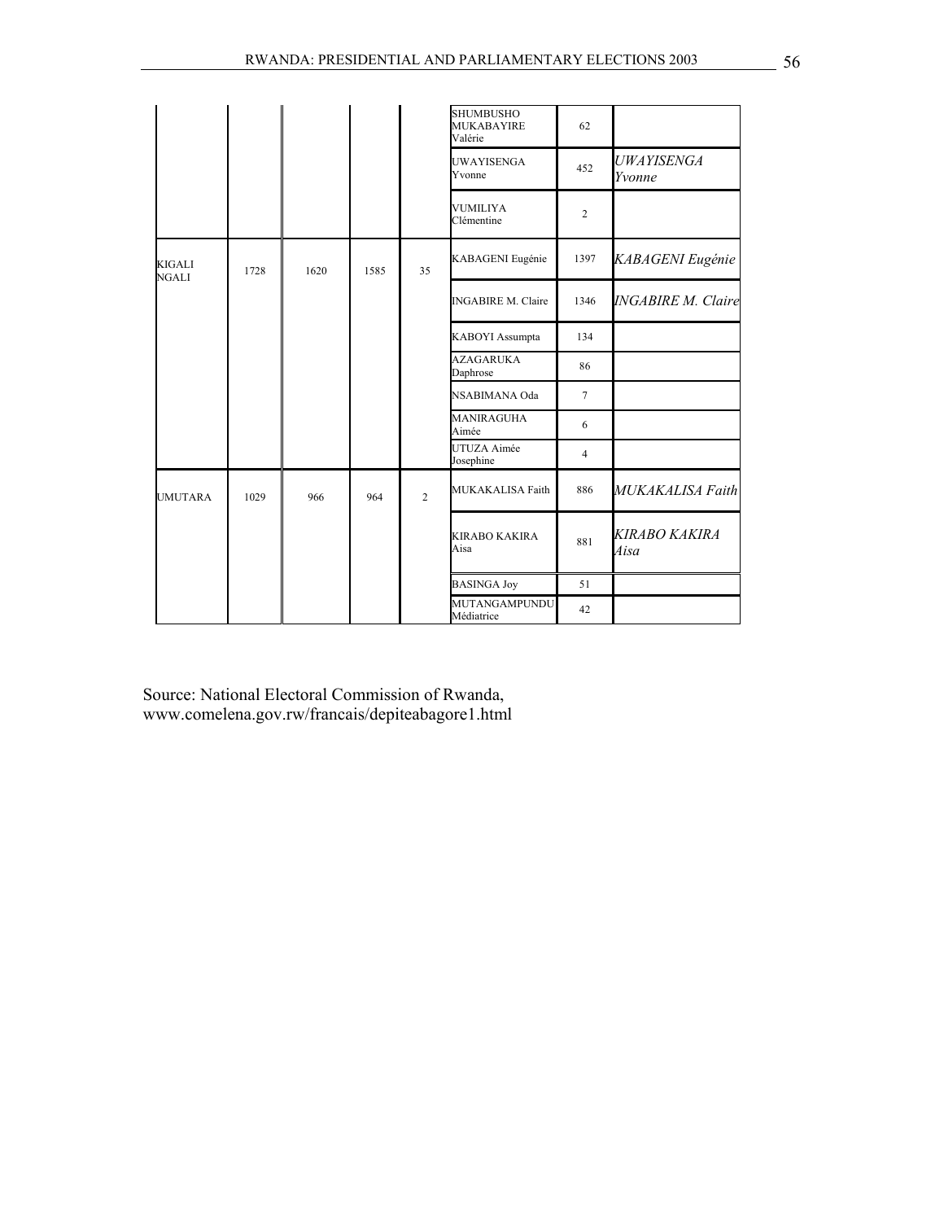| | | | | | SHUMBUSHO MUKABAYIRE Valérie | 62 | |
|---|---|---|---|---|---|---|---|
| | | | | | UWAYISENGA Yvonne | 452 | *UWAYISENGA Yvonne* |
| | | | | | VUMILIYA Clémentine | 2 | |
| KIGALI NGALI | 1728 | 1620 | 1585 | 35 | KABAGENI Eugénie | 1397 | *KABAGENI Eugénie* |
| | | | | | INGABIRE M. Claire | 1346 | *INGABIRE M. Claire* |
| | | | | | KABOYI Assumpta | 134 | |
| | | | | | AZAGARUKA Daphrose | 86 | |
| | | | | | NSABIMANA Oda | 7 | |
| | | | | | MANIRAGUHA Aimée | 6 | |
| | | | | | UTUZA Aimée Josephine | 4 | |
| UMUTARA | 1029 | 966 | 964 | 2 | MUKAKALISA Faith | 886 | *MUKAKALISA Faith* |
| | | | | | KIRABO KAKIRA Aisa | 881 | *KIRABO KAKIRA Aisa* |
| | | | | | BASINGA Joy | 51 | |
| | | | | | MUTANGAMPUNDU Médiatrice | 42 | |

Source: National Electoral Commission of Rwanda, www.comelena.gov.rw/francais/depiteabagore1.html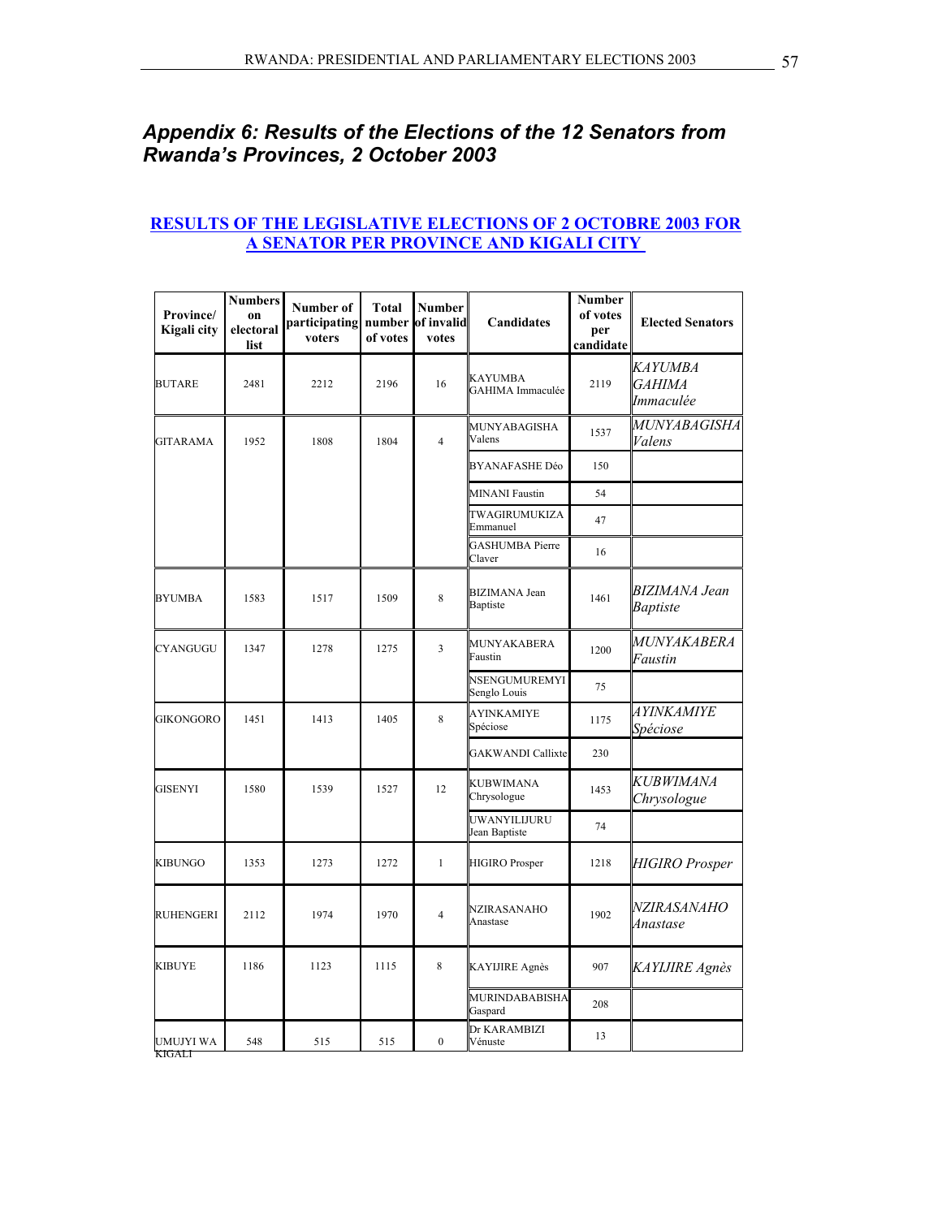## *Appendix 6: Results of the Elections of the 12 Senators from Rwanda's Provinces, 2 October 2003*

**RESULTS OF THE LEGISLATIVE ELECTIONS OF 2 OCTOBRE 2003 FOR A SENATOR PER PROVINCE AND KIGALI CITY**

| Province/ Kigali city | Numbers on electoral list | Number of participating voters | Total number of votes | Number of invalid votes | Candidates | Number of votes per candidate | Elected Senators |
|---|---|---|---|---|---|---|---|
| BUTARE | 2481 | 2212 | 2196 | 16 | KAYUMBA GAHIMA Immaculée | 2119 | *KAYUMBA GAHIMA Immaculée* |
| GITARAMA | 1952 | 1808 | 1804 | 4 | MUNYABAGISHA Valens | 1537 | *MUNYABAGISHA Valens* |
| | | | | | BYANAFASHE Déo | 150 | |
| | | | | | MINANI Faustin | 54 | |
| | | | | | TWAGIRUMUKIZA Emmanuel | 47 | |
| | | | | | GASHUMBA Pierre Claver | 16 | |
| BYUMBA | 1583 | 1517 | 1509 | 8 | BIZIMANA Jean Baptiste | 1461 | *BIZIMANA Jean Baptiste* |
| CYANGUGU | 1347 | 1278 | 1275 | 3 | MUNYAKABERA Faustin | 1200 | *MUNYAKABERA Faustin* |
| | | | | | NSENGUMUREMYI Senglo Louis | 75 | |
| GIKONGORO | 1451 | 1413 | 1405 | 8 | AYINKAMIYE Spéciose | 1175 | *AYINKAMIYE Spéciose* |
| | | | | | GAKWANDI Callixte | 230 | |
| GISENYI | 1580 | 1539 | 1527 | 12 | KUBWIMANA Chrysologue | 1453 | *KUBWIMANA Chrysologue* |
| | | | | | UWANYILIJURU Jean Baptiste | 74 | |
| KIBUNGO | 1353 | 1273 | 1272 | 1 | HIGIRO Prosper | 1218 | *HIGIRO Prosper* |
| RUHENGERI | 2112 | 1974 | 1970 | 4 | NZIRASANAHO Anastase | 1902 | *NZIRASANAHO Anastase* |
| KIBUYE | 1186 | 1123 | 1115 | 8 | KAYIJIRE Agnès | 907 | *KAYIJIRE Agnès* |
| | | | | | MURINDABABISHA Gaspard | 208 | |
| UMUJYI WA KIGALI | 548 | 515 | 515 | 0 | Dr KARAMBIZI Vénuste | 13 | |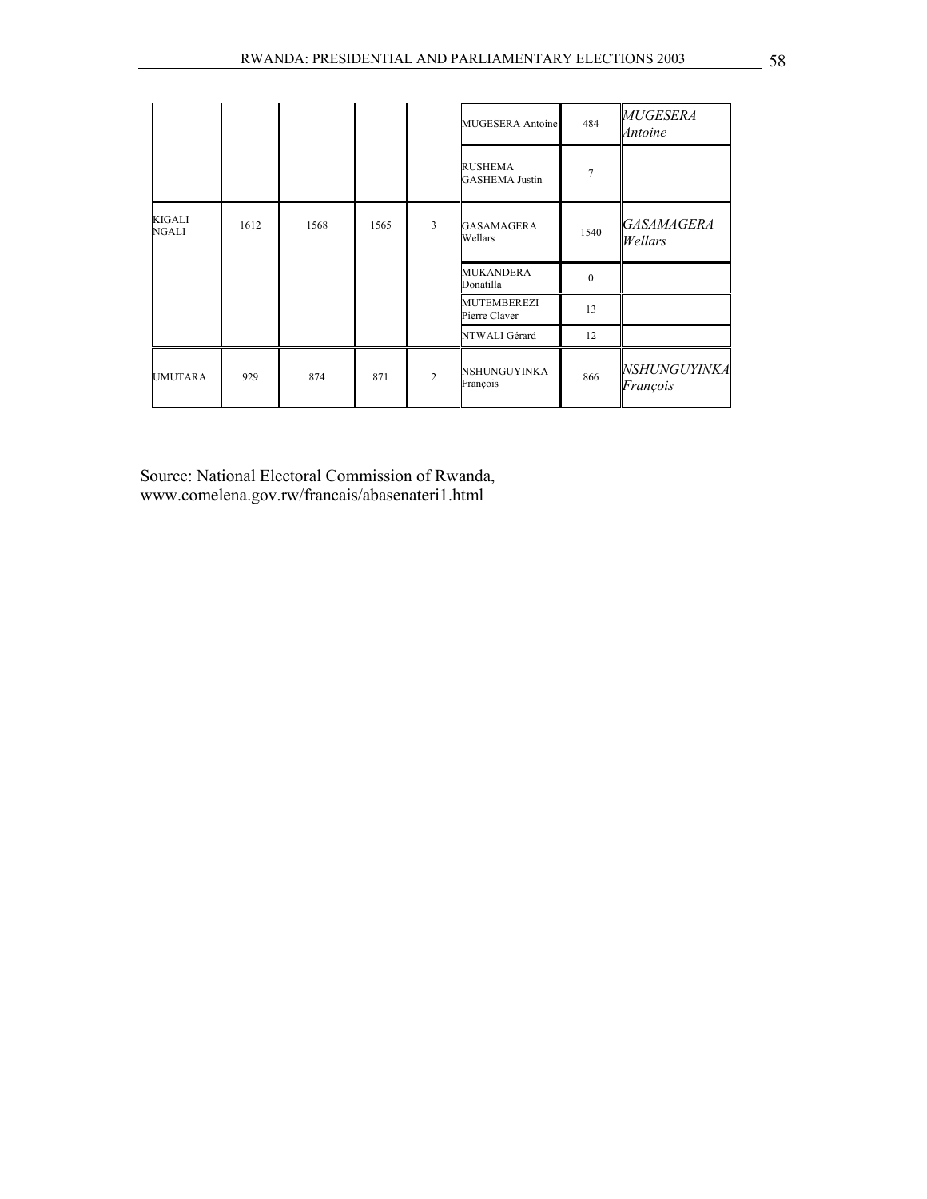| | | | | | | | |
|---|---|---|---|---|---|---|---|
| | | | | | MUGESERA Antoine | 484 | *MUGESERA Antoine* |
| | | | | | RUSHEMA GASHEMA Justin | 7 | |
| KIGALI NGALI | 1612 | 1568 | 1565 | 3 | GASAMAGERA Wellars | 1540 | *GASAMAGERA Wellars* |
| | | | | | MUKANDERA Donatilla | 0 | |
| | | | | | MUTEMBEREZI Pierre Claver | 13 | |
| | | | | | NTWALI Gérard | 12 | |
| UMUTARA | 929 | 874 | 871 | 2 | NSHUNGUYINKA François | 866 | *NSHUNGUYINKA François* |

Source: National Electoral Commission of Rwanda, www.comelena.gov.rw/francais/abasenateri1.html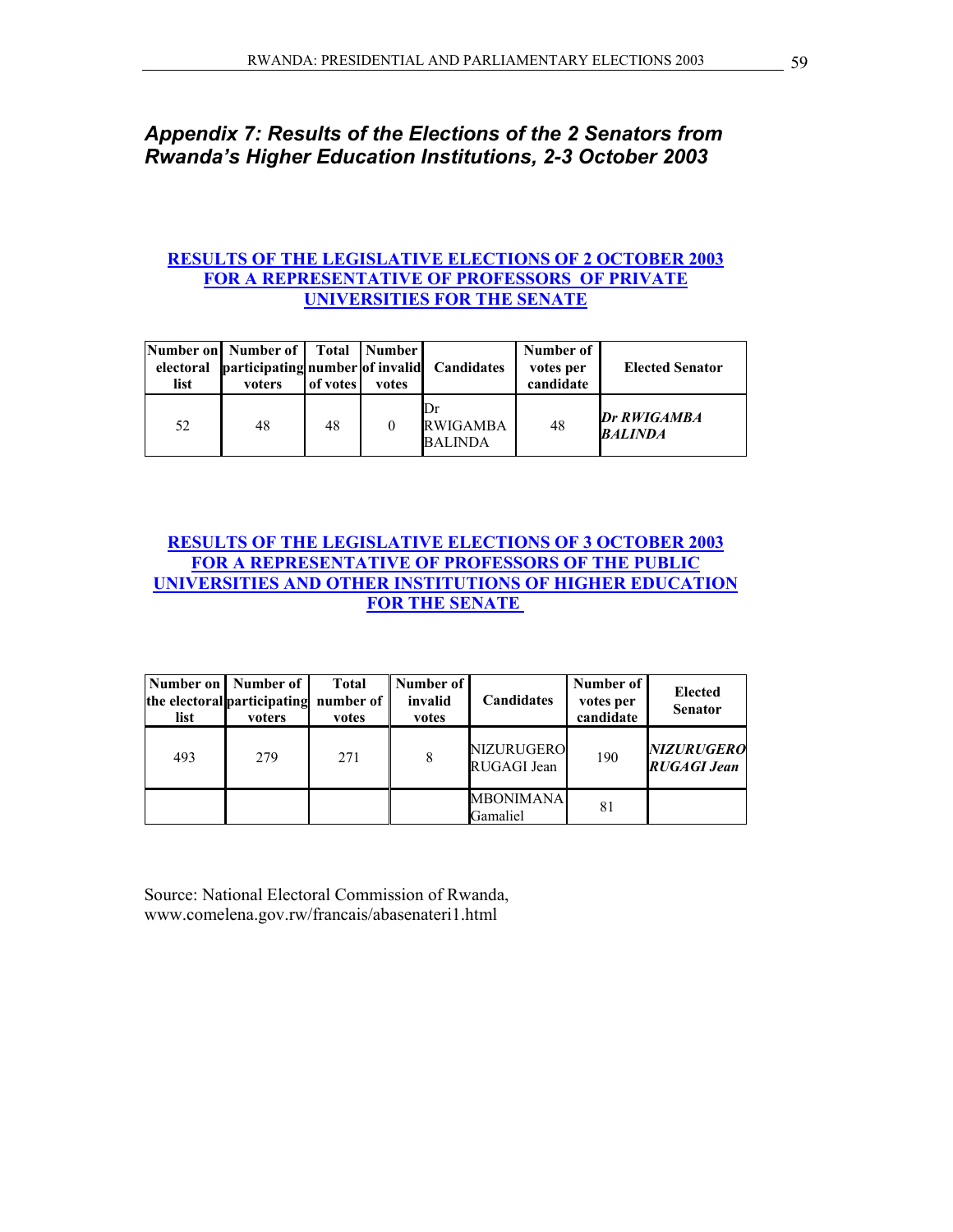## *Appendix 7: Results of the Elections of the 2 Senators from Rwanda's Higher Education Institutions, 2-3 October 2003*

**RESULTS OF THE LEGISLATIVE ELECTIONS OF 2 OCTOBER 2003 FOR A REPRESENTATIVE OF PROFESSORS OF PRIVATE UNIVERSITIES FOR THE SENATE**

| Number on electoral list | Number of participating voters | Total number of votes | Number of invalid votes | Candidates | Number of votes per candidate | Elected Senator |
|---|---|---|---|---|---|---|
| 52 | 48 | 48 | 0 | Dr RWIGAMBA BALINDA | 48 | ***Dr RWIGAMBA BALINDA*** |

**RESULTS OF THE LEGISLATIVE ELECTIONS OF 3 OCTOBER 2003 FOR A REPRESENTATIVE OF PROFESSORS OF THE PUBLIC UNIVERSITIES AND OTHER INSTITUTIONS OF HIGHER EDUCATION FOR THE SENATE**

| Number on the electoral list | Number of participating voters | Total number of votes | Number of invalid votes | Candidates | Number of votes per candidate | Elected Senator |
|---|---|---|---|---|---|---|
| 493 | 279 | 271 | 8 | NIZURUGERO RUGAGI Jean | 190 | ***NIZURUGERO RUGAGI Jean*** |
| | | | | MBONIMANA Gamaliel | 81 | |

Source: National Electoral Commission of Rwanda, www.comelena.gov.rw/francais/abasenateri1.html